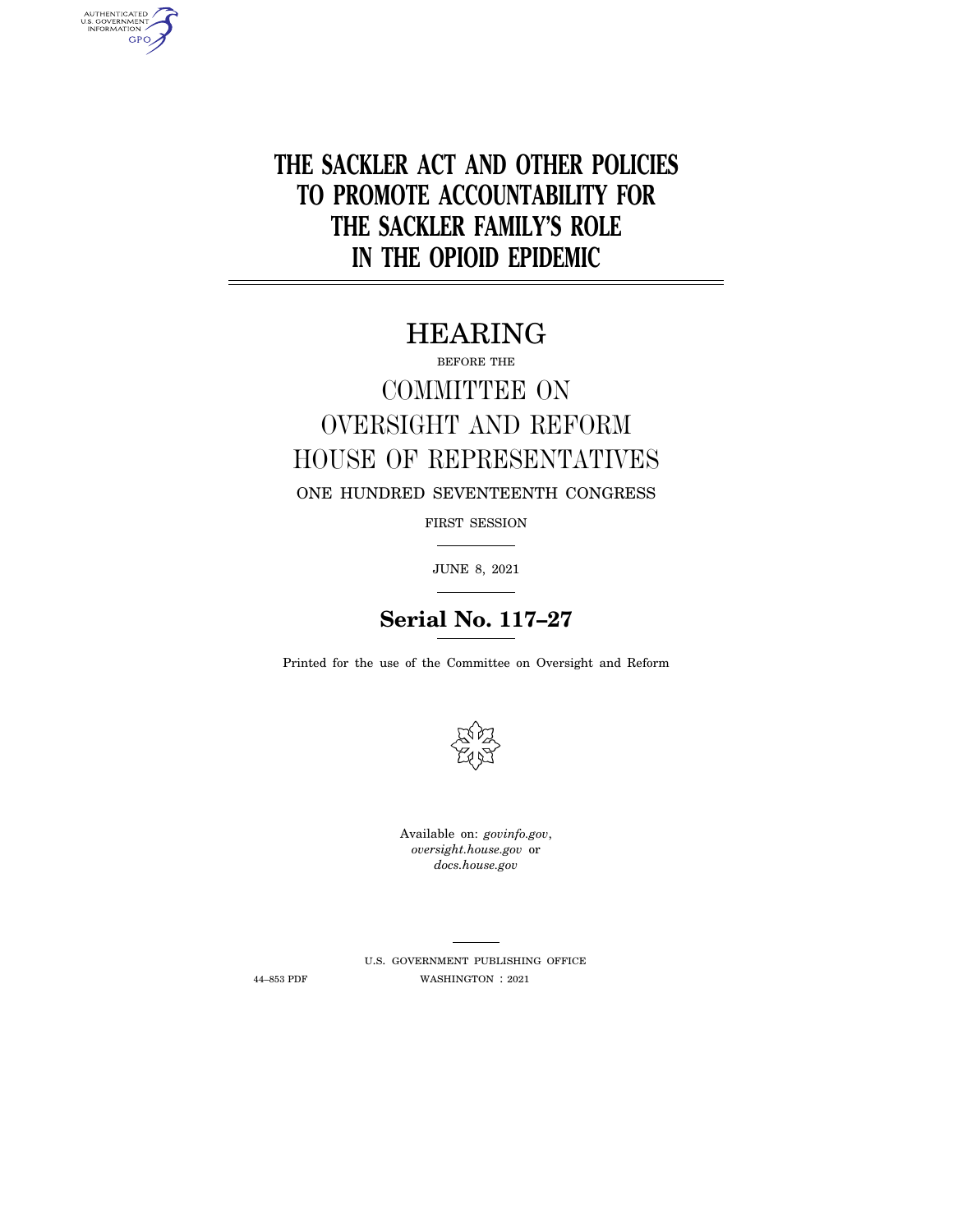# THE SACKLER ACT AND OTHER POLICIES TO PROMOTE ACCOUNTABILITY FOR THE SACKLER FAMILY'S ROLE IN THE OPIOID EPIDEMIC

## HEARING

BEFORE THE

## COMMITTEE ON OVERSIGHT AND REFORM HOUSE OF REPRESENTATIVES

ONE HUNDRED SEVENTEENTH CONGRESS

FIRST SESSION

JUNE 8, 2021

**Serial No. 117–27**

Printed for the use of the Committee on Oversight and Reform

Available on: *govinfo.gov*, *oversight.house.gov* or *docs.house.gov*

U.S. GOVERNMENT PUBLISHING OFFICE

44–853 PDF WASHINGTON : 2021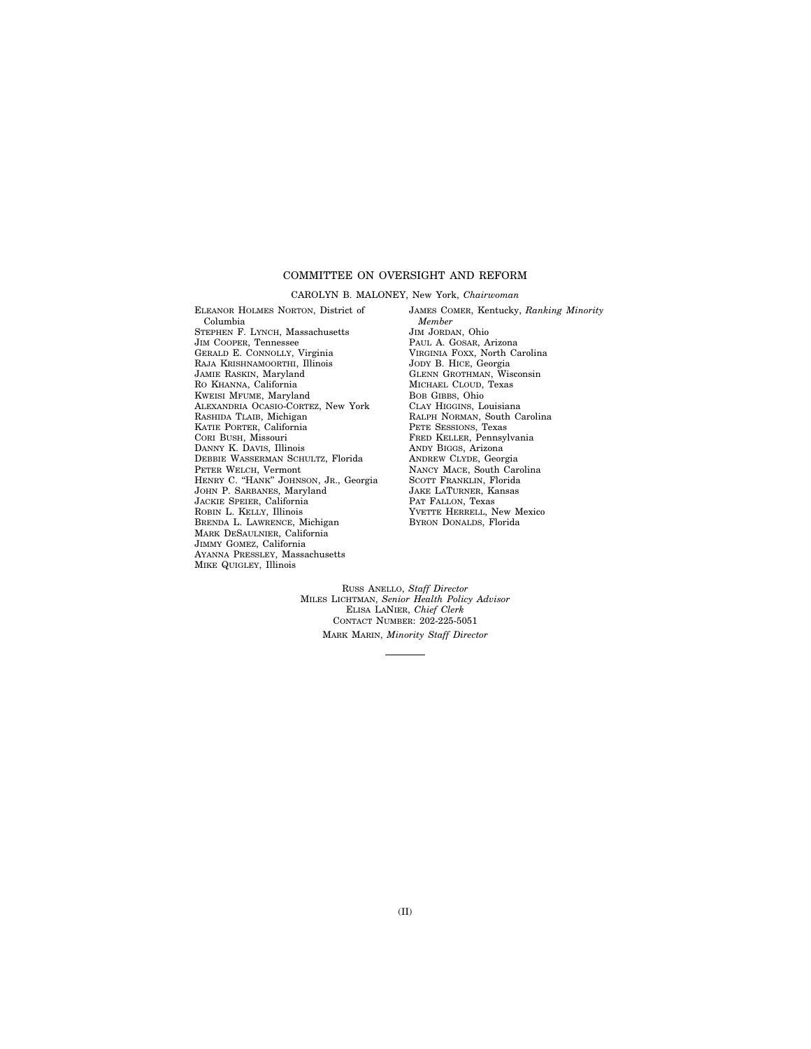## COMMITTEE ON OVERSIGHT AND REFORM

CAROLYN B. MALONEY, New York, *Chairwoman*

ELEANOR HOLMES NORTON, District of Columbia
STEPHEN F. LYNCH, Massachusetts
JIM COOPER, Tennessee
GERALD E. CONNOLLY, Virginia
RAJA KRISHNAMOORTHI, Illinois
JAMIE RASKIN, Maryland
RO KHANNA, California
KWEISI MFUME, Maryland
ALEXANDRIA OCASIO-CORTEZ, New York
RASHIDA TLAIB, Michigan
KATIE PORTER, California
CORI BUSH, Missouri
DANNY K. DAVIS, Illinois
DEBBIE WASSERMAN SCHULTZ, Florida
PETER WELCH, Vermont
HENRY C. "HANK" JOHNSON, JR., Georgia
JOHN P. SARBANES, Maryland
JACKIE SPEIER, California
ROBIN L. KELLY, Illinois
BRENDA L. LAWRENCE, Michigan
MARK DESAULNIER, California
JIMMY GOMEZ, California
AYANNA PRESSLEY, Massachusetts
MIKE QUIGLEY, Illinois

JAMES COMER, Kentucky, *Ranking Minority Member*
JIM JORDAN, Ohio
PAUL A. GOSAR, Arizona
VIRGINIA FOXX, North Carolina
JODY B. HICE, Georgia
GLENN GROTHMAN, Wisconsin
MICHAEL CLOUD, Texas
BOB GIBBS, Ohio
CLAY HIGGINS, Louisiana
RALPH NORMAN, South Carolina
PETE SESSIONS, Texas
FRED KELLER, Pennsylvania
ANDY BIGGS, Arizona
ANDREW CLYDE, Georgia
NANCY MACE, South Carolina
SCOTT FRANKLIN, Florida
JAKE LATURNER, Kansas
PAT FALLON, Texas
YVETTE HERRELL, New Mexico
BYRON DONALDS, Florida

RUSS ANELLO, *Staff Director*
MILES LICHTMAN, *Senior Health Policy Advisor*
ELISA LANIER, *Chief Clerk*
CONTACT NUMBER: 202-225-5051
MARK MARIN, *Minority Staff Director*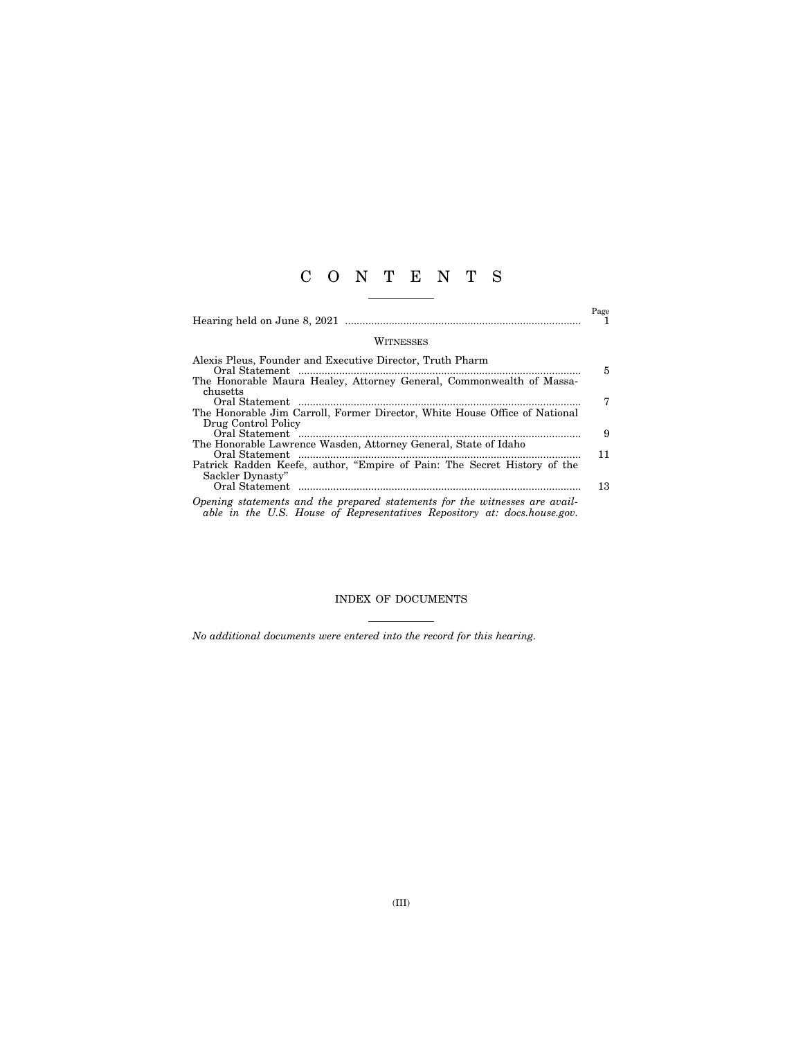# C O N T E N T S

| | Page |
|---|---|
| Hearing held on June 8, 2021 | 1 |

## WITNESSES

| | |
|---|---|
| Alexis Pleus, Founder and Executive Director, Truth Pharm | |
| Oral Statement | 5 |
| The Honorable Maura Healey, Attorney General, Commonwealth of Massachusetts | |
| Oral Statement | 7 |
| The Honorable Jim Carroll, Former Director, White House Office of National Drug Control Policy | |
| Oral Statement | 9 |
| The Honorable Lawrence Wasden, Attorney General, State of Idaho | |
| Oral Statement | 11 |
| Patrick Radden Keefe, author, "Empire of Pain: The Secret History of the Sackler Dynasty" | |
| Oral Statement | 13 |

*Opening statements and the prepared statements for the witnesses are available in the U.S. House of Representatives Repository at: docs.house.gov.*

## INDEX OF DOCUMENTS

*No additional documents were entered into the record for this hearing.*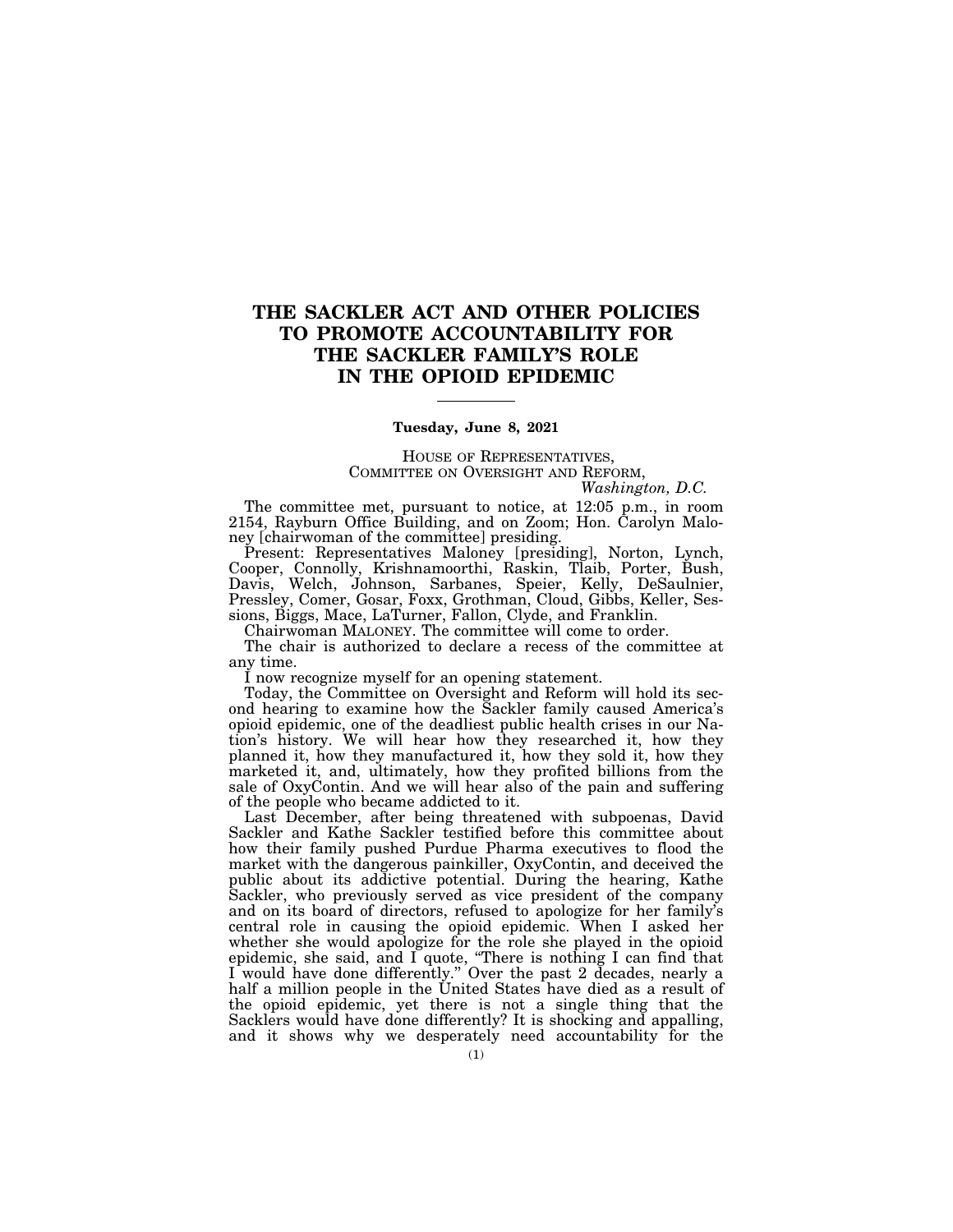# THE SACKLER ACT AND OTHER POLICIES TO PROMOTE ACCOUNTABILITY FOR THE SACKLER FAMILY'S ROLE IN THE OPIOID EPIDEMIC

---

**Tuesday, June 8, 2021**

HOUSE OF REPRESENTATIVES,
COMMITTEE ON OVERSIGHT AND REFORM,
*Washington, D.C.*

The committee met, pursuant to notice, at 12:05 p.m., in room 2154, Rayburn Office Building, and on Zoom; Hon. Carolyn Maloney [chairwoman of the committee] presiding.

Present: Representatives Maloney [presiding], Norton, Lynch, Cooper, Connolly, Krishnamoorthi, Raskin, Tlaib, Porter, Bush, Davis, Welch, Johnson, Sarbanes, Speier, Kelly, DeSaulnier, Pressley, Comer, Gosar, Foxx, Grothman, Cloud, Gibbs, Keller, Sessions, Biggs, Mace, LaTurner, Fallon, Clyde, and Franklin.

Chairwoman MALONEY. The committee will come to order.

The chair is authorized to declare a recess of the committee at any time.

I now recognize myself for an opening statement.

Today, the Committee on Oversight and Reform will hold its second hearing to examine how the Sackler family caused America's opioid epidemic, one of the deadliest public health crises in our Nation's history. We will hear how they researched it, how they planned it, how they manufactured it, how they sold it, how they marketed it, and, ultimately, how they profited billions from the sale of OxyContin. And we will hear also of the pain and suffering of the people who became addicted to it.

Last December, after being threatened with subpoenas, David Sackler and Kathe Sackler testified before this committee about how their family pushed Purdue Pharma executives to flood the market with the dangerous painkiller, OxyContin, and deceived the public about its addictive potential. During the hearing, Kathe Sackler, who previously served as vice president of the company and on its board of directors, refused to apologize for her family's central role in causing the opioid epidemic. When I asked her whether she would apologize for the role she played in the opioid epidemic, she said, and I quote, "There is nothing I can find that I would have done differently." Over the past 2 decades, nearly a half a million people in the United States have died as a result of the opioid epidemic, yet there is not a single thing that the Sacklers would have done differently? It is shocking and appalling, and it shows why we desperately need accountability for the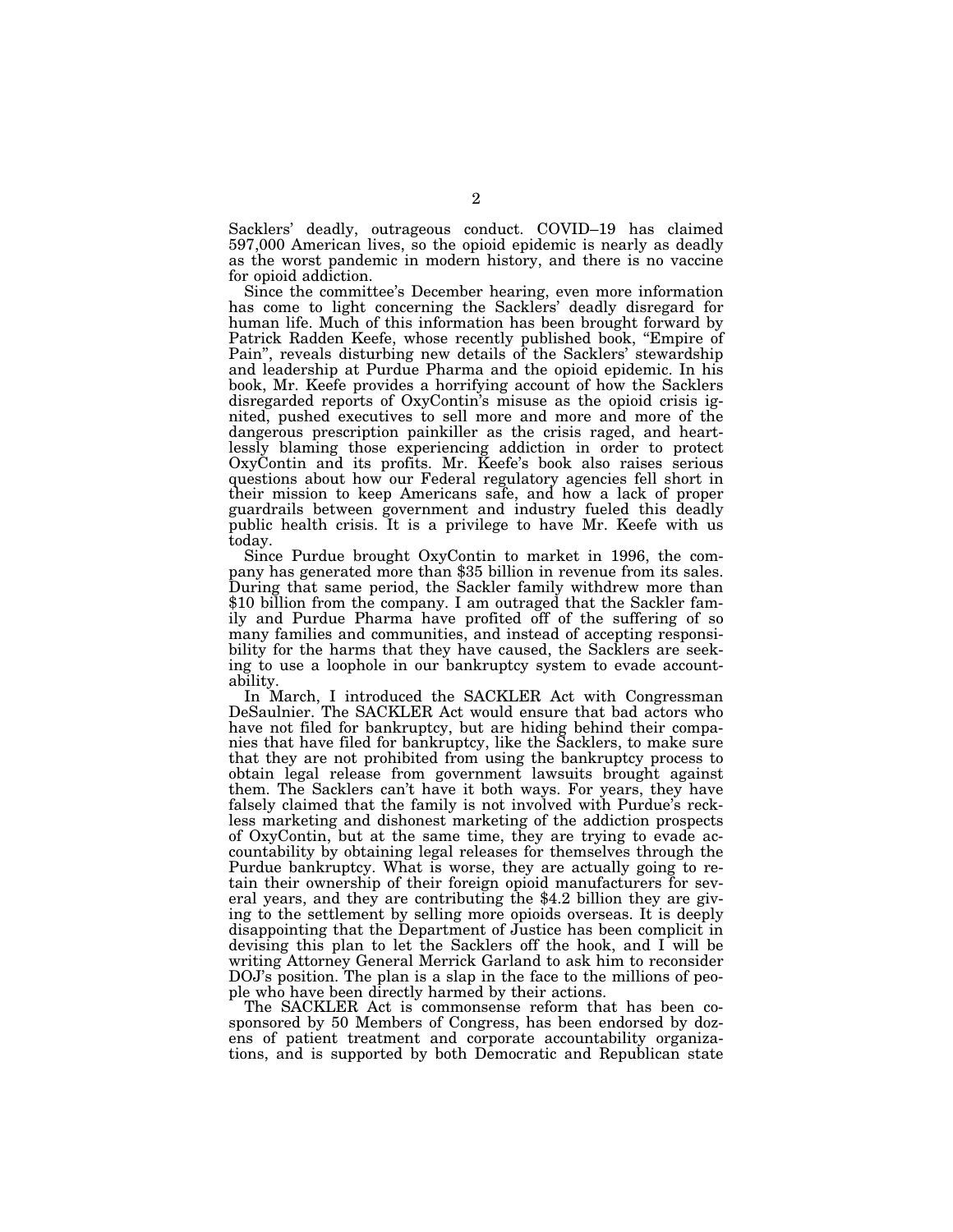Sacklers' deadly, outrageous conduct. COVID–19 has claimed 597,000 American lives, so the opioid epidemic is nearly as deadly as the worst pandemic in modern history, and there is no vaccine for opioid addiction.

Since the committee's December hearing, even more information has come to light concerning the Sacklers' deadly disregard for human life. Much of this information has been brought forward by Patrick Radden Keefe, whose recently published book, "Empire of Pain", reveals disturbing new details of the Sacklers' stewardship and leadership at Purdue Pharma and the opioid epidemic. In his book, Mr. Keefe provides a horrifying account of how the Sacklers disregarded reports of OxyContin's misuse as the opioid crisis ignited, pushed executives to sell more and more and more of the dangerous prescription painkiller as the crisis raged, and heartlessly blaming those experiencing addiction in order to protect OxyContin and its profits. Mr. Keefe's book also raises serious questions about how our Federal regulatory agencies fell short in their mission to keep Americans safe, and how a lack of proper guardrails between government and industry fueled this deadly public health crisis. It is a privilege to have Mr. Keefe with us today.

Since Purdue brought OxyContin to market in 1996, the company has generated more than $35 billion in revenue from its sales. During that same period, the Sackler family withdrew more than $10 billion from the company. I am outraged that the Sackler family and Purdue Pharma have profited off of the suffering of so many families and communities, and instead of accepting responsibility for the harms that they have caused, the Sacklers are seeking to use a loophole in our bankruptcy system to evade accountability.

In March, I introduced the SACKLER Act with Congressman DeSaulnier. The SACKLER Act would ensure that bad actors who have not filed for bankruptcy, but are hiding behind their companies that have filed for bankruptcy, like the Sacklers, to make sure that they are not prohibited from using the bankruptcy process to obtain legal release from government lawsuits brought against them. The Sacklers can't have it both ways. For years, they have falsely claimed that the family is not involved with Purdue's reckless marketing and dishonest marketing of the addiction prospects of OxyContin, but at the same time, they are trying to evade accountability by obtaining legal releases for themselves through the Purdue bankruptcy. What is worse, they are actually going to retain their ownership of their foreign opioid manufacturers for several years, and they are contributing the $4.2 billion they are giving to the settlement by selling more opioids overseas. It is deeply disappointing that the Department of Justice has been complicit in devising this plan to let the Sacklers off the hook, and I will be writing Attorney General Merrick Garland to ask him to reconsider DOJ's position. The plan is a slap in the face to the millions of people who have been directly harmed by their actions.

The SACKLER Act is commonsense reform that has been cosponsored by 50 Members of Congress, has been endorsed by dozens of patient treatment and corporate accountability organizations, and is supported by both Democratic and Republican state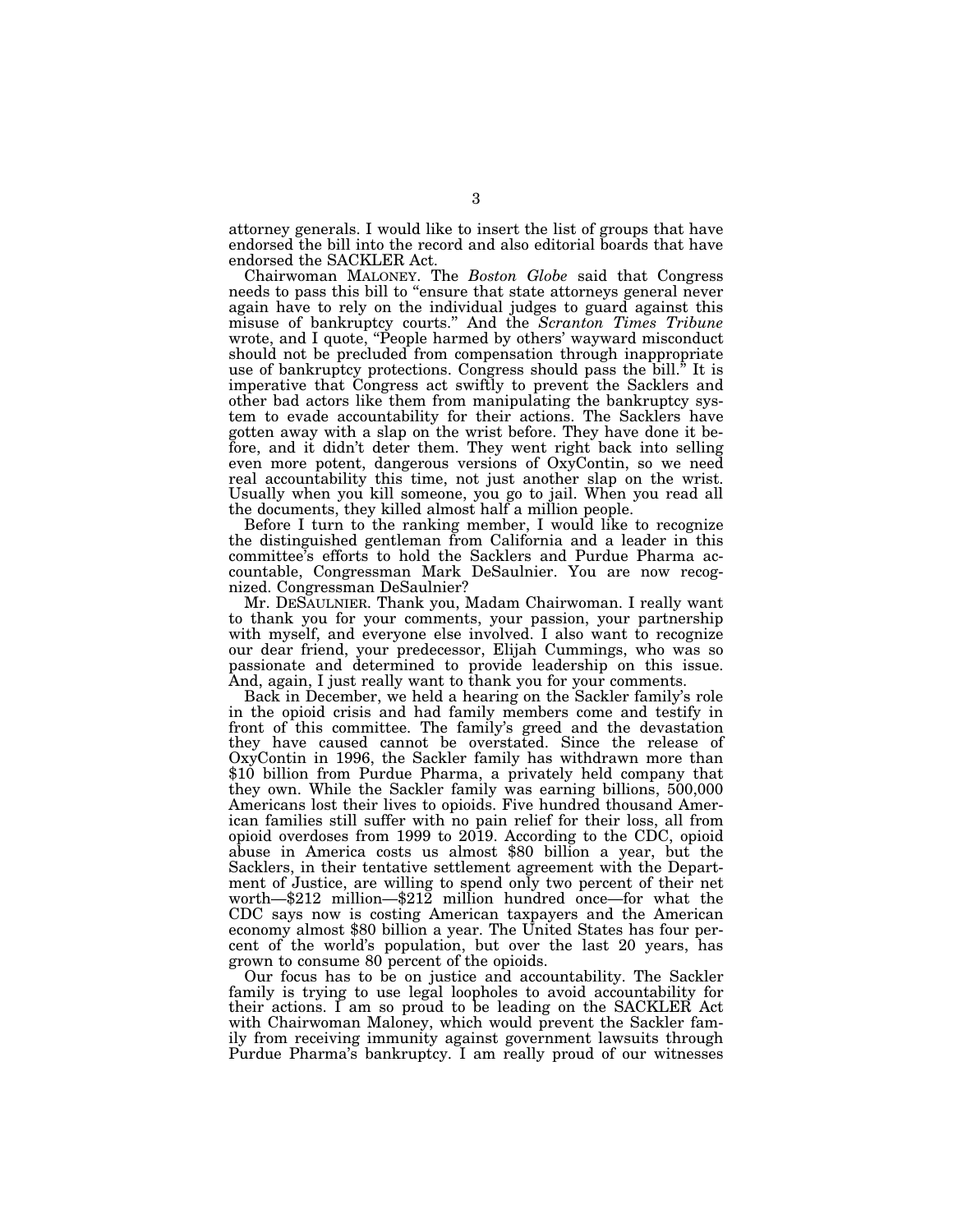attorney generals. I would like to insert the list of groups that have endorsed the bill into the record and also editorial boards that have endorsed the SACKLER Act.

Chairwoman MALONEY. The *Boston Globe* said that Congress needs to pass this bill to "ensure that state attorneys general never again have to rely on the individual judges to guard against this misuse of bankruptcy courts." And the *Scranton Times Tribune* wrote, and I quote, "People harmed by others' wayward misconduct should not be precluded from compensation through inappropriate use of bankruptcy protections. Congress should pass the bill." It is imperative that Congress act swiftly to prevent the Sacklers and other bad actors like them from manipulating the bankruptcy system to evade accountability for their actions. The Sacklers have gotten away with a slap on the wrist before. They have done it before, and it didn't deter them. They went right back into selling even more potent, dangerous versions of OxyContin, so we need real accountability this time, not just another slap on the wrist. Usually when you kill someone, you go to jail. When you read all the documents, they killed almost half a million people.

Before I turn to the ranking member, I would like to recognize the distinguished gentleman from California and a leader in this committee's efforts to hold the Sacklers and Purdue Pharma accountable, Congressman Mark DeSaulnier. You are now recognized. Congressman DeSaulnier?

Mr. DESAULNIER. Thank you, Madam Chairwoman. I really want to thank you for your comments, your passion, your partnership with myself, and everyone else involved. I also want to recognize our dear friend, your predecessor, Elijah Cummings, who was so passionate and determined to provide leadership on this issue. And, again, I just really want to thank you for your comments.

Back in December, we held a hearing on the Sackler family's role in the opioid crisis and had family members come and testify in front of this committee. The family's greed and the devastation they have caused cannot be overstated. Since the release of OxyContin in 1996, the Sackler family has withdrawn more than $10 billion from Purdue Pharma, a privately held company that they own. While the Sackler family was earning billions, 500,000 Americans lost their lives to opioids. Five hundred thousand American families still suffer with no pain relief for their loss, all from opioid overdoses from 1999 to 2019. According to the CDC, opioid abuse in America costs us almost $80 billion a year, but the Sacklers, in their tentative settlement agreement with the Department of Justice, are willing to spend only two percent of their net worth—$212 million—$212 million hundred once—for what the CDC says now is costing American taxpayers and the American economy almost $80 billion a year. The United States has four percent of the world's population, but over the last 20 years, has grown to consume 80 percent of the opioids.

Our focus has to be on justice and accountability. The Sackler family is trying to use legal loopholes to avoid accountability for their actions. I am so proud to be leading on the SACKLER Act with Chairwoman Maloney, which would prevent the Sackler family from receiving immunity against government lawsuits through Purdue Pharma's bankruptcy. I am really proud of our witnesses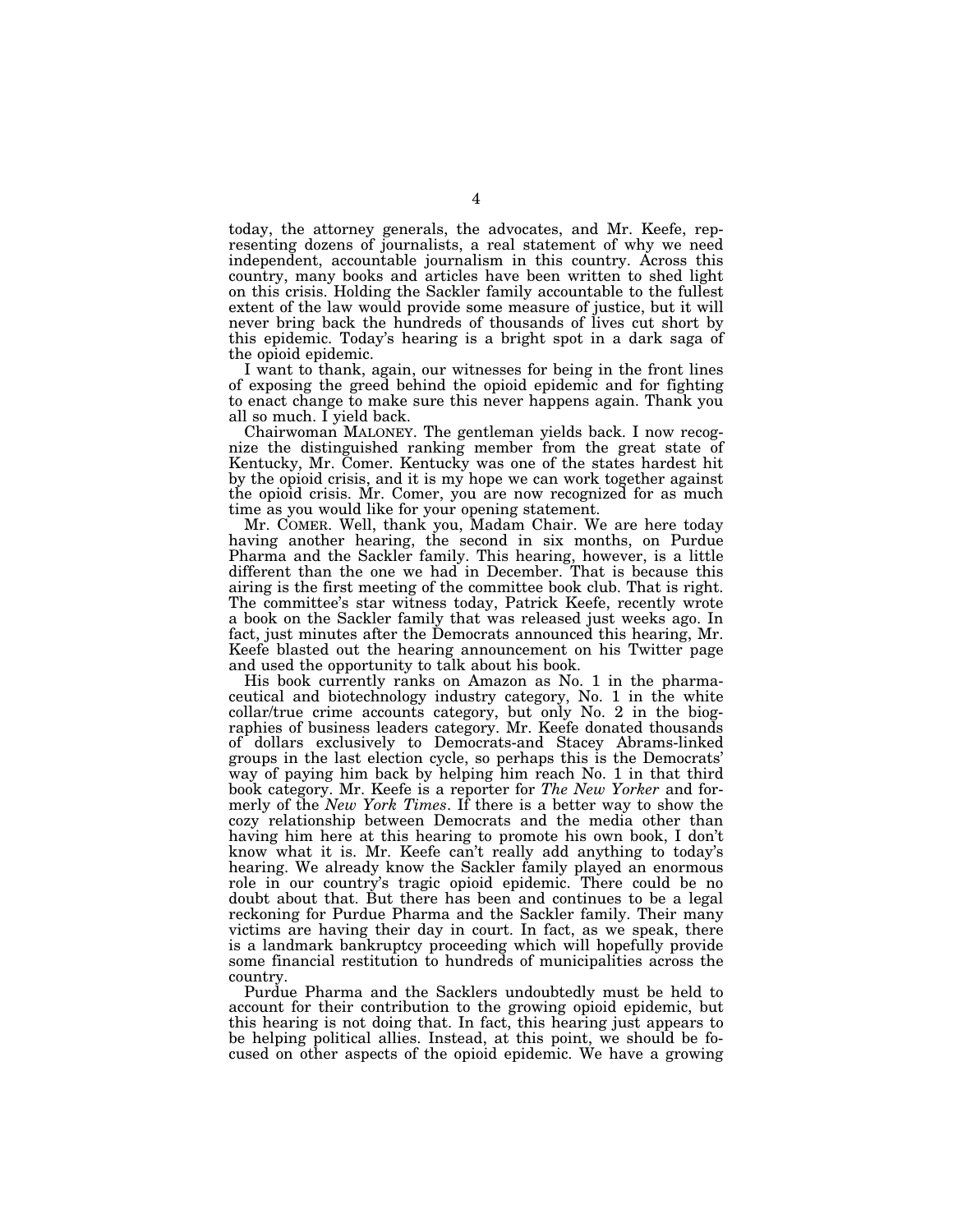today, the attorney generals, the advocates, and Mr. Keefe, representing dozens of journalists, a real statement of why we need independent, accountable journalism in this country. Across this country, many books and articles have been written to shed light on this crisis. Holding the Sackler family accountable to the fullest extent of the law would provide some measure of justice, but it will never bring back the hundreds of thousands of lives cut short by this epidemic. Today's hearing is a bright spot in a dark saga of the opioid epidemic.

I want to thank, again, our witnesses for being in the front lines of exposing the greed behind the opioid epidemic and for fighting to enact change to make sure this never happens again. Thank you all so much. I yield back.

Chairwoman MALONEY. The gentleman yields back. I now recognize the distinguished ranking member from the great state of Kentucky, Mr. Comer. Kentucky was one of the states hardest hit by the opioid crisis, and it is my hope we can work together against the opioid crisis. Mr. Comer, you are now recognized for as much time as you would like for your opening statement.

Mr. COMER. Well, thank you, Madam Chair. We are here today having another hearing, the second in six months, on Purdue Pharma and the Sackler family. This hearing, however, is a little different than the one we had in December. That is because this airing is the first meeting of the committee book club. That is right. The committee's star witness today, Patrick Keefe, recently wrote a book on the Sackler family that was released just weeks ago. In fact, just minutes after the Democrats announced this hearing, Mr. Keefe blasted out the hearing announcement on his Twitter page and used the opportunity to talk about his book.

His book currently ranks on Amazon as No. 1 in the pharmaceutical and biotechnology industry category, No. 1 in the white collar/true crime accounts category, but only No. 2 in the biographies of business leaders category. Mr. Keefe donated thousands of dollars exclusively to Democrats-and Stacey Abrams-linked groups in the last election cycle, so perhaps this is the Democrats' way of paying him back by helping him reach No. 1 in that third book category. Mr. Keefe is a reporter for *The New Yorker* and formerly of the *New York Times*. If there is a better way to show the cozy relationship between Democrats and the media other than having him here at this hearing to promote his own book, I don't know what it is. Mr. Keefe can't really add anything to today's hearing. We already know the Sackler family played an enormous role in our country's tragic opioid epidemic. There could be no doubt about that. But there has been and continues to be a legal reckoning for Purdue Pharma and the Sackler family. Their many victims are having their day in court. In fact, as we speak, there is a landmark bankruptcy proceeding which will hopefully provide some financial restitution to hundreds of municipalities across the country.

Purdue Pharma and the Sacklers undoubtedly must be held to account for their contribution to the growing opioid epidemic, but this hearing is not doing that. In fact, this hearing just appears to be helping political allies. Instead, at this point, we should be focused on other aspects of the opioid epidemic. We have a growing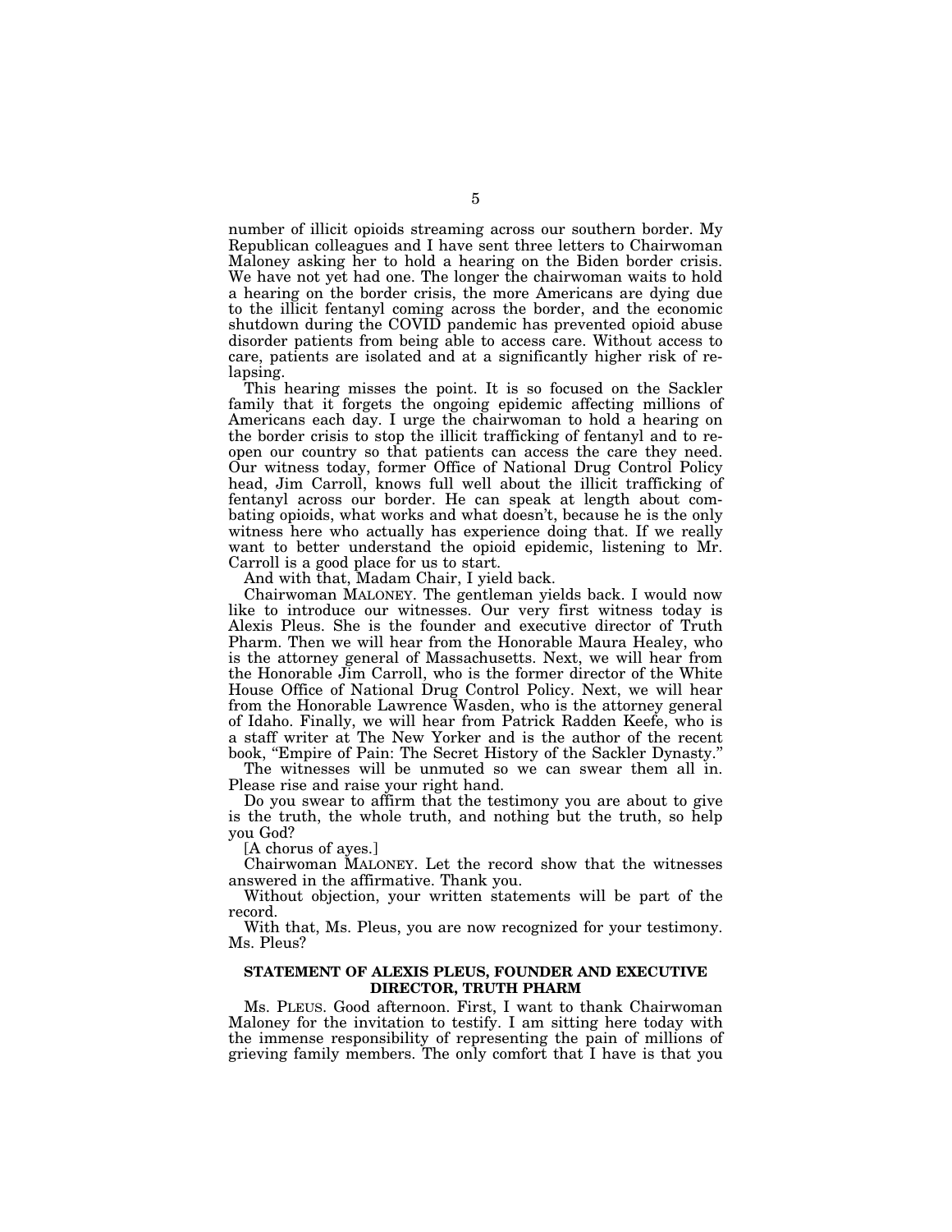number of illicit opioids streaming across our southern border. My Republican colleagues and I have sent three letters to Chairwoman Maloney asking her to hold a hearing on the Biden border crisis. We have not yet had one. The longer the chairwoman waits to hold a hearing on the border crisis, the more Americans are dying due to the illicit fentanyl coming across the border, and the economic shutdown during the COVID pandemic has prevented opioid abuse disorder patients from being able to access care. Without access to care, patients are isolated and at a significantly higher risk of relapsing.

This hearing misses the point. It is so focused on the Sackler family that it forgets the ongoing epidemic affecting millions of Americans each day. I urge the chairwoman to hold a hearing on the border crisis to stop the illicit trafficking of fentanyl and to reopen our country so that patients can access the care they need. Our witness today, former Office of National Drug Control Policy head, Jim Carroll, knows full well about the illicit trafficking of fentanyl across our border. He can speak at length about combating opioids, what works and what doesn't, because he is the only witness here who actually has experience doing that. If we really want to better understand the opioid epidemic, listening to Mr. Carroll is a good place for us to start.

And with that, Madam Chair, I yield back.

Chairwoman MALONEY. The gentleman yields back. I would now like to introduce our witnesses. Our very first witness today is Alexis Pleus. She is the founder and executive director of Truth Pharm. Then we will hear from the Honorable Maura Healey, who is the attorney general of Massachusetts. Next, we will hear from the Honorable Jim Carroll, who is the former director of the White House Office of National Drug Control Policy. Next, we will hear from the Honorable Lawrence Wasden, who is the attorney general of Idaho. Finally, we will hear from Patrick Radden Keefe, who is a staff writer at The New Yorker and is the author of the recent book, "Empire of Pain: The Secret History of the Sackler Dynasty."

The witnesses will be unmuted so we can swear them all in. Please rise and raise your right hand.

Do you swear to affirm that the testimony you are about to give is the truth, the whole truth, and nothing but the truth, so help you God?

[A chorus of ayes.]

Chairwoman MALONEY. Let the record show that the witnesses answered in the affirmative. Thank you.

Without objection, your written statements will be part of the record.

With that, Ms. Pleus, you are now recognized for your testimony. Ms. Pleus?

## STATEMENT OF ALEXIS PLEUS, FOUNDER AND EXECUTIVE DIRECTOR, TRUTH PHARM

Ms. PLEUS. Good afternoon. First, I want to thank Chairwoman Maloney for the invitation to testify. I am sitting here today with the immense responsibility of representing the pain of millions of grieving family members. The only comfort that I have is that you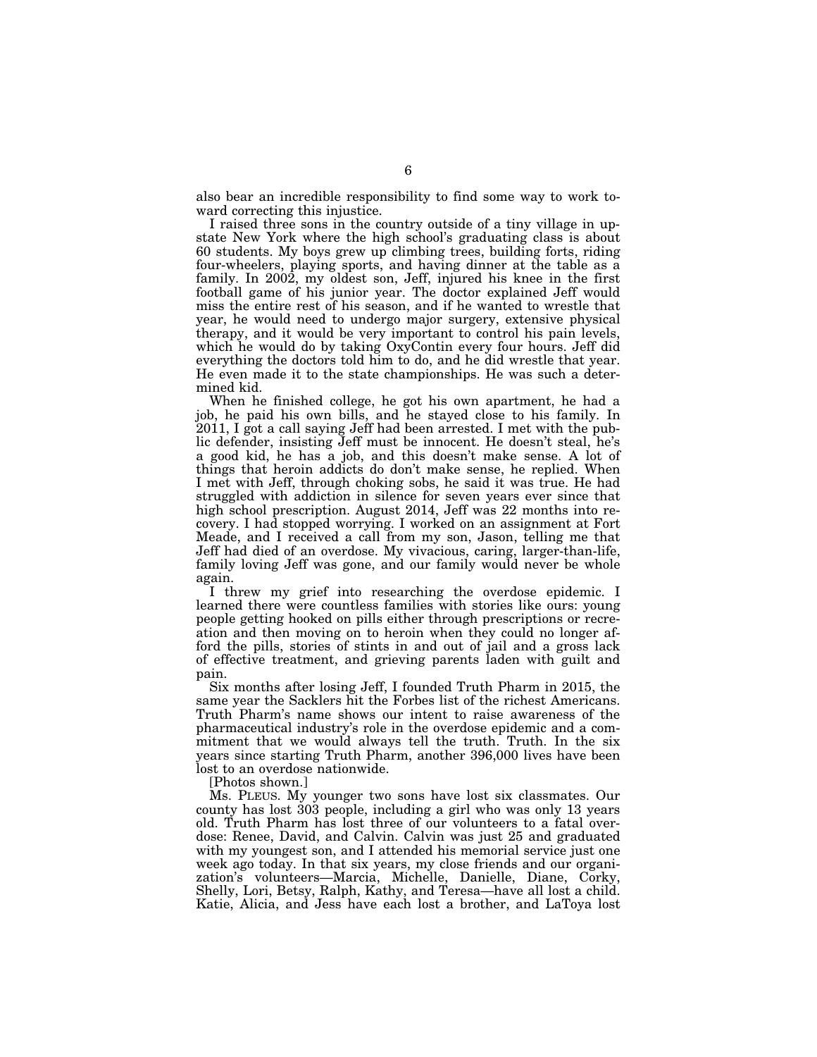also bear an incredible responsibility to find some way to work toward correcting this injustice.

I raised three sons in the country outside of a tiny village in upstate New York where the high school's graduating class is about 60 students. My boys grew up climbing trees, building forts, riding four-wheelers, playing sports, and having dinner at the table as a family. In 2002, my oldest son, Jeff, injured his knee in the first football game of his junior year. The doctor explained Jeff would miss the entire rest of his season, and if he wanted to wrestle that year, he would need to undergo major surgery, extensive physical therapy, and it would be very important to control his pain levels, which he would do by taking OxyContin every four hours. Jeff did everything the doctors told him to do, and he did wrestle that year. He even made it to the state championships. He was such a determined kid.

When he finished college, he got his own apartment, he had a job, he paid his own bills, and he stayed close to his family. In 2011, I got a call saying Jeff had been arrested. I met with the public defender, insisting Jeff must be innocent. He doesn't steal, he's a good kid, he has a job, and this doesn't make sense. A lot of things that heroin addicts do don't make sense, he replied. When I met with Jeff, through choking sobs, he said it was true. He had struggled with addiction in silence for seven years ever since that high school prescription. August 2014, Jeff was 22 months into recovery. I had stopped worrying. I worked on an assignment at Fort Meade, and I received a call from my son, Jason, telling me that Jeff had died of an overdose. My vivacious, caring, larger-than-life, family loving Jeff was gone, and our family would never be whole again.

I threw my grief into researching the overdose epidemic. I learned there were countless families with stories like ours: young people getting hooked on pills either through prescriptions or recreation and then moving on to heroin when they could no longer afford the pills, stories of stints in and out of jail and a gross lack of effective treatment, and grieving parents laden with guilt and pain.

Six months after losing Jeff, I founded Truth Pharm in 2015, the same year the Sacklers hit the Forbes list of the richest Americans. Truth Pharm's name shows our intent to raise awareness of the pharmaceutical industry's role in the overdose epidemic and a commitment that we would always tell the truth. Truth. In the six years since starting Truth Pharm, another 396,000 lives have been lost to an overdose nationwide.

[Photos shown.]

Ms. PLEUS. My younger two sons have lost six classmates. Our county has lost 303 people, including a girl who was only 13 years old. Truth Pharm has lost three of our volunteers to a fatal overdose: Renee, David, and Calvin. Calvin was just 25 and graduated with my youngest son, and I attended his memorial service just one week ago today. In that six years, my close friends and our organization's volunteers—Marcia, Michelle, Danielle, Diane, Corky, Shelly, Lori, Betsy, Ralph, Kathy, and Teresa—have all lost a child. Katie, Alicia, and Jess have each lost a brother, and LaToya lost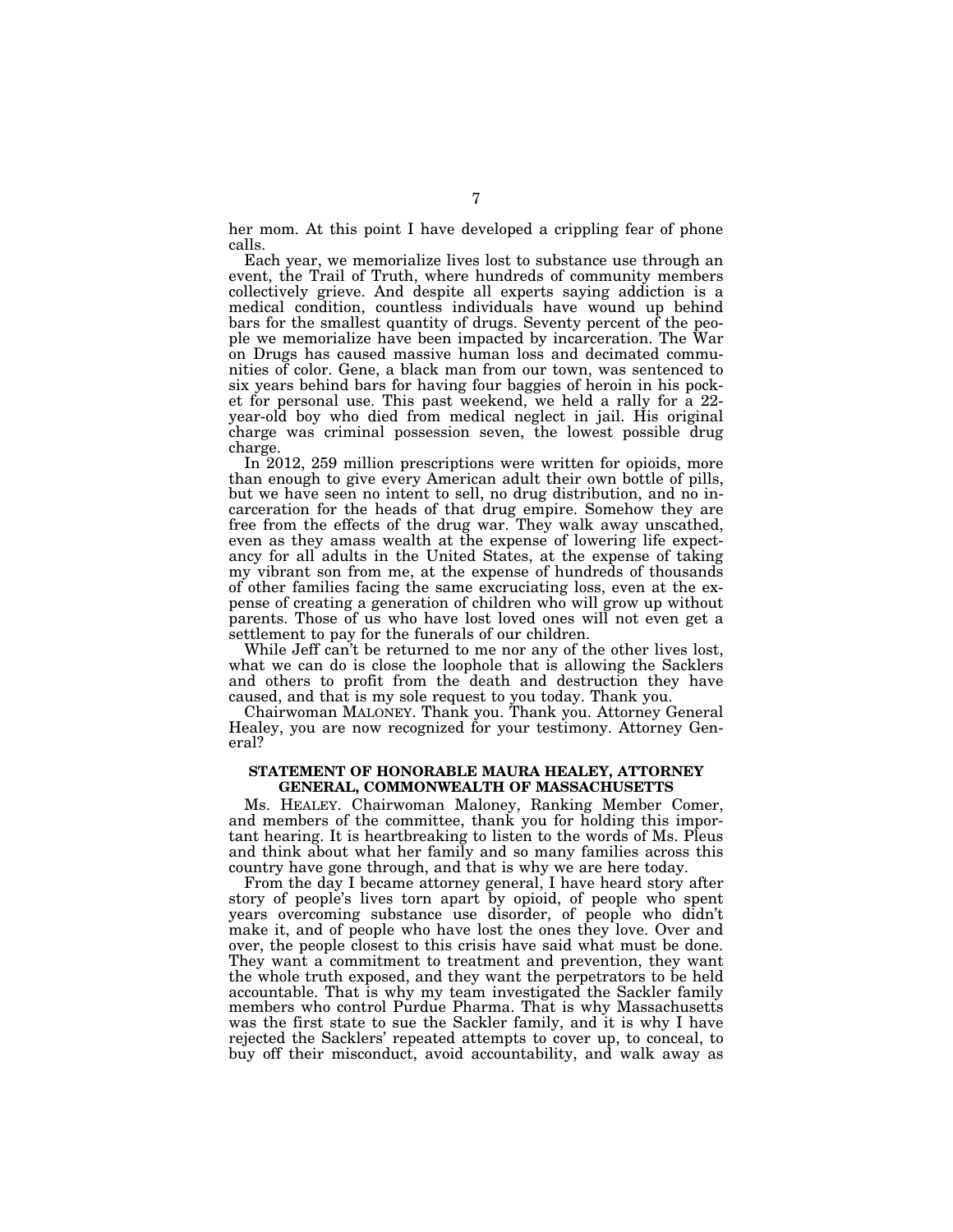her mom. At this point I have developed a crippling fear of phone calls.

Each year, we memorialize lives lost to substance use through an event, the Trail of Truth, where hundreds of community members collectively grieve. And despite all experts saying addiction is a medical condition, countless individuals have wound up behind bars for the smallest quantity of drugs. Seventy percent of the people we memorialize have been impacted by incarceration. The War on Drugs has caused massive human loss and decimated communities of color. Gene, a black man from our town, was sentenced to six years behind bars for having four baggies of heroin in his pocket for personal use. This past weekend, we held a rally for a 22-year-old boy who died from medical neglect in jail. His original charge was criminal possession seven, the lowest possible drug charge.

In 2012, 259 million prescriptions were written for opioids, more than enough to give every American adult their own bottle of pills, but we have seen no intent to sell, no drug distribution, and no incarceration for the heads of that drug empire. Somehow they are free from the effects of the drug war. They walk away unscathed, even as they amass wealth at the expense of lowering life expectancy for all adults in the United States, at the expense of taking my vibrant son from me, at the expense of hundreds of thousands of other families facing the same excruciating loss, even at the expense of creating a generation of children who will grow up without parents. Those of us who have lost loved ones will not even get a settlement to pay for the funerals of our children.

While Jeff can't be returned to me nor any of the other lives lost, what we can do is close the loophole that is allowing the Sacklers and others to profit from the death and destruction they have caused, and that is my sole request to you today. Thank you.

Chairwoman MALONEY. Thank you. Thank you. Attorney General Healey, you are now recognized for your testimony. Attorney General?

## STATEMENT OF HONORABLE MAURA HEALEY, ATTORNEY GENERAL, COMMONWEALTH OF MASSACHUSETTS

Ms. HEALEY. Chairwoman Maloney, Ranking Member Comer, and members of the committee, thank you for holding this important hearing. It is heartbreaking to listen to the words of Ms. Pleus and think about what her family and so many families across this country have gone through, and that is why we are here today.

From the day I became attorney general, I have heard story after story of people's lives torn apart by opioid, of people who spent years overcoming substance use disorder, of people who didn't make it, and of people who have lost the ones they love. Over and over, the people closest to this crisis have said what must be done. They want a commitment to treatment and prevention, they want the whole truth exposed, and they want the perpetrators to be held accountable. That is why my team investigated the Sackler family members who control Purdue Pharma. That is why Massachusetts was the first state to sue the Sackler family, and it is why I have rejected the Sacklers' repeated attempts to cover up, to conceal, to buy off their misconduct, avoid accountability, and walk away as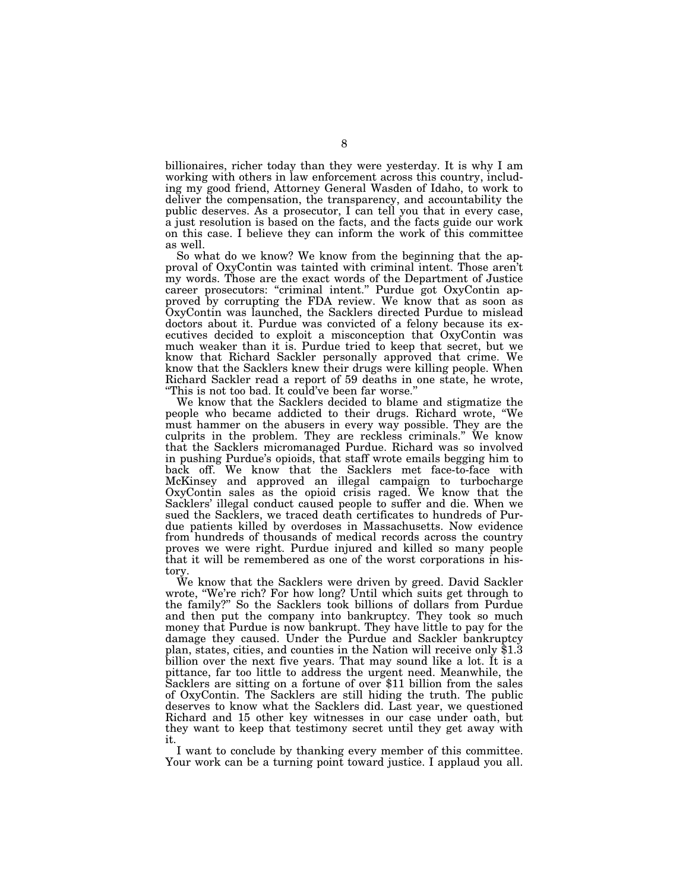billionaires, richer today than they were yesterday. It is why I am working with others in law enforcement across this country, including my good friend, Attorney General Wasden of Idaho, to work to deliver the compensation, the transparency, and accountability the public deserves. As a prosecutor, I can tell you that in every case, a just resolution is based on the facts, and the facts guide our work on this case. I believe they can inform the work of this committee as well.

So what do we know? We know from the beginning that the approval of OxyContin was tainted with criminal intent. Those aren't my words. Those are the exact words of the Department of Justice career prosecutors: "criminal intent." Purdue got OxyContin approved by corrupting the FDA review. We know that as soon as OxyContin was launched, the Sacklers directed Purdue to mislead doctors about it. Purdue was convicted of a felony because its executives decided to exploit a misconception that OxyContin was much weaker than it is. Purdue tried to keep that secret, but we know that Richard Sackler personally approved that crime. We know that the Sacklers knew their drugs were killing people. When Richard Sackler read a report of 59 deaths in one state, he wrote, "This is not too bad. It could've been far worse."

We know that the Sacklers decided to blame and stigmatize the people who became addicted to their drugs. Richard wrote, "We must hammer on the abusers in every way possible. They are the culprits in the problem. They are reckless criminals." We know that the Sacklers micromanaged Purdue. Richard was so involved in pushing Purdue's opioids, that staff wrote emails begging him to back off. We know that the Sacklers met face-to-face with McKinsey and approved an illegal campaign to turbocharge OxyContin sales as the opioid crisis raged. We know that the Sacklers' illegal conduct caused people to suffer and die. When we sued the Sacklers, we traced death certificates to hundreds of Purdue patients killed by overdoses in Massachusetts. Now evidence from hundreds of thousands of medical records across the country proves we were right. Purdue injured and killed so many people that it will be remembered as one of the worst corporations in history.

We know that the Sacklers were driven by greed. David Sackler wrote, "We're rich? For how long? Until which suits get through to the family?" So the Sacklers took billions of dollars from Purdue and then put the company into bankruptcy. They took so much money that Purdue is now bankrupt. They have little to pay for the damage they caused. Under the Purdue and Sackler bankruptcy plan, states, cities, and counties in the Nation will receive only $1.3 billion over the next five years. That may sound like a lot. It is a pittance, far too little to address the urgent need. Meanwhile, the Sacklers are sitting on a fortune of over $11 billion from the sales of OxyContin. The Sacklers are still hiding the truth. The public deserves to know what the Sacklers did. Last year, we questioned Richard and 15 other key witnesses in our case under oath, but they want to keep that testimony secret until they get away with it.

I want to conclude by thanking every member of this committee. Your work can be a turning point toward justice. I applaud you all.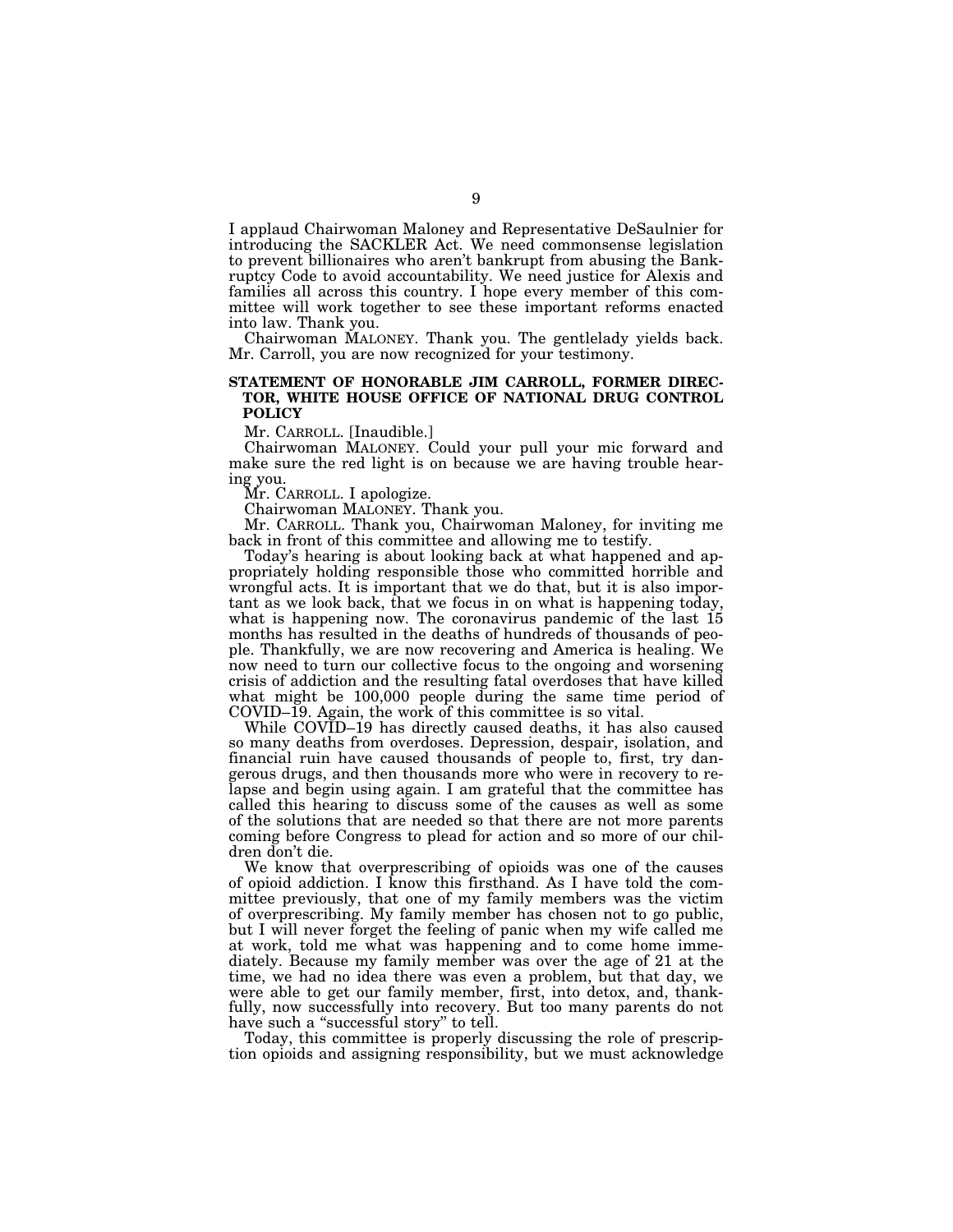I applaud Chairwoman Maloney and Representative DeSaulnier for introducing the SACKLER Act. We need commonsense legislation to prevent billionaires who aren't bankrupt from abusing the Bankruptcy Code to avoid accountability. We need justice for Alexis and families all across this country. I hope every member of this committee will work together to see these important reforms enacted into law. Thank you.

Chairwoman MALONEY. Thank you. The gentlelady yields back. Mr. Carroll, you are now recognized for your testimony.

## STATEMENT OF HONORABLE JIM CARROLL, FORMER DIRECTOR, WHITE HOUSE OFFICE OF NATIONAL DRUG CONTROL POLICY

Mr. CARROLL. [Inaudible.]

Chairwoman MALONEY. Could your pull your mic forward and make sure the red light is on because we are having trouble hearing you.

Mr. CARROLL. I apologize.

Chairwoman MALONEY. Thank you.

Mr. CARROLL. Thank you, Chairwoman Maloney, for inviting me back in front of this committee and allowing me to testify.

Today's hearing is about looking back at what happened and appropriately holding responsible those who committed horrible and wrongful acts. It is important that we do that, but it is also important as we look back, that we focus in on what is happening today, what is happening now. The coronavirus pandemic of the last 15 months has resulted in the deaths of hundreds of thousands of people. Thankfully, we are now recovering and America is healing. We now need to turn our collective focus to the ongoing and worsening crisis of addiction and the resulting fatal overdoses that have killed what might be 100,000 people during the same time period of COVID–19. Again, the work of this committee is so vital.

While COVID–19 has directly caused deaths, it has also caused so many deaths from overdoses. Depression, despair, isolation, and financial ruin have caused thousands of people to, first, try dangerous drugs, and then thousands more who were in recovery to relapse and begin using again. I am grateful that the committee has called this hearing to discuss some of the causes as well as some of the solutions that are needed so that there are not more parents coming before Congress to plead for action and so more of our children don't die.

We know that overprescribing of opioids was one of the causes of opioid addiction. I know this firsthand. As I have told the committee previously, that one of my family members was the victim of overprescribing. My family member has chosen not to go public, but I will never forget the feeling of panic when my wife called me at work, told me what was happening and to come home immediately. Because my family member was over the age of 21 at the time, we had no idea there was even a problem, but that day, we were able to get our family member, first, into detox, and, thankfully, now successfully into recovery. But too many parents do not have such a "successful story" to tell.

Today, this committee is properly discussing the role of prescription opioids and assigning responsibility, but we must acknowledge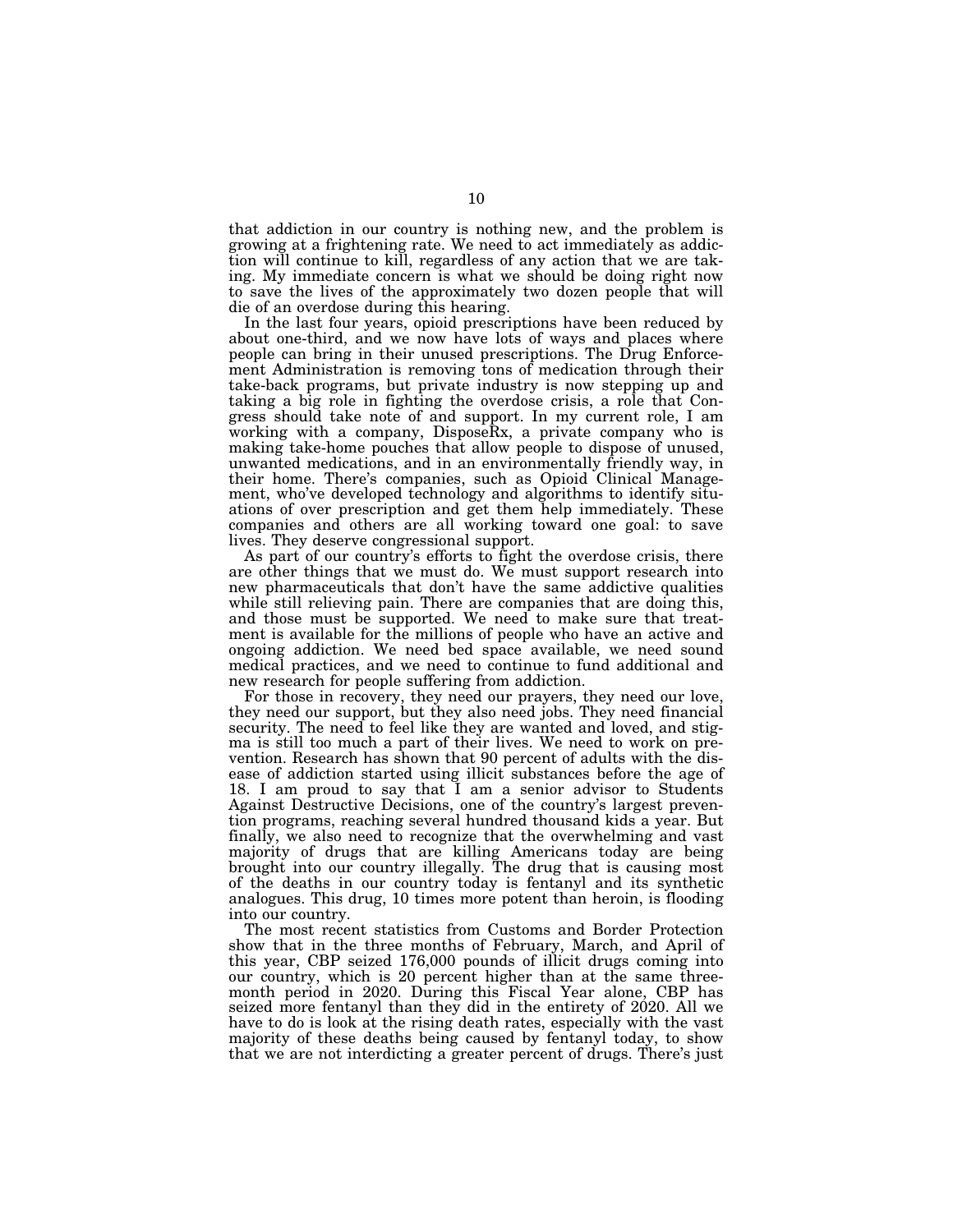that addiction in our country is nothing new, and the problem is growing at a frightening rate. We need to act immediately as addiction will continue to kill, regardless of any action that we are taking. My immediate concern is what we should be doing right now to save the lives of the approximately two dozen people that will die of an overdose during this hearing.

In the last four years, opioid prescriptions have been reduced by about one-third, and we now have lots of ways and places where people can bring in their unused prescriptions. The Drug Enforcement Administration is removing tons of medication through their take-back programs, but private industry is now stepping up and taking a big role in fighting the overdose crisis, a role that Congress should take note of and support. In my current role, I am working with a company, DisposeRx, a private company who is making take-home pouches that allow people to dispose of unused, unwanted medications, and in an environmentally friendly way, in their home. There's companies, such as Opioid Clinical Management, who've developed technology and algorithms to identify situations of over prescription and get them help immediately. These companies and others are all working toward one goal: to save lives. They deserve congressional support.

As part of our country's efforts to fight the overdose crisis, there are other things that we must do. We must support research into new pharmaceuticals that don't have the same addictive qualities while still relieving pain. There are companies that are doing this, and those must be supported. We need to make sure that treatment is available for the millions of people who have an active and ongoing addiction. We need bed space available, we need sound medical practices, and we need to continue to fund additional and new research for people suffering from addiction.

For those in recovery, they need our prayers, they need our love, they need our support, but they also need jobs. They need financial security. The need to feel like they are wanted and loved, and stigma is still too much a part of their lives. We need to work on prevention. Research has shown that 90 percent of adults with the disease of addiction started using illicit substances before the age of 18. I am proud to say that I am a senior advisor to Students Against Destructive Decisions, one of the country's largest prevention programs, reaching several hundred thousand kids a year. But finally, we also need to recognize that the overwhelming and vast majority of drugs that are killing Americans today are being brought into our country illegally. The drug that is causing most of the deaths in our country today is fentanyl and its synthetic analogues. This drug, 10 times more potent than heroin, is flooding into our country.

The most recent statistics from Customs and Border Protection show that in the three months of February, March, and April of this year, CBP seized 176,000 pounds of illicit drugs coming into our country, which is 20 percent higher than at the same three-month period in 2020. During this Fiscal Year alone, CBP has seized more fentanyl than they did in the entirety of 2020. All we have to do is look at the rising death rates, especially with the vast majority of these deaths being caused by fentanyl today, to show that we are not interdicting a greater percent of drugs. There's just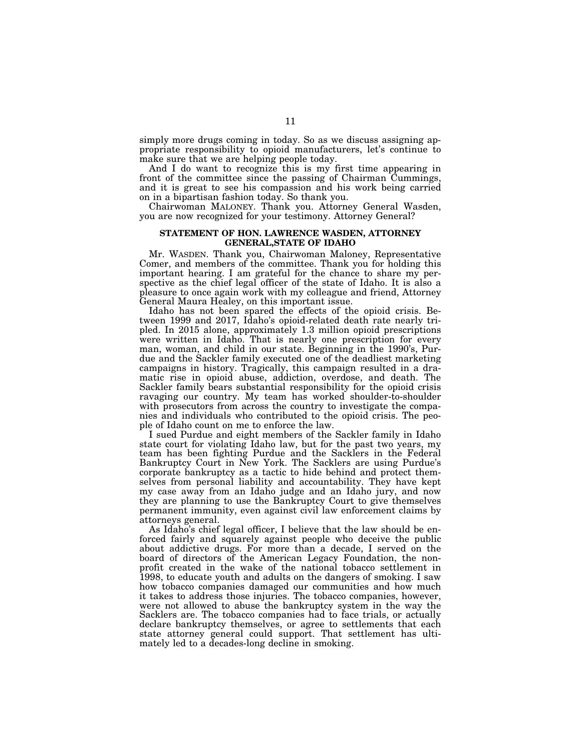simply more drugs coming in today. So as we discuss assigning appropriate responsibility to opioid manufacturers, let's continue to make sure that we are helping people today.

And I do want to recognize this is my first time appearing in front of the committee since the passing of Chairman Cummings, and it is great to see his compassion and his work being carried on in a bipartisan fashion today. So thank you.

Chairwoman MALONEY. Thank you. Attorney General Wasden, you are now recognized for your testimony. Attorney General?

## STATEMENT OF HON. LAWRENCE WASDEN, ATTORNEY GENERAL,STATE OF IDAHO

Mr. WASDEN. Thank you, Chairwoman Maloney, Representative Comer, and members of the committee. Thank you for holding this important hearing. I am grateful for the chance to share my perspective as the chief legal officer of the state of Idaho. It is also a pleasure to once again work with my colleague and friend, Attorney General Maura Healey, on this important issue.

Idaho has not been spared the effects of the opioid crisis. Between 1999 and 2017, Idaho's opioid-related death rate nearly tripled. In 2015 alone, approximately 1.3 million opioid prescriptions were written in Idaho. That is nearly one prescription for every man, woman, and child in our state. Beginning in the 1990's, Purdue and the Sackler family executed one of the deadliest marketing campaigns in history. Tragically, this campaign resulted in a dramatic rise in opioid abuse, addiction, overdose, and death. The Sackler family bears substantial responsibility for the opioid crisis ravaging our country. My team has worked shoulder-to-shoulder with prosecutors from across the country to investigate the companies and individuals who contributed to the opioid crisis. The people of Idaho count on me to enforce the law.

I sued Purdue and eight members of the Sackler family in Idaho state court for violating Idaho law, but for the past two years, my team has been fighting Purdue and the Sacklers in the Federal Bankruptcy Court in New York. The Sacklers are using Purdue's corporate bankruptcy as a tactic to hide behind and protect themselves from personal liability and accountability. They have kept my case away from an Idaho judge and an Idaho jury, and now they are planning to use the Bankruptcy Court to give themselves permanent immunity, even against civil law enforcement claims by attorneys general.

As Idaho's chief legal officer, I believe that the law should be enforced fairly and squarely against people who deceive the public about addictive drugs. For more than a decade, I served on the board of directors of the American Legacy Foundation, the nonprofit created in the wake of the national tobacco settlement in 1998, to educate youth and adults on the dangers of smoking. I saw how tobacco companies damaged our communities and how much it takes to address those injuries. The tobacco companies, however, were not allowed to abuse the bankruptcy system in the way the Sacklers are. The tobacco companies had to face trials, or actually declare bankruptcy themselves, or agree to settlements that each state attorney general could support. That settlement has ultimately led to a decades-long decline in smoking.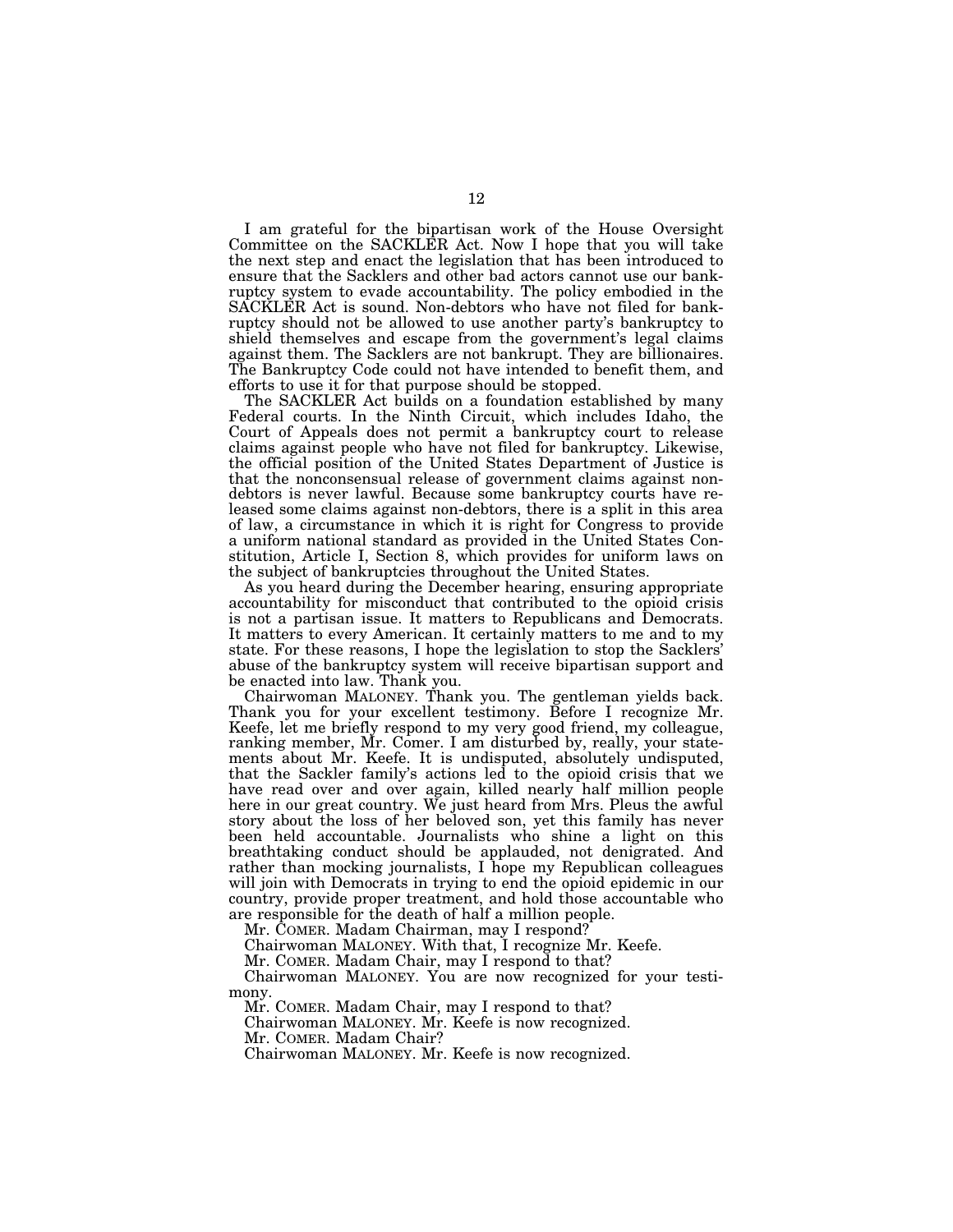I am grateful for the bipartisan work of the House Oversight Committee on the SACKLER Act. Now I hope that you will take the next step and enact the legislation that has been introduced to ensure that the Sacklers and other bad actors cannot use our bankruptcy system to evade accountability. The policy embodied in the SACKLER Act is sound. Non-debtors who have not filed for bankruptcy should not be allowed to use another party's bankruptcy to shield themselves and escape from the government's legal claims against them. The Sacklers are not bankrupt. They are billionaires. The Bankruptcy Code could not have intended to benefit them, and efforts to use it for that purpose should be stopped.

The SACKLER Act builds on a foundation established by many Federal courts. In the Ninth Circuit, which includes Idaho, the Court of Appeals does not permit a bankruptcy court to release claims against people who have not filed for bankruptcy. Likewise, the official position of the United States Department of Justice is that the nonconsensual release of government claims against non-debtors is never lawful. Because some bankruptcy courts have released some claims against non-debtors, there is a split in this area of law, a circumstance in which it is right for Congress to provide a uniform national standard as provided in the United States Constitution, Article I, Section 8, which provides for uniform laws on the subject of bankruptcies throughout the United States.

As you heard during the December hearing, ensuring appropriate accountability for misconduct that contributed to the opioid crisis is not a partisan issue. It matters to Republicans and Democrats. It matters to every American. It certainly matters to me and to my state. For these reasons, I hope the legislation to stop the Sacklers' abuse of the bankruptcy system will receive bipartisan support and be enacted into law. Thank you.

Chairwoman MALONEY. Thank you. The gentleman yields back. Thank you for your excellent testimony. Before I recognize Mr. Keefe, let me briefly respond to my very good friend, my colleague, ranking member, Mr. Comer. I am disturbed by, really, your statements about Mr. Keefe. It is undisputed, absolutely undisputed, that the Sackler family's actions led to the opioid crisis that we have read over and over again, killed nearly half million people here in our great country. We just heard from Mrs. Pleus the awful story about the loss of her beloved son, yet this family has never been held accountable. Journalists who shine a light on this breathtaking conduct should be applauded, not denigrated. And rather than mocking journalists, I hope my Republican colleagues will join with Democrats in trying to end the opioid epidemic in our country, provide proper treatment, and hold those accountable who are responsible for the death of half a million people.

Mr. COMER. Madam Chairman, may I respond?

Chairwoman MALONEY. With that, I recognize Mr. Keefe.

Mr. COMER. Madam Chair, may I respond to that?

Chairwoman MALONEY. You are now recognized for your testimony.

Mr. COMER. Madam Chair, may I respond to that?

Chairwoman MALONEY. Mr. Keefe is now recognized.

Mr. COMER. Madam Chair?

Chairwoman MALONEY. Mr. Keefe is now recognized.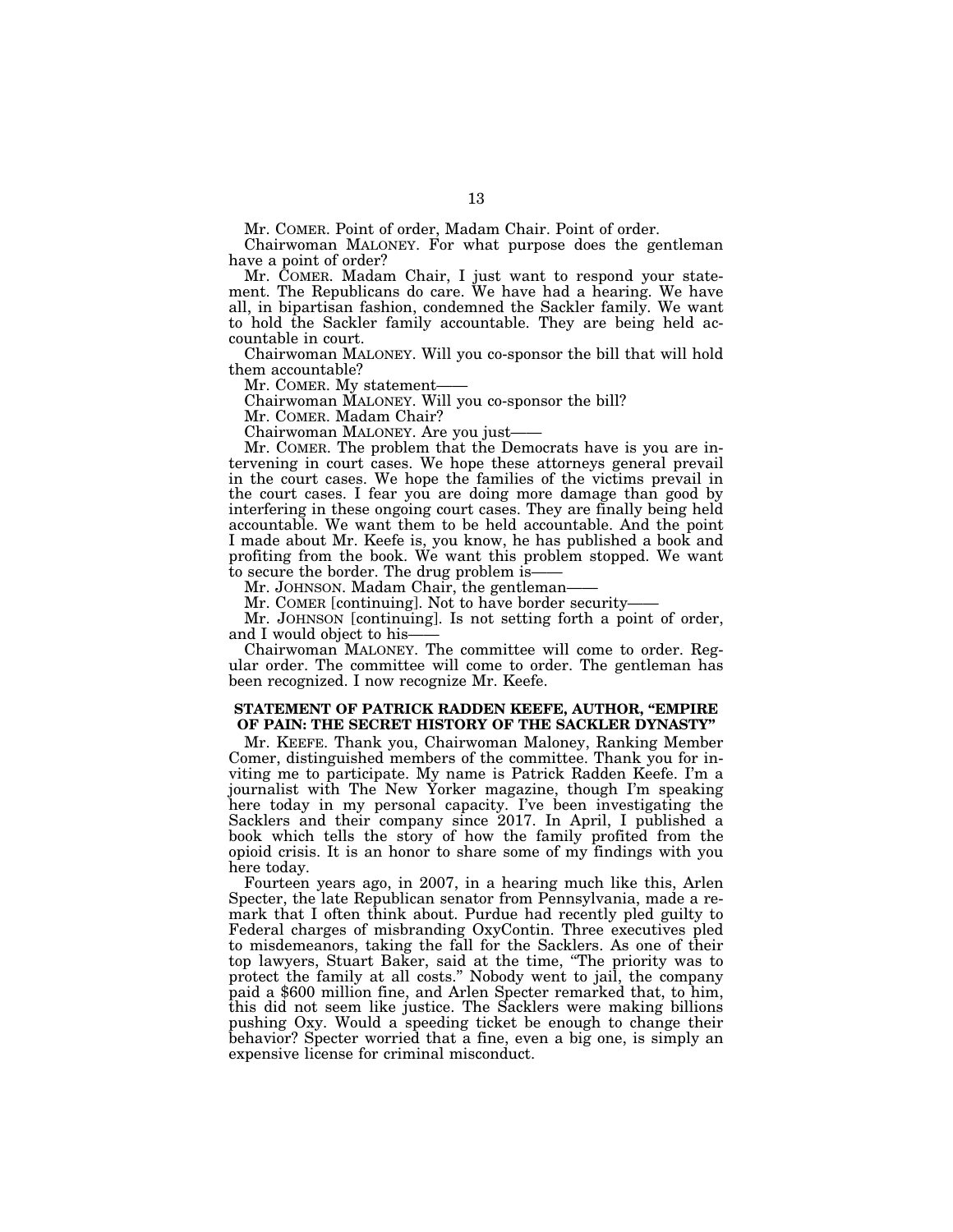Mr. COMER. Point of order, Madam Chair. Point of order.

Chairwoman MALONEY. For what purpose does the gentleman have a point of order?

Mr. COMER. Madam Chair, I just want to respond your statement. The Republicans do care. We have had a hearing. We have all, in bipartisan fashion, condemned the Sackler family. We want to hold the Sackler family accountable. They are being held accountable in court.

Chairwoman MALONEY. Will you co-sponsor the bill that will hold them accountable?

Mr. COMER. My statement——

Chairwoman MALONEY. Will you co-sponsor the bill?

Mr. COMER. Madam Chair?

Chairwoman MALONEY. Are you just——

Mr. COMER. The problem that the Democrats have is you are intervening in court cases. We hope these attorneys general prevail in the court cases. We hope the families of the victims prevail in the court cases. I fear you are doing more damage than good by interfering in these ongoing court cases. They are finally being held accountable. We want them to be held accountable. And the point I made about Mr. Keefe is, you know, he has published a book and profiting from the book. We want this problem stopped. We want to secure the border. The drug problem is——

Mr. JOHNSON. Madam Chair, the gentleman——

Mr. COMER [continuing]. Not to have border security——

Mr. JOHNSON [continuing]. Is not setting forth a point of order, and I would object to his——

Chairwoman MALONEY. The committee will come to order. Regular order. The committee will come to order. The gentleman has been recognized. I now recognize Mr. Keefe.

## STATEMENT OF PATRICK RADDEN KEEFE, AUTHOR, "EMPIRE OF PAIN: THE SECRET HISTORY OF THE SACKLER DYNASTY"

Mr. KEEFE. Thank you, Chairwoman Maloney, Ranking Member Comer, distinguished members of the committee. Thank you for inviting me to participate. My name is Patrick Radden Keefe. I'm a journalist with The New Yorker magazine, though I'm speaking here today in my personal capacity. I've been investigating the Sacklers and their company since 2017. In April, I published a book which tells the story of how the family profited from the opioid crisis. It is an honor to share some of my findings with you here today.

Fourteen years ago, in 2007, in a hearing much like this, Arlen Specter, the late Republican senator from Pennsylvania, made a remark that I often think about. Purdue had recently pled guilty to Federal charges of misbranding OxyContin. Three executives pled to misdemeanors, taking the fall for the Sacklers. As one of their top lawyers, Stuart Baker, said at the time, "The priority was to protect the family at all costs." Nobody went to jail, the company paid a $600 million fine, and Arlen Specter remarked that, to him, this did not seem like justice. The Sacklers were making billions pushing Oxy. Would a speeding ticket be enough to change their behavior? Specter worried that a fine, even a big one, is simply an expensive license for criminal misconduct.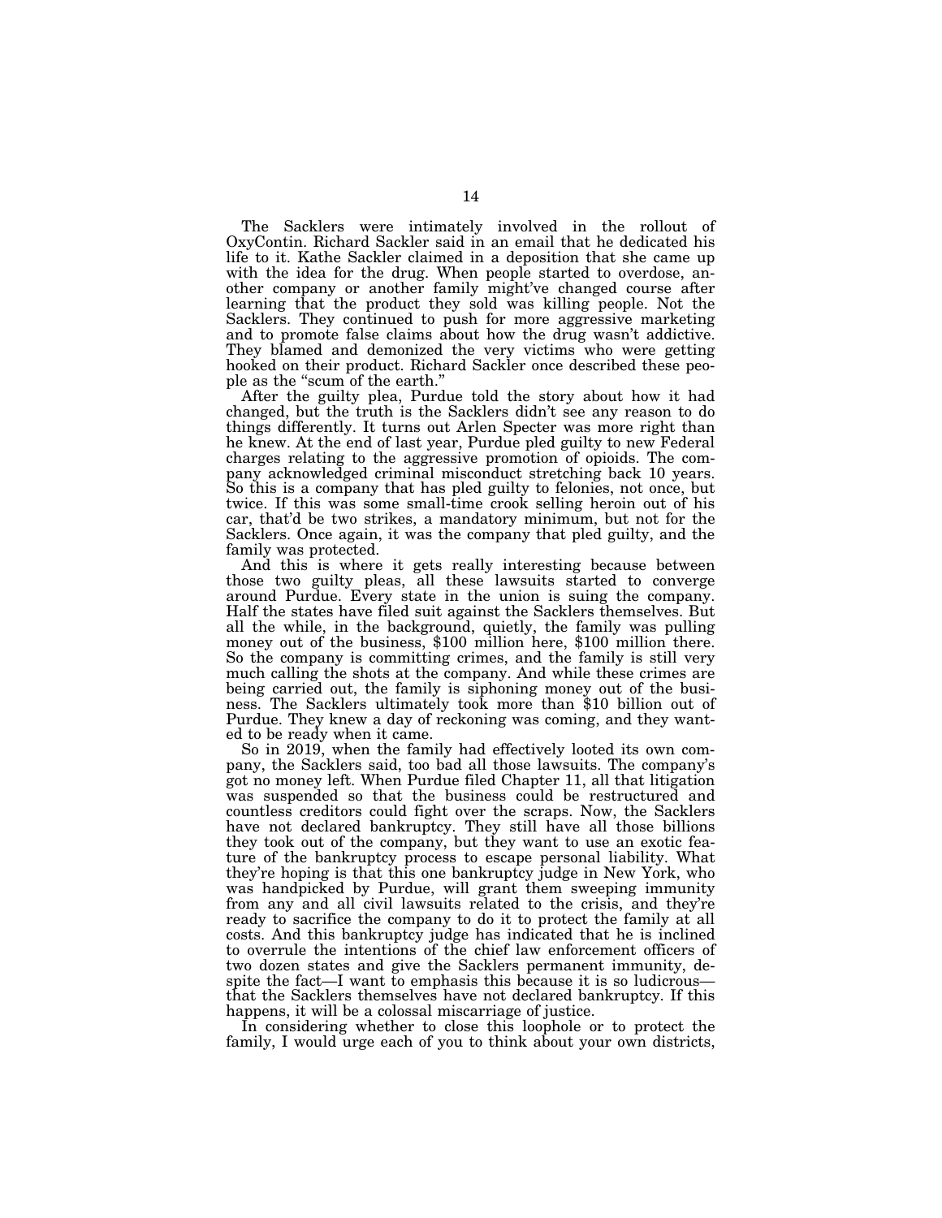The Sacklers were intimately involved in the rollout of OxyContin. Richard Sackler said in an email that he dedicated his life to it. Kathe Sackler claimed in a deposition that she came up with the idea for the drug. When people started to overdose, another company or another family might've changed course after learning that the product they sold was killing people. Not the Sacklers. They continued to push for more aggressive marketing and to promote false claims about how the drug wasn't addictive. They blamed and demonized the very victims who were getting hooked on their product. Richard Sackler once described these people as the "scum of the earth."

After the guilty plea, Purdue told the story about how it had changed, but the truth is the Sacklers didn't see any reason to do things differently. It turns out Arlen Specter was more right than he knew. At the end of last year, Purdue pled guilty to new Federal charges relating to the aggressive promotion of opioids. The company acknowledged criminal misconduct stretching back 10 years. So this is a company that has pled guilty to felonies, not once, but twice. If this was some small-time crook selling heroin out of his car, that'd be two strikes, a mandatory minimum, but not for the Sacklers. Once again, it was the company that pled guilty, and the family was protected.

And this is where it gets really interesting because between those two guilty pleas, all these lawsuits started to converge around Purdue. Every state in the union is suing the company. Half the states have filed suit against the Sacklers themselves. But all the while, in the background, quietly, the family was pulling money out of the business, $100 million here, $100 million there. So the company is committing crimes, and the family is still very much calling the shots at the company. And while these crimes are being carried out, the family is siphoning money out of the business. The Sacklers ultimately took more than $10 billion out of Purdue. They knew a day of reckoning was coming, and they wanted to be ready when it came.

So in 2019, when the family had effectively looted its own company, the Sacklers said, too bad all those lawsuits. The company's got no money left. When Purdue filed Chapter 11, all that litigation was suspended so that the business could be restructured and countless creditors could fight over the scraps. Now, the Sacklers have not declared bankruptcy. They still have all those billions they took out of the company, but they want to use an exotic feature of the bankruptcy process to escape personal liability. What they're hoping is that this one bankruptcy judge in New York, who was handpicked by Purdue, will grant them sweeping immunity from any and all civil lawsuits related to the crisis, and they're ready to sacrifice the company to do it to protect the family at all costs. And this bankruptcy judge has indicated that he is inclined to overrule the intentions of the chief law enforcement officers of two dozen states and give the Sacklers permanent immunity, despite the fact—I want to emphasis this because it is so ludicrous—that the Sacklers themselves have not declared bankruptcy. If this happens, it will be a colossal miscarriage of justice.

In considering whether to close this loophole or to protect the family, I would urge each of you to think about your own districts,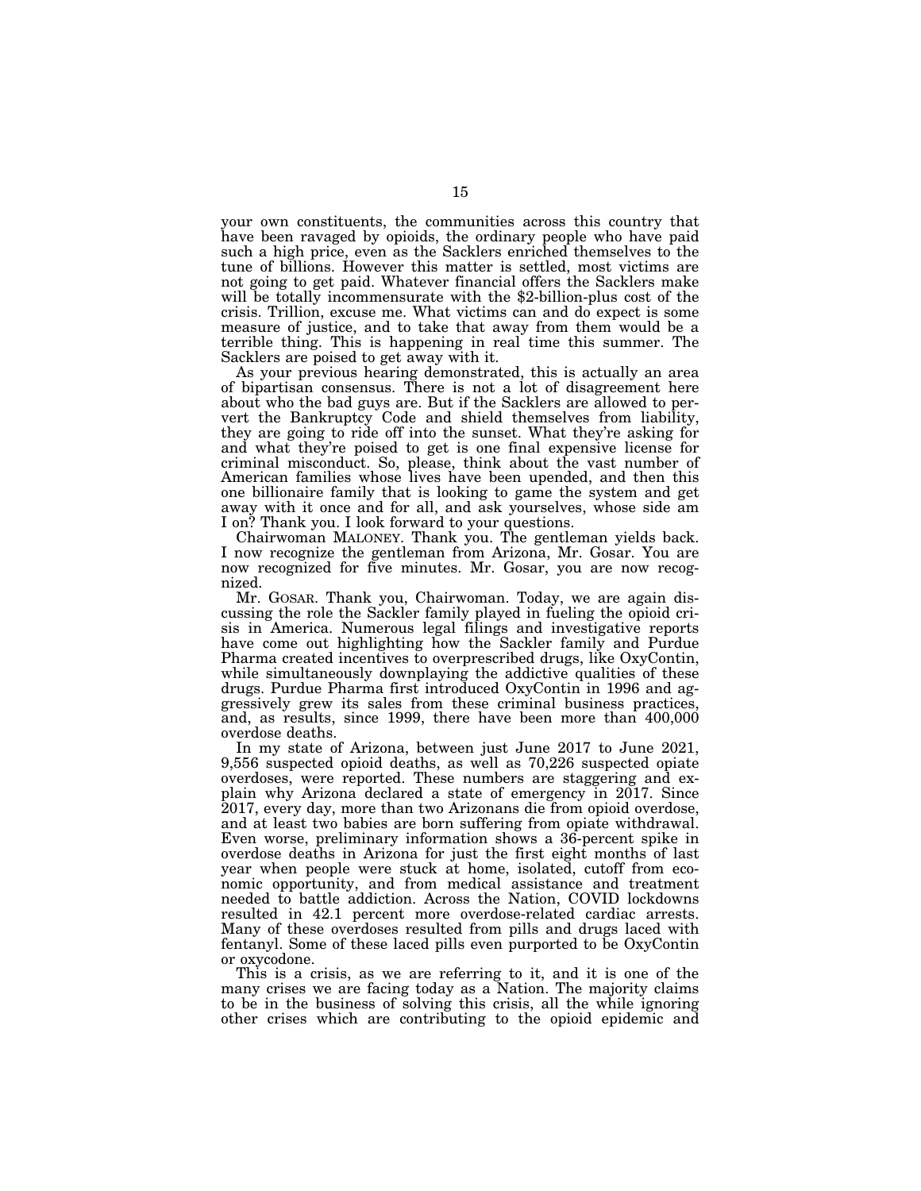your own constituents, the communities across this country that have been ravaged by opioids, the ordinary people who have paid such a high price, even as the Sacklers enriched themselves to the tune of billions. However this matter is settled, most victims are not going to get paid. Whatever financial offers the Sacklers make will be totally incommensurate with the $2-billion-plus cost of the crisis. Trillion, excuse me. What victims can and do expect is some measure of justice, and to take that away from them would be a terrible thing. This is happening in real time this summer. The Sacklers are poised to get away with it.

As your previous hearing demonstrated, this is actually an area of bipartisan consensus. There is not a lot of disagreement here about who the bad guys are. But if the Sacklers are allowed to pervert the Bankruptcy Code and shield themselves from liability, they are going to ride off into the sunset. What they're asking for and what they're poised to get is one final expensive license for criminal misconduct. So, please, think about the vast number of American families whose lives have been upended, and then this one billionaire family that is looking to game the system and get away with it once and for all, and ask yourselves, whose side am I on? Thank you. I look forward to your questions.

Chairwoman MALONEY. Thank you. The gentleman yields back. I now recognize the gentleman from Arizona, Mr. Gosar. You are now recognized for five minutes. Mr. Gosar, you are now recognized.

Mr. GOSAR. Thank you, Chairwoman. Today, we are again discussing the role the Sackler family played in fueling the opioid crisis in America. Numerous legal filings and investigative reports have come out highlighting how the Sackler family and Purdue Pharma created incentives to overprescribed drugs, like OxyContin, while simultaneously downplaying the addictive qualities of these drugs. Purdue Pharma first introduced OxyContin in 1996 and aggressively grew its sales from these criminal business practices, and, as results, since 1999, there have been more than 400,000 overdose deaths.

In my state of Arizona, between just June 2017 to June 2021, 9,556 suspected opioid deaths, as well as 70,226 suspected opiate overdoses, were reported. These numbers are staggering and explain why Arizona declared a state of emergency in 2017. Since 2017, every day, more than two Arizonans die from opioid overdose, and at least two babies are born suffering from opiate withdrawal. Even worse, preliminary information shows a 36-percent spike in overdose deaths in Arizona for just the first eight months of last year when people were stuck at home, isolated, cutoff from economic opportunity, and from medical assistance and treatment needed to battle addiction. Across the Nation, COVID lockdowns resulted in 42.1 percent more overdose-related cardiac arrests. Many of these overdoses resulted from pills and drugs laced with fentanyl. Some of these laced pills even purported to be OxyContin or oxycodone.

This is a crisis, as we are referring to it, and it is one of the many crises we are facing today as a Nation. The majority claims to be in the business of solving this crisis, all the while ignoring other crises which are contributing to the opioid epidemic and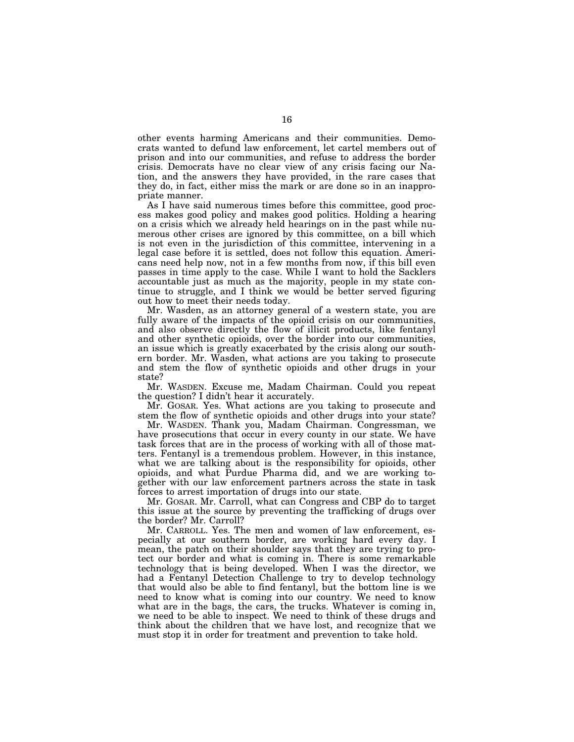other events harming Americans and their communities. Democrats wanted to defund law enforcement, let cartel members out of prison and into our communities, and refuse to address the border crisis. Democrats have no clear view of any crisis facing our Nation, and the answers they have provided, in the rare cases that they do, in fact, either miss the mark or are done so in an inappropriate manner.

As I have said numerous times before this committee, good process makes good policy and makes good politics. Holding a hearing on a crisis which we already held hearings on in the past while numerous other crises are ignored by this committee, on a bill which is not even in the jurisdiction of this committee, intervening in a legal case before it is settled, does not follow this equation. Americans need help now, not in a few months from now, if this bill even passes in time apply to the case. While I want to hold the Sacklers accountable just as much as the majority, people in my state continue to struggle, and I think we would be better served figuring out how to meet their needs today.

Mr. Wasden, as an attorney general of a western state, you are fully aware of the impacts of the opioid crisis on our communities, and also observe directly the flow of illicit products, like fentanyl and other synthetic opioids, over the border into our communities, an issue which is greatly exacerbated by the crisis along our southern border. Mr. Wasden, what actions are you taking to prosecute and stem the flow of synthetic opioids and other drugs in your state?

Mr. WASDEN. Excuse me, Madam Chairman. Could you repeat the question? I didn't hear it accurately.

Mr. GOSAR. Yes. What actions are you taking to prosecute and stem the flow of synthetic opioids and other drugs into your state?

Mr. WASDEN. Thank you, Madam Chairman. Congressman, we have prosecutions that occur in every county in our state. We have task forces that are in the process of working with all of those matters. Fentanyl is a tremendous problem. However, in this instance, what we are talking about is the responsibility for opioids, other opioids, and what Purdue Pharma did, and we are working together with our law enforcement partners across the state in task forces to arrest importation of drugs into our state.

Mr. GOSAR. Mr. Carroll, what can Congress and CBP do to target this issue at the source by preventing the trafficking of drugs over the border? Mr. Carroll?

Mr. CARROLL. Yes. The men and women of law enforcement, especially at our southern border, are working hard every day. I mean, the patch on their shoulder says that they are trying to protect our border and what is coming in. There is some remarkable technology that is being developed. When I was the director, we had a Fentanyl Detection Challenge to try to develop technology that would also be able to find fentanyl, but the bottom line is we need to know what is coming into our country. We need to know what are in the bags, the cars, the trucks. Whatever is coming in, we need to be able to inspect. We need to think of these drugs and think about the children that we have lost, and recognize that we must stop it in order for treatment and prevention to take hold.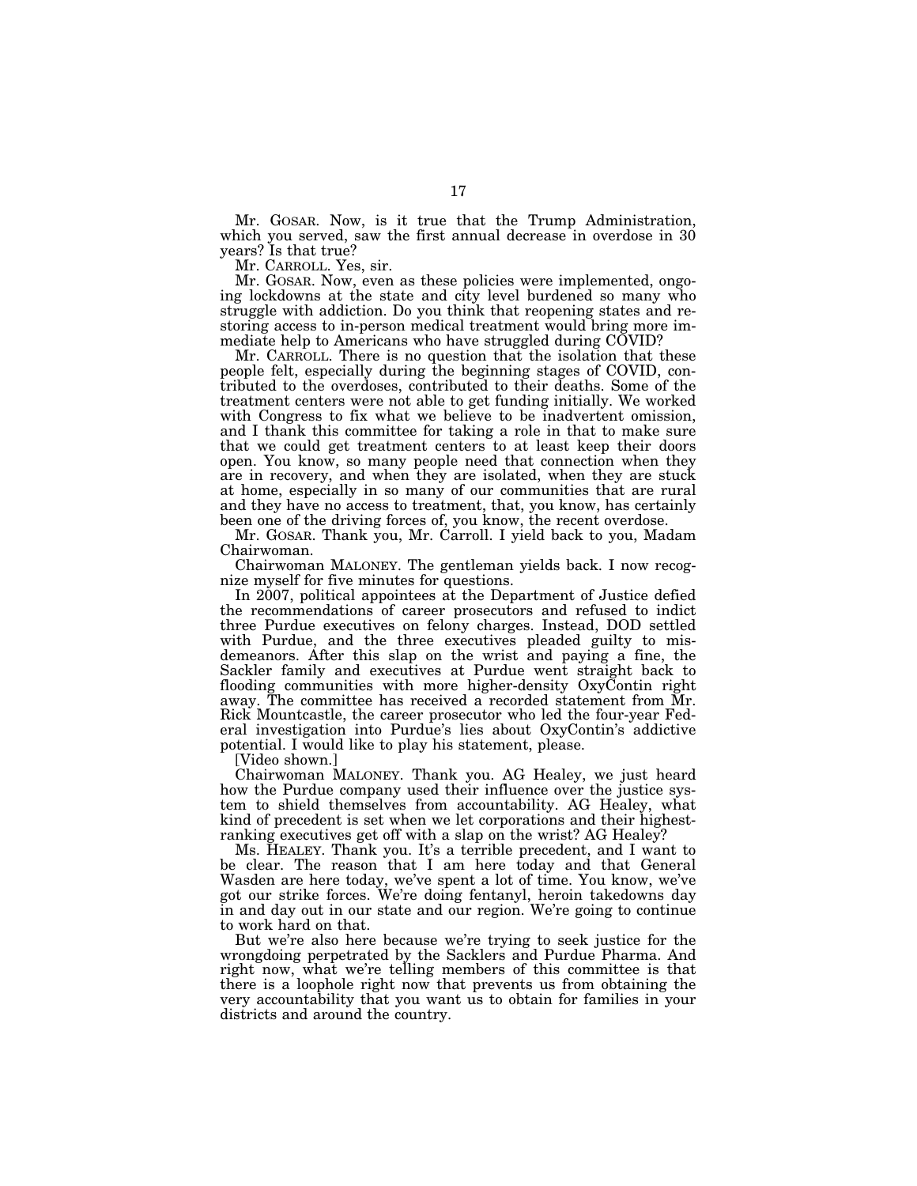Mr. GOSAR. Now, is it true that the Trump Administration, which you served, saw the first annual decrease in overdose in 30 years? Is that true?

Mr. CARROLL. Yes, sir.

Mr. GOSAR. Now, even as these policies were implemented, ongoing lockdowns at the state and city level burdened so many who struggle with addiction. Do you think that reopening states and restoring access to in-person medical treatment would bring more immediate help to Americans who have struggled during COVID?

Mr. CARROLL. There is no question that the isolation that these people felt, especially during the beginning stages of COVID, contributed to the overdoses, contributed to their deaths. Some of the treatment centers were not able to get funding initially. We worked with Congress to fix what we believe to be inadvertent omission, and I thank this committee for taking a role in that to make sure that we could get treatment centers to at least keep their doors open. You know, so many people need that connection when they are in recovery, and when they are isolated, when they are stuck at home, especially in so many of our communities that are rural and they have no access to treatment, that, you know, has certainly been one of the driving forces of, you know, the recent overdose.

Mr. GOSAR. Thank you, Mr. Carroll. I yield back to you, Madam Chairwoman.

Chairwoman MALONEY. The gentleman yields back. I now recognize myself for five minutes for questions.

In 2007, political appointees at the Department of Justice defied the recommendations of career prosecutors and refused to indict three Purdue executives on felony charges. Instead, DOD settled with Purdue, and the three executives pleaded guilty to misdemeanors. After this slap on the wrist and paying a fine, the Sackler family and executives at Purdue went straight back to flooding communities with more higher-density OxyContin right away. The committee has received a recorded statement from Mr. Rick Mountcastle, the career prosecutor who led the four-year Federal investigation into Purdue's lies about OxyContin's addictive potential. I would like to play his statement, please.

[Video shown.]

Chairwoman MALONEY. Thank you. AG Healey, we just heard how the Purdue company used their influence over the justice system to shield themselves from accountability. AG Healey, what kind of precedent is set when we let corporations and their highest-ranking executives get off with a slap on the wrist? AG Healey?

Ms. HEALEY. Thank you. It's a terrible precedent, and I want to be clear. The reason that I am here today and that General Wasden are here today, we've spent a lot of time. You know, we've got our strike forces. We're doing fentanyl, heroin takedowns day in and day out in our state and our region. We're going to continue to work hard on that.

But we're also here because we're trying to seek justice for the wrongdoing perpetrated by the Sacklers and Purdue Pharma. And right now, what we're telling members of this committee is that there is a loophole right now that prevents us from obtaining the very accountability that you want us to obtain for families in your districts and around the country.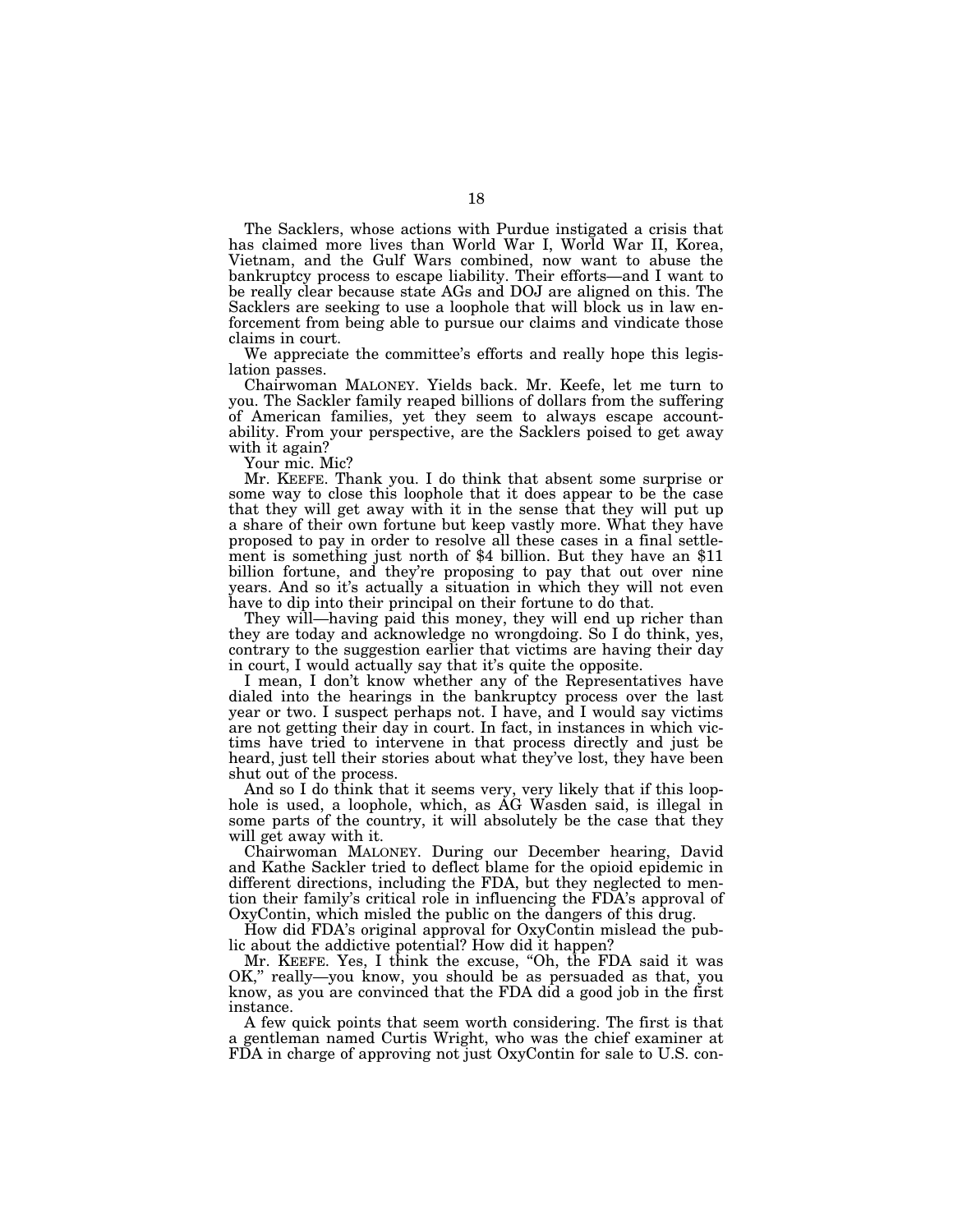The Sacklers, whose actions with Purdue instigated a crisis that has claimed more lives than World War I, World War II, Korea, Vietnam, and the Gulf Wars combined, now want to abuse the bankruptcy process to escape liability. Their efforts—and I want to be really clear because state AGs and DOJ are aligned on this. The Sacklers are seeking to use a loophole that will block us in law enforcement from being able to pursue our claims and vindicate those claims in court.

We appreciate the committee's efforts and really hope this legislation passes.

Chairwoman MALONEY. Yields back. Mr. Keefe, let me turn to you. The Sackler family reaped billions of dollars from the suffering of American families, yet they seem to always escape accountability. From your perspective, are the Sacklers poised to get away with it again?

Your mic. Mic?

Mr. KEEFE. Thank you. I do think that absent some surprise or some way to close this loophole that it does appear to be the case that they will get away with it in the sense that they will put up a share of their own fortune but keep vastly more. What they have proposed to pay in order to resolve all these cases in a final settlement is something just north of $4 billion. But they have an $11 billion fortune, and they're proposing to pay that out over nine years. And so it's actually a situation in which they will not even have to dip into their principal on their fortune to do that.

They will—having paid this money, they will end up richer than they are today and acknowledge no wrongdoing. So I do think, yes, contrary to the suggestion earlier that victims are having their day in court, I would actually say that it's quite the opposite.

I mean, I don't know whether any of the Representatives have dialed into the hearings in the bankruptcy process over the last year or two. I suspect perhaps not. I have, and I would say victims are not getting their day in court. In fact, in instances in which victims have tried to intervene in that process directly and just be heard, just tell their stories about what they've lost, they have been shut out of the process.

And so I do think that it seems very, very likely that if this loophole is used, a loophole, which, as AG Wasden said, is illegal in some parts of the country, it will absolutely be the case that they will get away with it.

Chairwoman MALONEY. During our December hearing, David and Kathe Sackler tried to deflect blame for the opioid epidemic in different directions, including the FDA, but they neglected to mention their family's critical role in influencing the FDA's approval of OxyContin, which misled the public on the dangers of this drug.

How did FDA's original approval for OxyContin mislead the public about the addictive potential? How did it happen?

Mr. KEEFE. Yes, I think the excuse, "Oh, the FDA said it was OK," really—you know, you should be as persuaded as that, you know, as you are convinced that the FDA did a good job in the first instance.

A few quick points that seem worth considering. The first is that a gentleman named Curtis Wright, who was the chief examiner at FDA in charge of approving not just OxyContin for sale to U.S. con-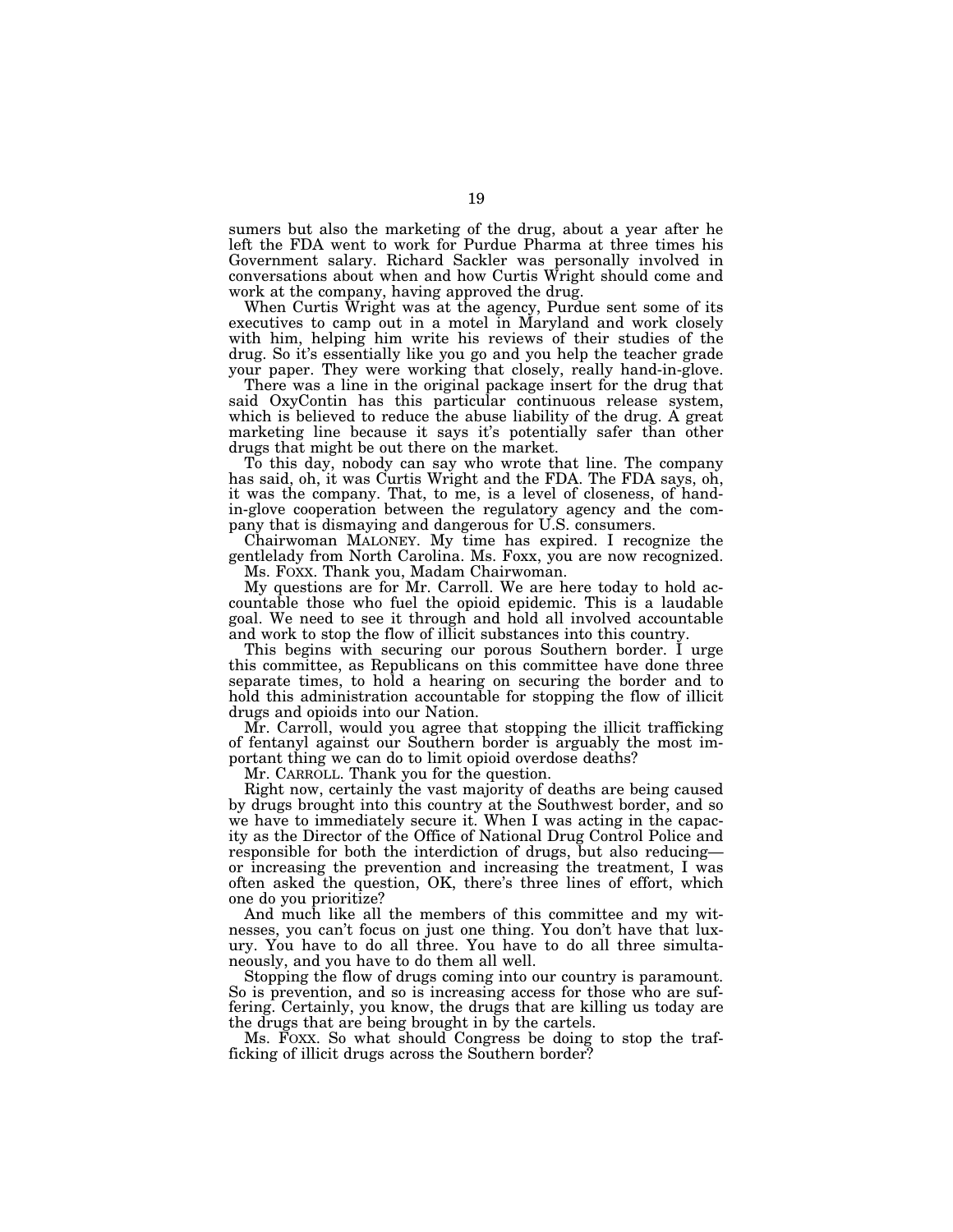sumers but also the marketing of the drug, about a year after he left the FDA went to work for Purdue Pharma at three times his Government salary. Richard Sackler was personally involved in conversations about when and how Curtis Wright should come and work at the company, having approved the drug.

When Curtis Wright was at the agency, Purdue sent some of its executives to camp out in a motel in Maryland and work closely with him, helping him write his reviews of their studies of the drug. So it's essentially like you go and you help the teacher grade your paper. They were working that closely, really hand-in-glove.

There was a line in the original package insert for the drug that said OxyContin has this particular continuous release system, which is believed to reduce the abuse liability of the drug. A great marketing line because it says it's potentially safer than other drugs that might be out there on the market.

To this day, nobody can say who wrote that line. The company has said, oh, it was Curtis Wright and the FDA. The FDA says, oh, it was the company. That, to me, is a level of closeness, of hand-in-glove cooperation between the regulatory agency and the company that is dismaying and dangerous for U.S. consumers.

Chairwoman MALONEY. My time has expired. I recognize the gentlelady from North Carolina. Ms. Foxx, you are now recognized.

Ms. FOXX. Thank you, Madam Chairwoman.

My questions are for Mr. Carroll. We are here today to hold accountable those who fuel the opioid epidemic. This is a laudable goal. We need to see it through and hold all involved accountable and work to stop the flow of illicit substances into this country.

This begins with securing our porous Southern border. I urge this committee, as Republicans on this committee have done three separate times, to hold a hearing on securing the border and to hold this administration accountable for stopping the flow of illicit drugs and opioids into our Nation.

Mr. Carroll, would you agree that stopping the illicit trafficking of fentanyl against our Southern border is arguably the most important thing we can do to limit opioid overdose deaths?

Mr. CARROLL. Thank you for the question.

Right now, certainly the vast majority of deaths are being caused by drugs brought into this country at the Southwest border, and so we have to immediately secure it. When I was acting in the capacity as the Director of the Office of National Drug Control Police and responsible for both the interdiction of drugs, but also reducing— or increasing the prevention and increasing the treatment, I was often asked the question, OK, there's three lines of effort, which one do you prioritize?

And much like all the members of this committee and my witnesses, you can't focus on just one thing. You don't have that luxury. You have to do all three. You have to do all three simultaneously, and you have to do them all well.

Stopping the flow of drugs coming into our country is paramount. So is prevention, and so is increasing access for those who are suffering. Certainly, you know, the drugs that are killing us today are the drugs that are being brought in by the cartels.

Ms. FOXX. So what should Congress be doing to stop the trafficking of illicit drugs across the Southern border?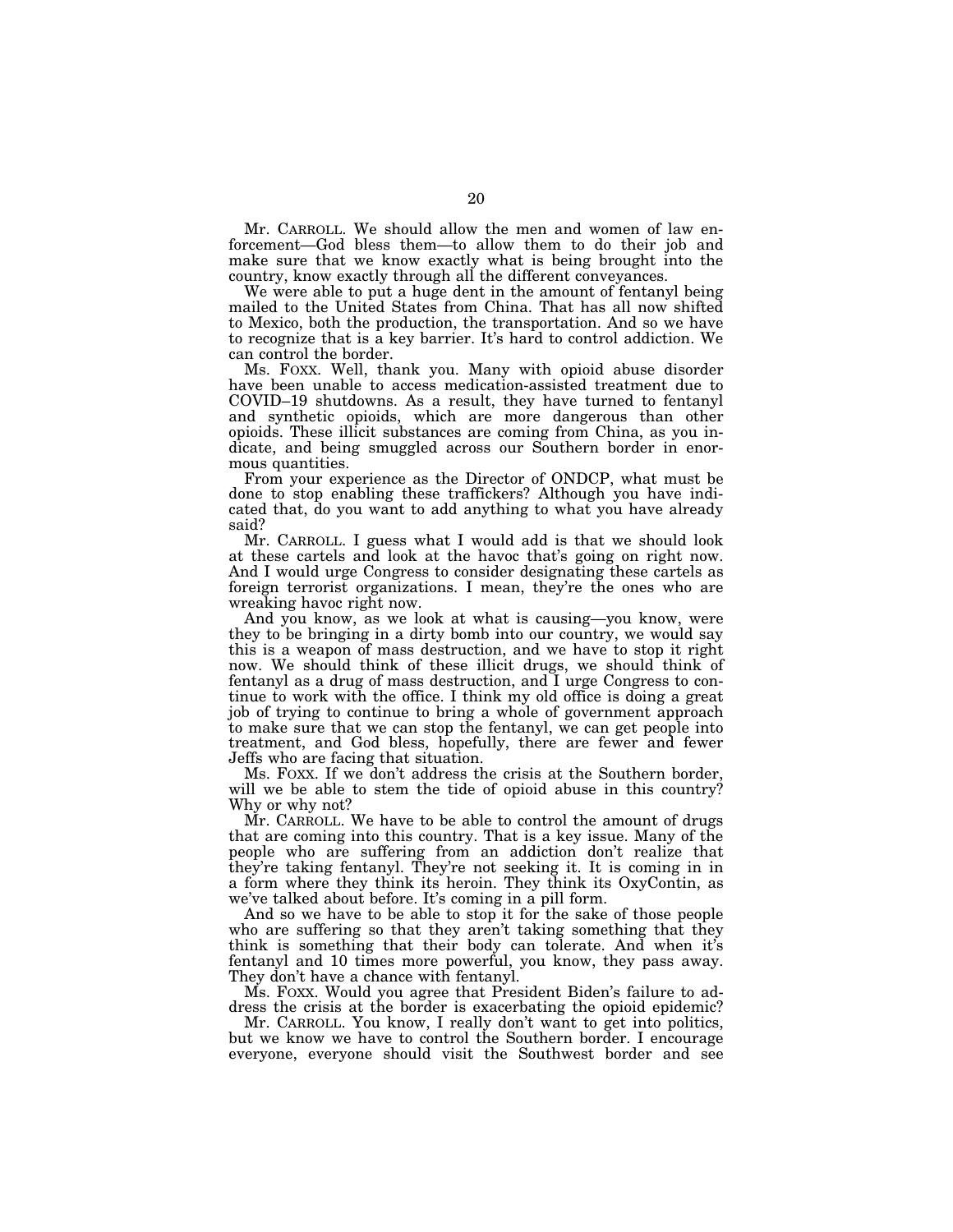Mr. CARROLL. We should allow the men and women of law enforcement—God bless them—to allow them to do their job and make sure that we know exactly what is being brought into the country, know exactly through all the different conveyances.

We were able to put a huge dent in the amount of fentanyl being mailed to the United States from China. That has all now shifted to Mexico, both the production, the transportation. And so we have to recognize that is a key barrier. It's hard to control addiction. We can control the border.

Ms. FOXX. Well, thank you. Many with opioid abuse disorder have been unable to access medication-assisted treatment due to COVID–19 shutdowns. As a result, they have turned to fentanyl and synthetic opioids, which are more dangerous than other opioids. These illicit substances are coming from China, as you indicate, and being smuggled across our Southern border in enormous quantities.

From your experience as the Director of ONDCP, what must be done to stop enabling these traffickers? Although you have indicated that, do you want to add anything to what you have already said?

Mr. CARROLL. I guess what I would add is that we should look at these cartels and look at the havoc that's going on right now. And I would urge Congress to consider designating these cartels as foreign terrorist organizations. I mean, they're the ones who are wreaking havoc right now.

And you know, as we look at what is causing—you know, were they to be bringing in a dirty bomb into our country, we would say this is a weapon of mass destruction, and we have to stop it right now. We should think of these illicit drugs, we should think of fentanyl as a drug of mass destruction, and I urge Congress to continue to work with the office. I think my old office is doing a great job of trying to continue to bring a whole of government approach to make sure that we can stop the fentanyl, we can get people into treatment, and God bless, hopefully, there are fewer and fewer Jeffs who are facing that situation.

Ms. FOXX. If we don't address the crisis at the Southern border, will we be able to stem the tide of opioid abuse in this country? Why or why not?

Mr. CARROLL. We have to be able to control the amount of drugs that are coming into this country. That is a key issue. Many of the people who are suffering from an addiction don't realize that they're taking fentanyl. They're not seeking it. It is coming in in a form where they think its heroin. They think its OxyContin, as we've talked about before. It's coming in a pill form.

And so we have to be able to stop it for the sake of those people who are suffering so that they aren't taking something that they think is something that their body can tolerate. And when it's fentanyl and 10 times more powerful, you know, they pass away. They don't have a chance with fentanyl.

Ms. FOXX. Would you agree that President Biden's failure to address the crisis at the border is exacerbating the opioid epidemic?

Mr. CARROLL. You know, I really don't want to get into politics, but we know we have to control the Southern border. I encourage everyone, everyone should visit the Southwest border and see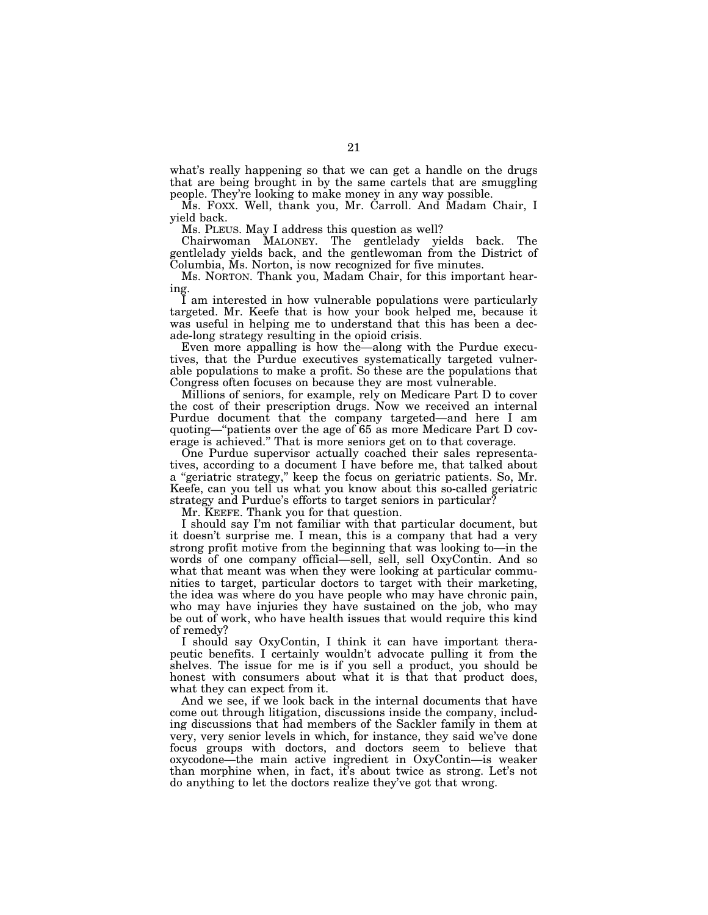what's really happening so that we can get a handle on the drugs that are being brought in by the same cartels that are smuggling people. They're looking to make money in any way possible.

Ms. FOXX. Well, thank you, Mr. Carroll. And Madam Chair, I yield back.

Ms. PLEUS. May I address this question as well?

Chairwoman MALONEY. The gentlelady yields back. The gentlelady yields back, and the gentlewoman from the District of Columbia, Ms. Norton, is now recognized for five minutes.

Ms. NORTON. Thank you, Madam Chair, for this important hearing.

I am interested in how vulnerable populations were particularly targeted. Mr. Keefe that is how your book helped me, because it was useful in helping me to understand that this has been a decade-long strategy resulting in the opioid crisis.

Even more appalling is how the—along with the Purdue executives, that the Purdue executives systematically targeted vulnerable populations to make a profit. So these are the populations that Congress often focuses on because they are most vulnerable.

Millions of seniors, for example, rely on Medicare Part D to cover the cost of their prescription drugs. Now we received an internal Purdue document that the company targeted—and here I am quoting—"patients over the age of 65 as more Medicare Part D coverage is achieved." That is more seniors get on to that coverage.

One Purdue supervisor actually coached their sales representatives, according to a document I have before me, that talked about a "geriatric strategy," keep the focus on geriatric patients. So, Mr. Keefe, can you tell us what you know about this so-called geriatric strategy and Purdue's efforts to target seniors in particular?

Mr. KEEFE. Thank you for that question.

I should say I'm not familiar with that particular document, but it doesn't surprise me. I mean, this is a company that had a very strong profit motive from the beginning that was looking to—in the words of one company official—sell, sell, sell OxyContin. And so what that meant was when they were looking at particular communities to target, particular doctors to target with their marketing, the idea was where do you have people who may have chronic pain, who may have injuries they have sustained on the job, who may be out of work, who have health issues that would require this kind of remedy?

I should say OxyContin, I think it can have important therapeutic benefits. I certainly wouldn't advocate pulling it from the shelves. The issue for me is if you sell a product, you should be honest with consumers about what it is that that product does, what they can expect from it.

And we see, if we look back in the internal documents that have come out through litigation, discussions inside the company, including discussions that had members of the Sackler family in them at very, very senior levels in which, for instance, they said we've done focus groups with doctors, and doctors seem to believe that oxycodone—the main active ingredient in OxyContin—is weaker than morphine when, in fact, it's about twice as strong. Let's not do anything to let the doctors realize they've got that wrong.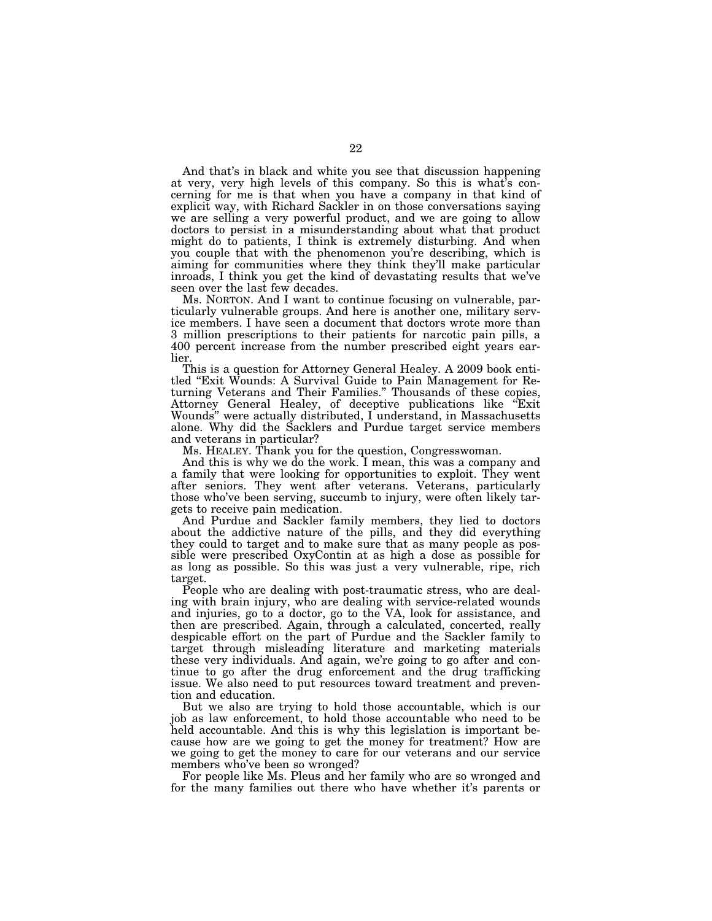And that's in black and white you see that discussion happening at very, very high levels of this company. So this is what's concerning for me is that when you have a company in that kind of explicit way, with Richard Sackler in on those conversations saying we are selling a very powerful product, and we are going to allow doctors to persist in a misunderstanding about what that product might do to patients, I think is extremely disturbing. And when you couple that with the phenomenon you're describing, which is aiming for communities where they think they'll make particular inroads, I think you get the kind of devastating results that we've seen over the last few decades.

Ms. NORTON. And I want to continue focusing on vulnerable, particularly vulnerable groups. And here is another one, military service members. I have seen a document that doctors wrote more than 3 million prescriptions to their patients for narcotic pain pills, a 400 percent increase from the number prescribed eight years earlier.

This is a question for Attorney General Healey. A 2009 book entitled "Exit Wounds: A Survival Guide to Pain Management for Returning Veterans and Their Families." Thousands of these copies, Attorney General Healey, of deceptive publications like "Exit Wounds" were actually distributed, I understand, in Massachusetts alone. Why did the Sacklers and Purdue target service members and veterans in particular?

Ms. HEALEY. Thank you for the question, Congresswoman.

And this is why we do the work. I mean, this was a company and a family that were looking for opportunities to exploit. They went after seniors. They went after veterans. Veterans, particularly those who've been serving, succumb to injury, were often likely targets to receive pain medication.

And Purdue and Sackler family members, they lied to doctors about the addictive nature of the pills, and they did everything they could to target and to make sure that as many people as possible were prescribed OxyContin at as high a dose as possible for as long as possible. So this was just a very vulnerable, ripe, rich target.

People who are dealing with post-traumatic stress, who are dealing with brain injury, who are dealing with service-related wounds and injuries, go to a doctor, go to the VA, look for assistance, and then are prescribed. Again, through a calculated, concerted, really despicable effort on the part of Purdue and the Sackler family to target through misleading literature and marketing materials these very individuals. And again, we're going to go after and continue to go after the drug enforcement and the drug trafficking issue. We also need to put resources toward treatment and prevention and education.

But we also are trying to hold those accountable, which is our job as law enforcement, to hold those accountable who need to be held accountable. And this is why this legislation is important because how are we going to get the money for treatment? How are we going to get the money to care for our veterans and our service members who've been so wronged?

For people like Ms. Pleus and her family who are so wronged and for the many families out there who have whether it's parents or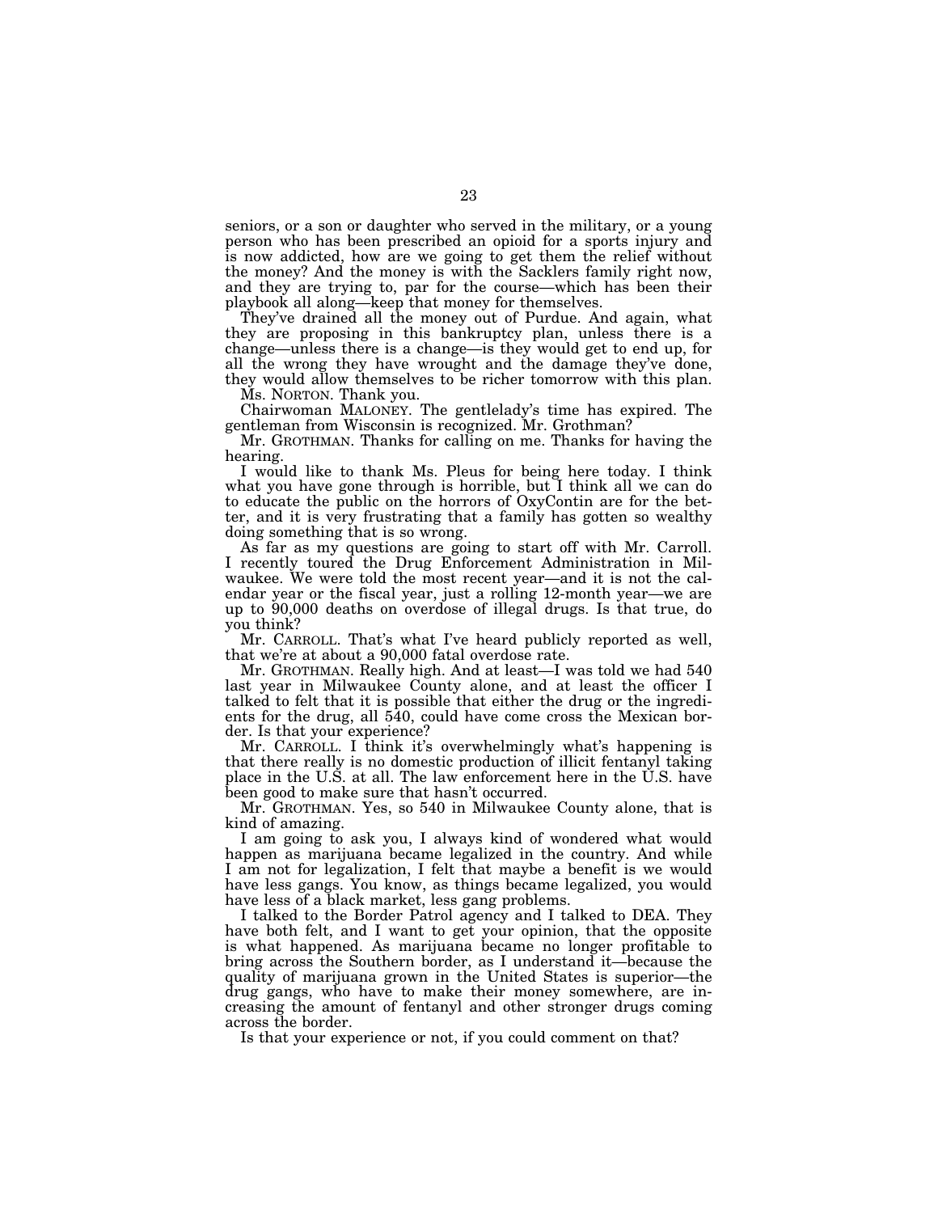seniors, or a son or daughter who served in the military, or a young person who has been prescribed an opioid for a sports injury and is now addicted, how are we going to get them the relief without the money? And the money is with the Sacklers family right now, and they are trying to, par for the course—which has been their playbook all along—keep that money for themselves.

They've drained all the money out of Purdue. And again, what they are proposing in this bankruptcy plan, unless there is a change—unless there is a change—is they would get to end up, for all the wrong they have wrought and the damage they've done, they would allow themselves to be richer tomorrow with this plan.

Ms. NORTON. Thank you.

Chairwoman MALONEY. The gentlelady's time has expired. The gentleman from Wisconsin is recognized. Mr. Grothman?

Mr. GROTHMAN. Thanks for calling on me. Thanks for having the hearing.

I would like to thank Ms. Pleus for being here today. I think what you have gone through is horrible, but I think all we can do to educate the public on the horrors of OxyContin are for the better, and it is very frustrating that a family has gotten so wealthy doing something that is so wrong.

As far as my questions are going to start off with Mr. Carroll. I recently toured the Drug Enforcement Administration in Milwaukee. We were told the most recent year—and it is not the calendar year or the fiscal year, just a rolling 12-month year—we are up to 90,000 deaths on overdose of illegal drugs. Is that true, do you think?

Mr. CARROLL. That's what I've heard publicly reported as well, that we're at about a 90,000 fatal overdose rate.

Mr. GROTHMAN. Really high. And at least—I was told we had 540 last year in Milwaukee County alone, and at least the officer I talked to felt that it is possible that either the drug or the ingredients for the drug, all 540, could have come cross the Mexican border. Is that your experience?

Mr. CARROLL. I think it's overwhelmingly what's happening is that there really is no domestic production of illicit fentanyl taking place in the U.S. at all. The law enforcement here in the U.S. have been good to make sure that hasn't occurred.

Mr. GROTHMAN. Yes, so 540 in Milwaukee County alone, that is kind of amazing.

I am going to ask you, I always kind of wondered what would happen as marijuana became legalized in the country. And while I am not for legalization, I felt that maybe a benefit is we would have less gangs. You know, as things became legalized, you would have less of a black market, less gang problems.

I talked to the Border Patrol agency and I talked to DEA. They have both felt, and I want to get your opinion, that the opposite is what happened. As marijuana became no longer profitable to bring across the Southern border, as I understand it—because the quality of marijuana grown in the United States is superior—the drug gangs, who have to make their money somewhere, are increasing the amount of fentanyl and other stronger drugs coming across the border.

Is that your experience or not, if you could comment on that?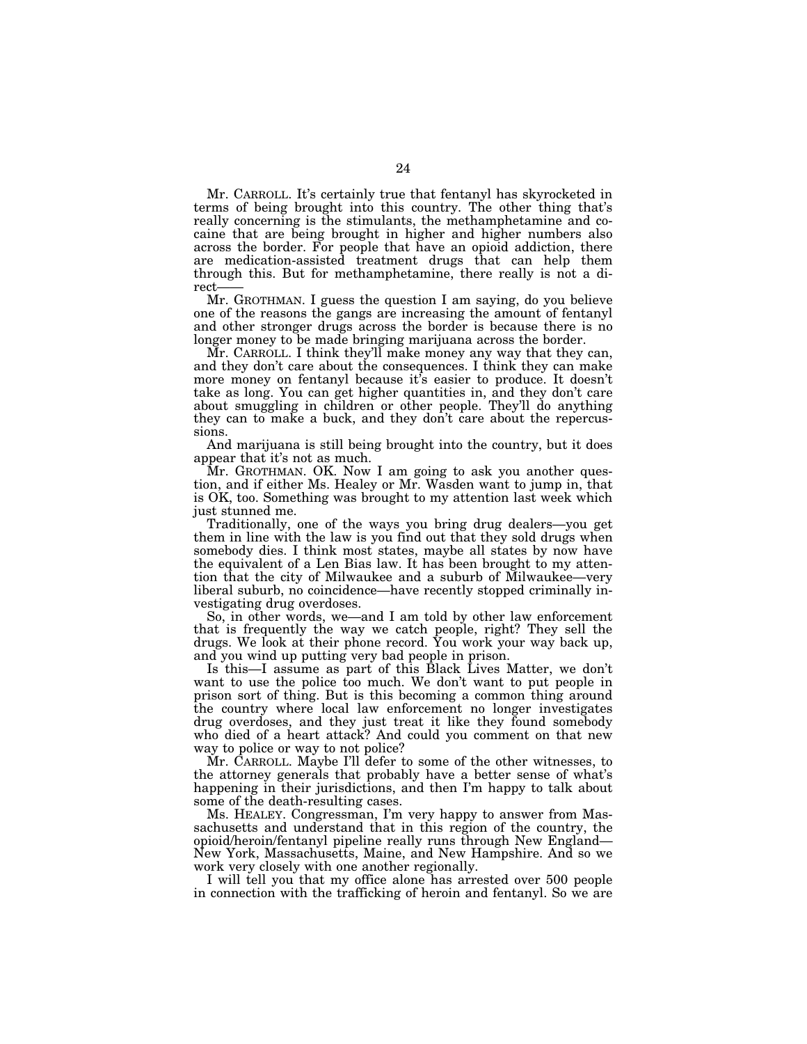Mr. CARROLL. It's certainly true that fentanyl has skyrocketed in terms of being brought into this country. The other thing that's really concerning is the stimulants, the methamphetamine and cocaine that are being brought in higher and higher numbers also across the border. For people that have an opioid addiction, there are medication-assisted treatment drugs that can help them through this. But for methamphetamine, there really is not a direct——

Mr. GROTHMAN. I guess the question I am saying, do you believe one of the reasons the gangs are increasing the amount of fentanyl and other stronger drugs across the border is because there is no longer money to be made bringing marijuana across the border.

Mr. CARROLL. I think they'll make money any way that they can, and they don't care about the consequences. I think they can make more money on fentanyl because it's easier to produce. It doesn't take as long. You can get higher quantities in, and they don't care about smuggling in children or other people. They'll do anything they can to make a buck, and they don't care about the repercussions.

And marijuana is still being brought into the country, but it does appear that it's not as much.

Mr. GROTHMAN. OK. Now I am going to ask you another question, and if either Ms. Healey or Mr. Wasden want to jump in, that is OK, too. Something was brought to my attention last week which just stunned me.

Traditionally, one of the ways you bring drug dealers—you get them in line with the law is you find out that they sold drugs when somebody dies. I think most states, maybe all states by now have the equivalent of a Len Bias law. It has been brought to my attention that the city of Milwaukee and a suburb of Milwaukee—very liberal suburb, no coincidence—have recently stopped criminally investigating drug overdoses.

So, in other words, we—and I am told by other law enforcement that is frequently the way we catch people, right? They sell the drugs. We look at their phone record. You work your way back up, and you wind up putting very bad people in prison.

Is this—I assume as part of this Black Lives Matter, we don't want to use the police too much. We don't want to put people in prison sort of thing. But is this becoming a common thing around the country where local law enforcement no longer investigates drug overdoses, and they just treat it like they found somebody who died of a heart attack? And could you comment on that new way to police or way to not police?

Mr. CARROLL. Maybe I'll defer to some of the other witnesses, to the attorney generals that probably have a better sense of what's happening in their jurisdictions, and then I'm happy to talk about some of the death-resulting cases.

Ms. HEALEY. Congressman, I'm very happy to answer from Massachusetts and understand that in this region of the country, the opioid/heroin/fentanyl pipeline really runs through New England—New York, Massachusetts, Maine, and New Hampshire. And so we work very closely with one another regionally.

I will tell you that my office alone has arrested over 500 people in connection with the trafficking of heroin and fentanyl. So we are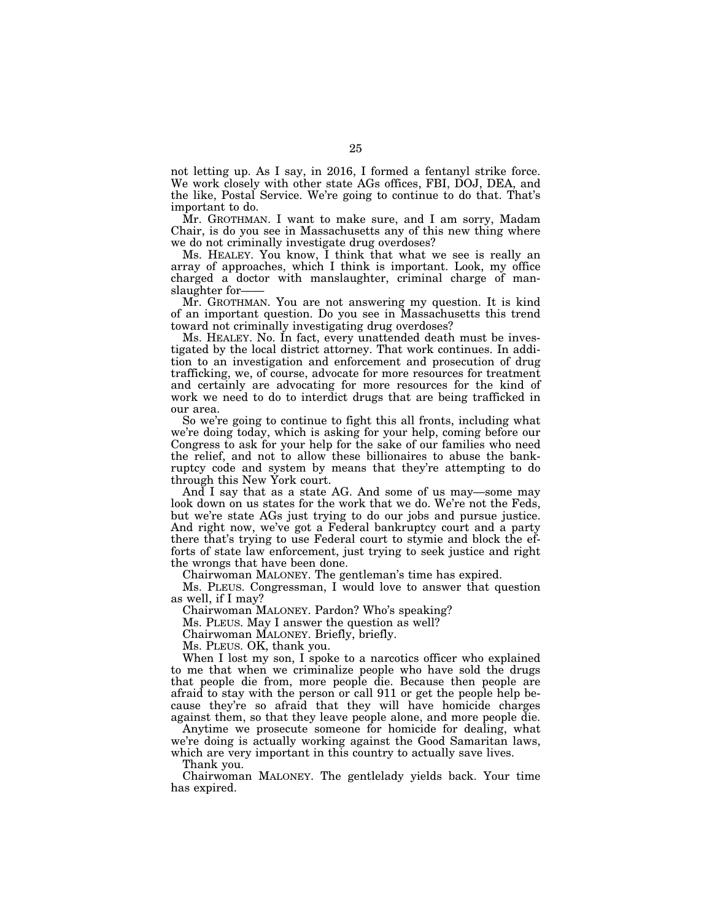not letting up. As I say, in 2016, I formed a fentanyl strike force. We work closely with other state AGs offices, FBI, DOJ, DEA, and the like, Postal Service. We're going to continue to do that. That's important to do.

Mr. GROTHMAN. I want to make sure, and I am sorry, Madam Chair, is do you see in Massachusetts any of this new thing where we do not criminally investigate drug overdoses?

Ms. HEALEY. You know, I think that what we see is really an array of approaches, which I think is important. Look, my office charged a doctor with manslaughter, criminal charge of manslaughter for——

Mr. GROTHMAN. You are not answering my question. It is kind of an important question. Do you see in Massachusetts this trend toward not criminally investigating drug overdoses?

Ms. HEALEY. No. In fact, every unattended death must be investigated by the local district attorney. That work continues. In addition to an investigation and enforcement and prosecution of drug trafficking, we, of course, advocate for more resources for treatment and certainly are advocating for more resources for the kind of work we need to do to interdict drugs that are being trafficked in our area.

So we're going to continue to fight this all fronts, including what we're doing today, which is asking for your help, coming before our Congress to ask for your help for the sake of our families who need the relief, and not to allow these billionaires to abuse the bankruptcy code and system by means that they're attempting to do through this New York court.

And I say that as a state AG. And some of us may—some may look down on us states for the work that we do. We're not the Feds, but we're state AGs just trying to do our jobs and pursue justice. And right now, we've got a Federal bankruptcy court and a party there that's trying to use Federal court to stymie and block the efforts of state law enforcement, just trying to seek justice and right the wrongs that have been done.

Chairwoman MALONEY. The gentleman's time has expired.

Ms. PLEUS. Congressman, I would love to answer that question as well, if I may?

Chairwoman MALONEY. Pardon? Who's speaking?

Ms. PLEUS. May I answer the question as well?

Chairwoman MALONEY. Briefly, briefly.

Ms. PLEUS. OK, thank you.

When I lost my son, I spoke to a narcotics officer who explained to me that when we criminalize people who have sold the drugs that people die from, more people die. Because then people are afraid to stay with the person or call 911 or get the people help because they're so afraid that they will have homicide charges against them, so that they leave people alone, and more people die.

Anytime we prosecute someone for homicide for dealing, what we're doing is actually working against the Good Samaritan laws, which are very important in this country to actually save lives.

Thank you.

Chairwoman MALONEY. The gentlelady yields back. Your time has expired.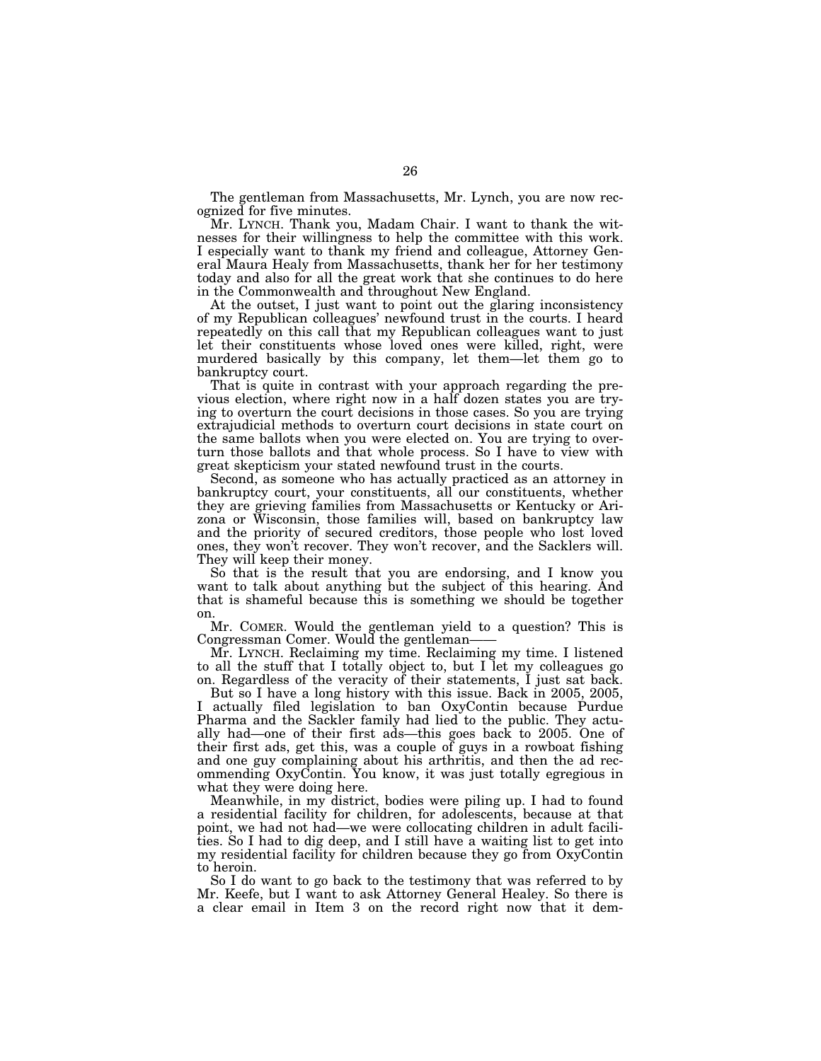The gentleman from Massachusetts, Mr. Lynch, you are now recognized for five minutes.

Mr. LYNCH. Thank you, Madam Chair. I want to thank the witnesses for their willingness to help the committee with this work. I especially want to thank my friend and colleague, Attorney General Maura Healy from Massachusetts, thank her for her testimony today and also for all the great work that she continues to do here in the Commonwealth and throughout New England.

At the outset, I just want to point out the glaring inconsistency of my Republican colleagues' newfound trust in the courts. I heard repeatedly on this call that my Republican colleagues want to just let their constituents whose loved ones were killed, right, were murdered basically by this company, let them—let them go to bankruptcy court.

That is quite in contrast with your approach regarding the previous election, where right now in a half dozen states you are trying to overturn the court decisions in those cases. So you are trying extrajudicial methods to overturn court decisions in state court on the same ballots when you were elected on. You are trying to overturn those ballots and that whole process. So I have to view with great skepticism your stated newfound trust in the courts.

Second, as someone who has actually practiced as an attorney in bankruptcy court, your constituents, all our constituents, whether they are grieving families from Massachusetts or Kentucky or Arizona or Wisconsin, those families will, based on bankruptcy law and the priority of secured creditors, those people who lost loved ones, they won't recover. They won't recover, and the Sacklers will. They will keep their money.

So that is the result that you are endorsing, and I know you want to talk about anything but the subject of this hearing. And that is shameful because this is something we should be together on.

Mr. COMER. Would the gentleman yield to a question? This is Congressman Comer. Would the gentleman——

Mr. LYNCH. Reclaiming my time. Reclaiming my time. I listened to all the stuff that I totally object to, but I let my colleagues go on. Regardless of the veracity of their statements, I just sat back.

But so I have a long history with this issue. Back in 2005, 2005, I actually filed legislation to ban OxyContin because Purdue Pharma and the Sackler family had lied to the public. They actually had—one of their first ads—this goes back to 2005. One of their first ads, get this, was a couple of guys in a rowboat fishing and one guy complaining about his arthritis, and then the ad recommending OxyContin. You know, it was just totally egregious in what they were doing here.

Meanwhile, in my district, bodies were piling up. I had to found a residential facility for children, for adolescents, because at that point, we had not had—we were collocating children in adult facilities. So I had to dig deep, and I still have a waiting list to get into my residential facility for children because they go from OxyContin to heroin.

So I do want to go back to the testimony that was referred to by Mr. Keefe, but I want to ask Attorney General Healey. So there is a clear email in Item 3 on the record right now that it dem-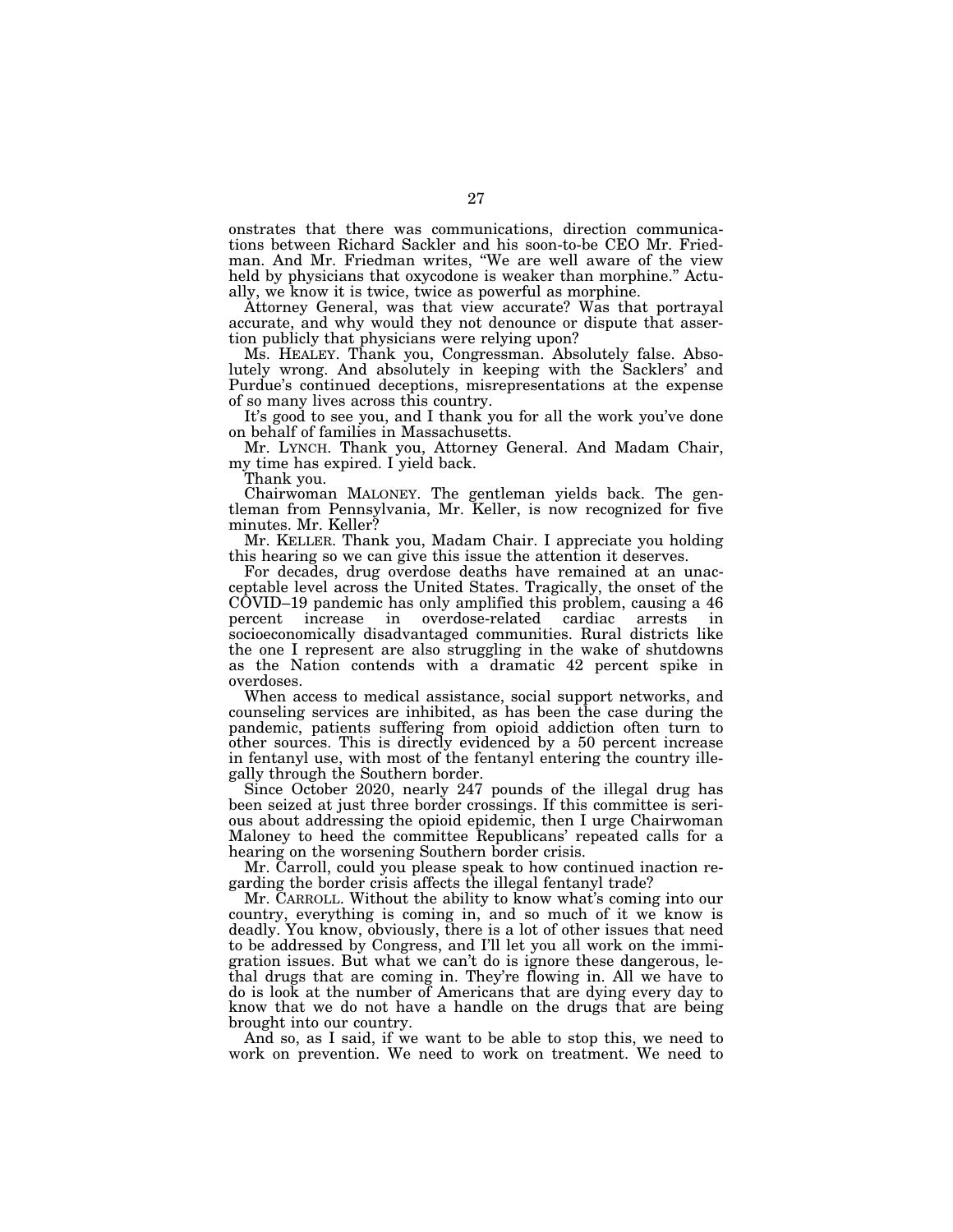onstrates that there was communications, direction communications between Richard Sackler and his soon-to-be CEO Mr. Friedman. And Mr. Friedman writes, "We are well aware of the view held by physicians that oxycodone is weaker than morphine." Actually, we know it is twice, twice as powerful as morphine.

Attorney General, was that view accurate? Was that portrayal accurate, and why would they not denounce or dispute that assertion publicly that physicians were relying upon?

Ms. HEALEY. Thank you, Congressman. Absolutely false. Absolutely wrong. And absolutely in keeping with the Sacklers' and Purdue's continued deceptions, misrepresentations at the expense of so many lives across this country.

It's good to see you, and I thank you for all the work you've done on behalf of families in Massachusetts.

Mr. LYNCH. Thank you, Attorney General. And Madam Chair, my time has expired. I yield back.

Thank you.

Chairwoman MALONEY. The gentleman yields back. The gentleman from Pennsylvania, Mr. Keller, is now recognized for five minutes. Mr. Keller?

Mr. KELLER. Thank you, Madam Chair. I appreciate you holding this hearing so we can give this issue the attention it deserves.

For decades, drug overdose deaths have remained at an unacceptable level across the United States. Tragically, the onset of the COVID–19 pandemic has only amplified this problem, causing a 46 percent increase in overdose-related cardiac arrests in socioeconomically disadvantaged communities. Rural districts like the one I represent are also struggling in the wake of shutdowns as the Nation contends with a dramatic 42 percent spike in overdoses.

When access to medical assistance, social support networks, and counseling services are inhibited, as has been the case during the pandemic, patients suffering from opioid addiction often turn to other sources. This is directly evidenced by a 50 percent increase in fentanyl use, with most of the fentanyl entering the country illegally through the Southern border.

Since October 2020, nearly 247 pounds of the illegal drug has been seized at just three border crossings. If this committee is serious about addressing the opioid epidemic, then I urge Chairwoman Maloney to heed the committee Republicans' repeated calls for a hearing on the worsening Southern border crisis.

Mr. Carroll, could you please speak to how continued inaction regarding the border crisis affects the illegal fentanyl trade?

Mr. CARROLL. Without the ability to know what's coming into our country, everything is coming in, and so much of it we know is deadly. You know, obviously, there is a lot of other issues that need to be addressed by Congress, and I'll let you all work on the immigration issues. But what we can't do is ignore these dangerous, lethal drugs that are coming in. They're flowing in. All we have to do is look at the number of Americans that are dying every day to know that we do not have a handle on the drugs that are being brought into our country.

And so, as I said, if we want to be able to stop this, we need to work on prevention. We need to work on treatment. We need to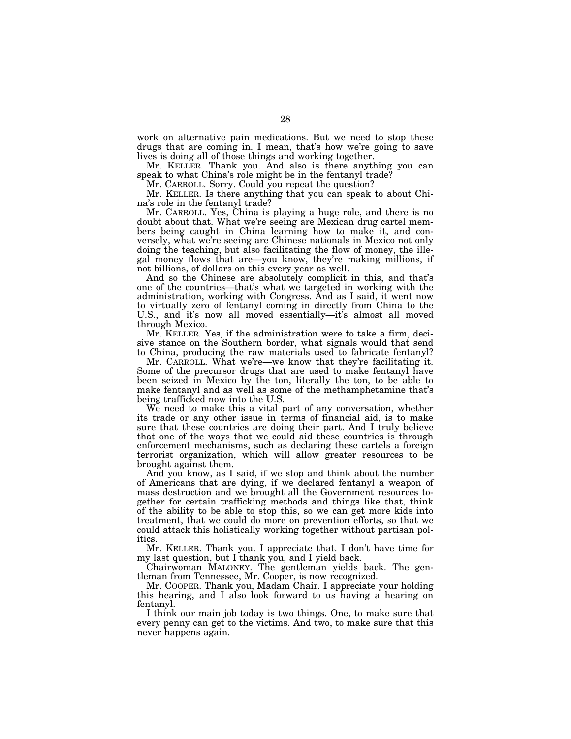work on alternative pain medications. But we need to stop these drugs that are coming in. I mean, that's how we're going to save lives is doing all of those things and working together.

Mr. KELLER. Thank you. And also is there anything you can speak to what China's role might be in the fentanyl trade?

Mr. CARROLL. Sorry. Could you repeat the question?

Mr. KELLER. Is there anything that you can speak to about China's role in the fentanyl trade?

Mr. CARROLL. Yes, China is playing a huge role, and there is no doubt about that. What we're seeing are Mexican drug cartel members being caught in China learning how to make it, and conversely, what we're seeing are Chinese nationals in Mexico not only doing the teaching, but also facilitating the flow of money, the illegal money flows that are—you know, they're making millions, if not billions, of dollars on this every year as well.

And so the Chinese are absolutely complicit in this, and that's one of the countries—that's what we targeted in working with the administration, working with Congress. And as I said, it went now to virtually zero of fentanyl coming in directly from China to the U.S., and it's now all moved essentially—it's almost all moved through Mexico.

Mr. KELLER. Yes, if the administration were to take a firm, decisive stance on the Southern border, what signals would that send to China, producing the raw materials used to fabricate fentanyl?

Mr. CARROLL. What we're—we know that they're facilitating it. Some of the precursor drugs that are used to make fentanyl have been seized in Mexico by the ton, literally the ton, to be able to make fentanyl and as well as some of the methamphetamine that's being trafficked now into the U.S.

We need to make this a vital part of any conversation, whether its trade or any other issue in terms of financial aid, is to make sure that these countries are doing their part. And I truly believe that one of the ways that we could aid these countries is through enforcement mechanisms, such as declaring these cartels a foreign terrorist organization, which will allow greater resources to be brought against them.

And you know, as I said, if we stop and think about the number of Americans that are dying, if we declared fentanyl a weapon of mass destruction and we brought all the Government resources together for certain trafficking methods and things like that, think of the ability to be able to stop this, so we can get more kids into treatment, that we could do more on prevention efforts, so that we could attack this holistically working together without partisan politics.

Mr. KELLER. Thank you. I appreciate that. I don't have time for my last question, but I thank you, and I yield back.

Chairwoman MALONEY. The gentleman yields back. The gentleman from Tennessee, Mr. Cooper, is now recognized.

Mr. COOPER. Thank you, Madam Chair. I appreciate your holding this hearing, and I also look forward to us having a hearing on fentanyl.

I think our main job today is two things. One, to make sure that every penny can get to the victims. And two, to make sure that this never happens again.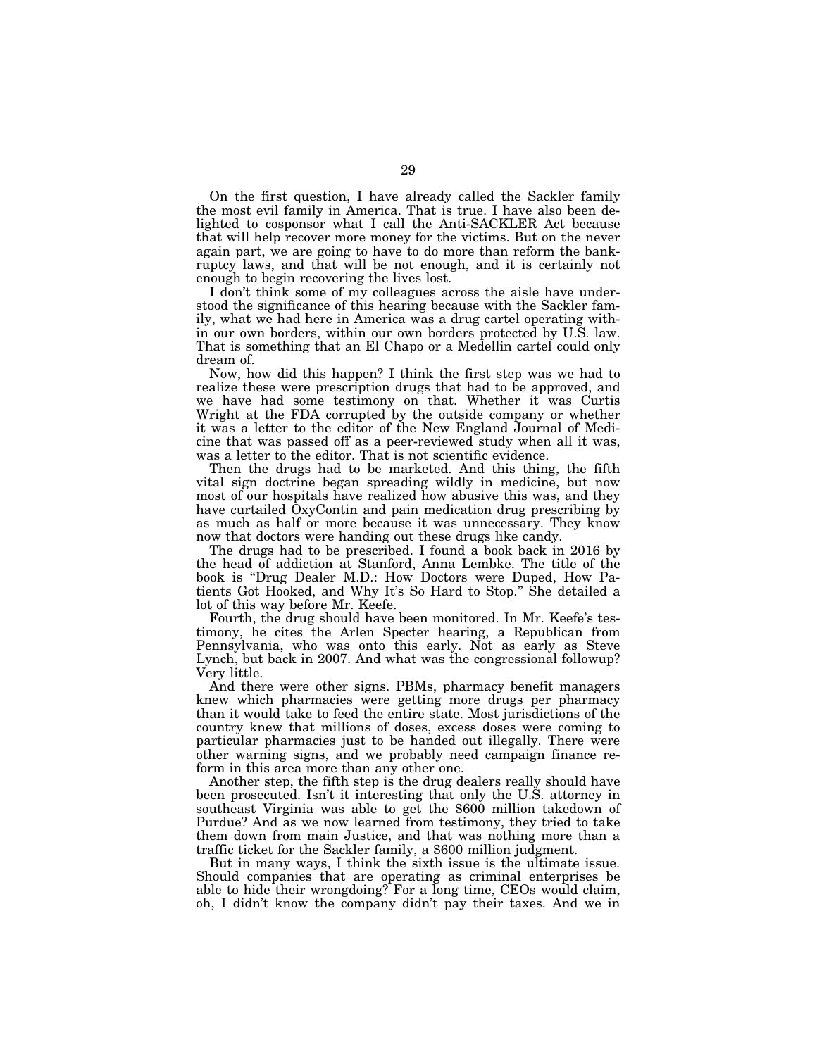On the first question, I have already called the Sackler family the most evil family in America. That is true. I have also been delighted to cosponsor what I call the Anti-SACKLER Act because that will help recover more money for the victims. But on the never again part, we are going to have to do more than reform the bankruptcy laws, and that will be not enough, and it is certainly not enough to begin recovering the lives lost.

I don't think some of my colleagues across the aisle have understood the significance of this hearing because with the Sackler family, what we had here in America was a drug cartel operating within our own borders, within our own borders protected by U.S. law. That is something that an El Chapo or a Medellin cartel could only dream of.

Now, how did this happen? I think the first step was we had to realize these were prescription drugs that had to be approved, and we have had some testimony on that. Whether it was Curtis Wright at the FDA corrupted by the outside company or whether it was a letter to the editor of the New England Journal of Medicine that was passed off as a peer-reviewed study when all it was, was a letter to the editor. That is not scientific evidence.

Then the drugs had to be marketed. And this thing, the fifth vital sign doctrine began spreading wildly in medicine, but now most of our hospitals have realized how abusive this was, and they have curtailed OxyContin and pain medication drug prescribing by as much as half or more because it was unnecessary. They know now that doctors were handing out these drugs like candy.

The drugs had to be prescribed. I found a book back in 2016 by the head of addiction at Stanford, Anna Lembke. The title of the book is "Drug Dealer M.D.: How Doctors were Duped, How Patients Got Hooked, and Why It's So Hard to Stop." She detailed a lot of this way before Mr. Keefe.

Fourth, the drug should have been monitored. In Mr. Keefe's testimony, he cites the Arlen Specter hearing, a Republican from Pennsylvania, who was onto this early. Not as early as Steve Lynch, but back in 2007. And what was the congressional followup? Very little.

And there were other signs. PBMs, pharmacy benefit managers knew which pharmacies were getting more drugs per pharmacy than it would take to feed the entire state. Most jurisdictions of the country knew that millions of doses, excess doses were coming to particular pharmacies just to be handed out illegally. There were other warning signs, and we probably need campaign finance reform in this area more than any other one.

Another step, the fifth step is the drug dealers really should have been prosecuted. Isn't it interesting that only the U.S. attorney in southeast Virginia was able to get the $600 million takedown of Purdue? And as we now learned from testimony, they tried to take them down from main Justice, and that was nothing more than a traffic ticket for the Sackler family, a $600 million judgment.

But in many ways, I think the sixth issue is the ultimate issue. Should companies that are operating as criminal enterprises be able to hide their wrongdoing? For a long time, CEOs would claim, oh, I didn't know the company didn't pay their taxes. And we in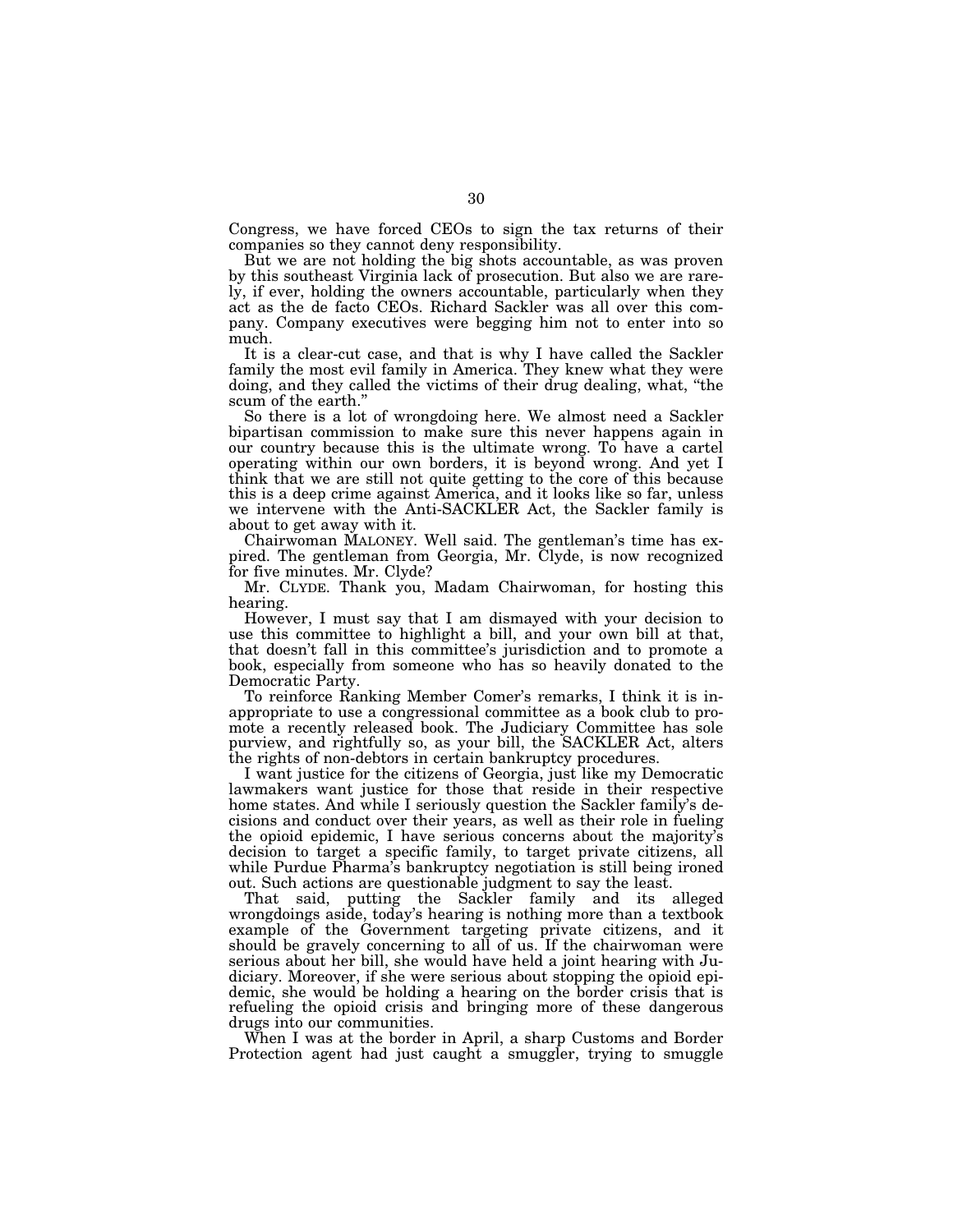Congress, we have forced CEOs to sign the tax returns of their companies so they cannot deny responsibility.

But we are not holding the big shots accountable, as was proven by this southeast Virginia lack of prosecution. But also we are rarely, if ever, holding the owners accountable, particularly when they act as the de facto CEOs. Richard Sackler was all over this company. Company executives were begging him not to enter into so much.

It is a clear-cut case, and that is why I have called the Sackler family the most evil family in America. They knew what they were doing, and they called the victims of their drug dealing, what, "the scum of the earth."

So there is a lot of wrongdoing here. We almost need a Sackler bipartisan commission to make sure this never happens again in our country because this is the ultimate wrong. To have a cartel operating within our own borders, it is beyond wrong. And yet I think that we are still not quite getting to the core of this because this is a deep crime against America, and it looks like so far, unless we intervene with the Anti-SACKLER Act, the Sackler family is about to get away with it.

Chairwoman MALONEY. Well said. The gentleman's time has expired. The gentleman from Georgia, Mr. Clyde, is now recognized for five minutes. Mr. Clyde?

Mr. CLYDE. Thank you, Madam Chairwoman, for hosting this hearing.

However, I must say that I am dismayed with your decision to use this committee to highlight a bill, and your own bill at that, that doesn't fall in this committee's jurisdiction and to promote a book, especially from someone who has so heavily donated to the Democratic Party.

To reinforce Ranking Member Comer's remarks, I think it is inappropriate to use a congressional committee as a book club to promote a recently released book. The Judiciary Committee has sole purview, and rightfully so, as your bill, the SACKLER Act, alters the rights of non-debtors in certain bankruptcy procedures.

I want justice for the citizens of Georgia, just like my Democratic lawmakers want justice for those that reside in their respective home states. And while I seriously question the Sackler family's decisions and conduct over their years, as well as their role in fueling the opioid epidemic, I have serious concerns about the majority's decision to target a specific family, to target private citizens, all while Purdue Pharma's bankruptcy negotiation is still being ironed out. Such actions are questionable judgment to say the least.

That said, putting the Sackler family and its alleged wrongdoings aside, today's hearing is nothing more than a textbook example of the Government targeting private citizens, and it should be gravely concerning to all of us. If the chairwoman were serious about her bill, she would have held a joint hearing with Judiciary. Moreover, if she were serious about stopping the opioid epidemic, she would be holding a hearing on the border crisis that is refueling the opioid crisis and bringing more of these dangerous drugs into our communities.

When I was at the border in April, a sharp Customs and Border Protection agent had just caught a smuggler, trying to smuggle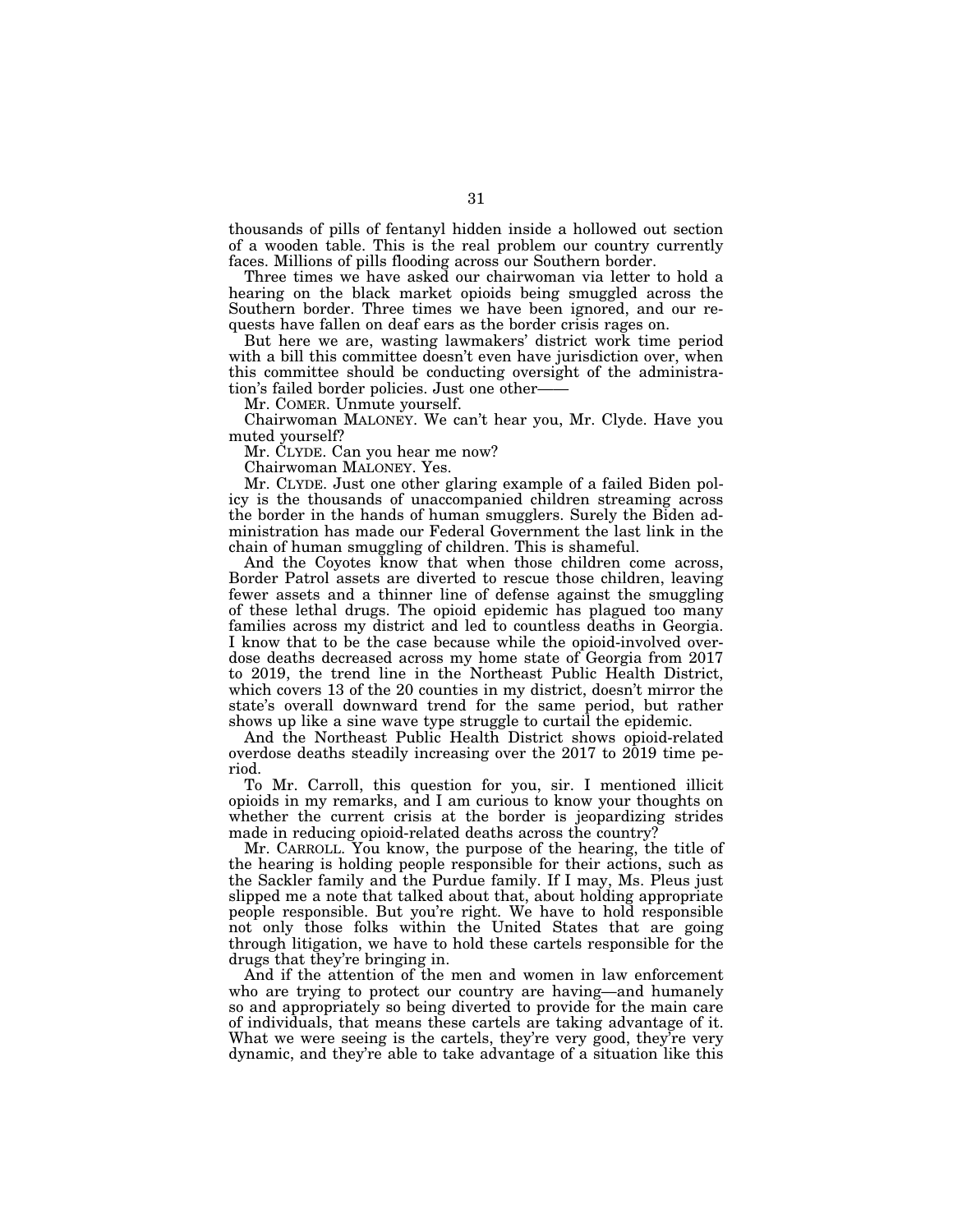thousands of pills of fentanyl hidden inside a hollowed out section of a wooden table. This is the real problem our country currently faces. Millions of pills flooding across our Southern border.

Three times we have asked our chairwoman via letter to hold a hearing on the black market opioids being smuggled across the Southern border. Three times we have been ignored, and our requests have fallen on deaf ears as the border crisis rages on.

But here we are, wasting lawmakers' district work time period with a bill this committee doesn't even have jurisdiction over, when this committee should be conducting oversight of the administration's failed border policies. Just one other——

Mr. COMER. Unmute yourself.

Chairwoman MALONEY. We can't hear you, Mr. Clyde. Have you muted yourself?

Mr. CLYDE. Can you hear me now?

Chairwoman MALONEY. Yes.

Mr. CLYDE. Just one other glaring example of a failed Biden policy is the thousands of unaccompanied children streaming across the border in the hands of human smugglers. Surely the Biden administration has made our Federal Government the last link in the chain of human smuggling of children. This is shameful.

And the Coyotes know that when those children come across, Border Patrol assets are diverted to rescue those children, leaving fewer assets and a thinner line of defense against the smuggling of these lethal drugs. The opioid epidemic has plagued too many families across my district and led to countless deaths in Georgia. I know that to be the case because while the opioid-involved overdose deaths decreased across my home state of Georgia from 2017 to 2019, the trend line in the Northeast Public Health District, which covers 13 of the 20 counties in my district, doesn't mirror the state's overall downward trend for the same period, but rather shows up like a sine wave type struggle to curtail the epidemic.

And the Northeast Public Health District shows opioid-related overdose deaths steadily increasing over the 2017 to 2019 time period.

To Mr. Carroll, this question for you, sir. I mentioned illicit opioids in my remarks, and I am curious to know your thoughts on whether the current crisis at the border is jeopardizing strides made in reducing opioid-related deaths across the country?

Mr. CARROLL. You know, the purpose of the hearing, the title of the hearing is holding people responsible for their actions, such as the Sackler family and the Purdue family. If I may, Ms. Pleus just slipped me a note that talked about that, about holding appropriate people responsible. But you're right. We have to hold responsible not only those folks within the United States that are going through litigation, we have to hold these cartels responsible for the drugs that they're bringing in.

And if the attention of the men and women in law enforcement who are trying to protect our country are having—and humanely so and appropriately so being diverted to provide for the main care of individuals, that means these cartels are taking advantage of it. What we were seeing is the cartels, they're very good, they're very dynamic, and they're able to take advantage of a situation like this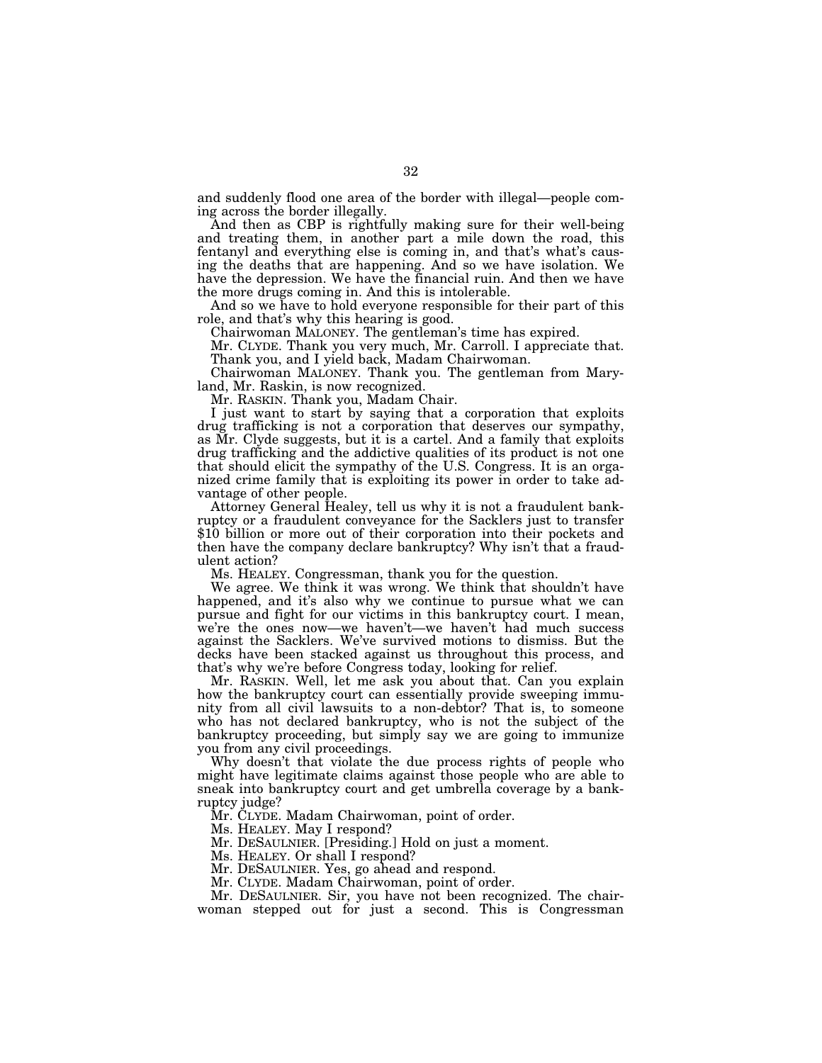and suddenly flood one area of the border with illegal—people coming across the border illegally.

And then as CBP is rightfully making sure for their well-being and treating them, in another part a mile down the road, this fentanyl and everything else is coming in, and that's what's causing the deaths that are happening. And so we have isolation. We have the depression. We have the financial ruin. And then we have the more drugs coming in. And this is intolerable.

And so we have to hold everyone responsible for their part of this role, and that's why this hearing is good.

Chairwoman MALONEY. The gentleman's time has expired.

Mr. CLYDE. Thank you very much, Mr. Carroll. I appreciate that. Thank you, and I yield back, Madam Chairwoman.

Chairwoman MALONEY. Thank you. The gentleman from Maryland, Mr. Raskin, is now recognized.

Mr. RASKIN. Thank you, Madam Chair.

I just want to start by saying that a corporation that exploits drug trafficking is not a corporation that deserves our sympathy, as Mr. Clyde suggests, but it is a cartel. And a family that exploits drug trafficking and the addictive qualities of its product is not one that should elicit the sympathy of the U.S. Congress. It is an organized crime family that is exploiting its power in order to take advantage of other people.

Attorney General Healey, tell us why it is not a fraudulent bankruptcy or a fraudulent conveyance for the Sacklers just to transfer $10 billion or more out of their corporation into their pockets and then have the company declare bankruptcy? Why isn't that a fraudulent action?

Ms. HEALEY. Congressman, thank you for the question.

We agree. We think it was wrong. We think that shouldn't have happened, and it's also why we continue to pursue what we can pursue and fight for our victims in this bankruptcy court. I mean, we're the ones now—we haven't—we haven't had much success against the Sacklers. We've survived motions to dismiss. But the decks have been stacked against us throughout this process, and that's why we're before Congress today, looking for relief.

Mr. RASKIN. Well, let me ask you about that. Can you explain how the bankruptcy court can essentially provide sweeping immunity from all civil lawsuits to a non-debtor? That is, to someone who has not declared bankruptcy, who is not the subject of the bankruptcy proceeding, but simply say we are going to immunize you from any civil proceedings.

Why doesn't that violate the due process rights of people who might have legitimate claims against those people who are able to sneak into bankruptcy court and get umbrella coverage by a bankruptcy judge?

Mr. CLYDE. Madam Chairwoman, point of order.

Ms. HEALEY. May I respond?

Mr. DESAULNIER. [Presiding.] Hold on just a moment.

Ms. HEALEY. Or shall I respond?

Mr. DESAULNIER. Yes, go ahead and respond.

Mr. CLYDE. Madam Chairwoman, point of order.

Mr. DESAULNIER. Sir, you have not been recognized. The chairwoman stepped out for just a second. This is Congressman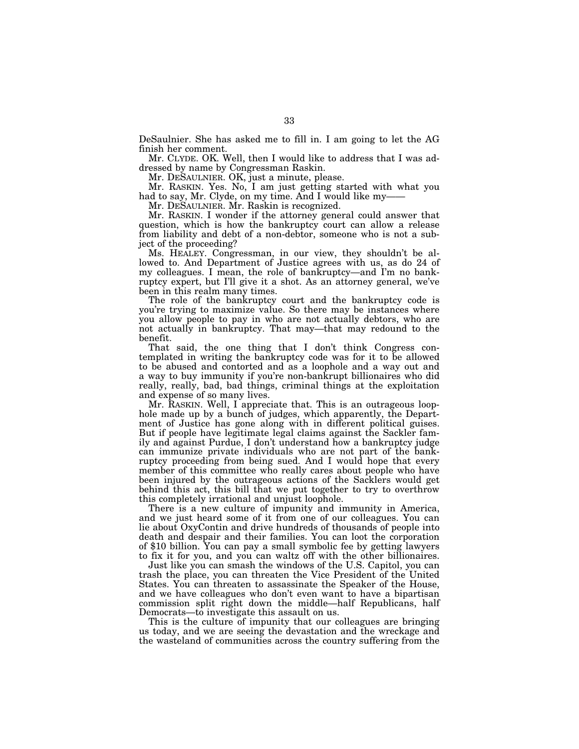DeSaulnier. She has asked me to fill in. I am going to let the AG finish her comment.

Mr. CLYDE. OK. Well, then I would like to address that I was addressed by name by Congressman Raskin.

Mr. DESAULNIER. OK, just a minute, please.

Mr. RASKIN. Yes. No, I am just getting started with what you had to say, Mr. Clyde, on my time. And I would like my——

Mr. DESAULNIER. Mr. Raskin is recognized.

Mr. RASKIN. I wonder if the attorney general could answer that question, which is how the bankruptcy court can allow a release from liability and debt of a non-debtor, someone who is not a subject of the proceeding?

Ms. HEALEY. Congressman, in our view, they shouldn't be allowed to. And Department of Justice agrees with us, as do 24 of my colleagues. I mean, the role of bankruptcy—and I'm no bankruptcy expert, but I'll give it a shot. As an attorney general, we've been in this realm many times.

The role of the bankruptcy court and the bankruptcy code is you're trying to maximize value. So there may be instances where you allow people to pay in who are not actually debtors, who are not actually in bankruptcy. That may—that may redound to the benefit.

That said, the one thing that I don't think Congress contemplated in writing the bankruptcy code was for it to be allowed to be abused and contorted and as a loophole and a way out and a way to buy immunity if you're non-bankrupt billionaires who did really, really, bad, bad things, criminal things at the exploitation and expense of so many lives.

Mr. RASKIN. Well, I appreciate that. This is an outrageous loophole made up by a bunch of judges, which apparently, the Department of Justice has gone along with in different political guises. But if people have legitimate legal claims against the Sackler family and against Purdue, I don't understand how a bankruptcy judge can immunize private individuals who are not part of the bankruptcy proceeding from being sued. And I would hope that every member of this committee who really cares about people who have been injured by the outrageous actions of the Sacklers would get behind this act, this bill that we put together to try to overthrow this completely irrational and unjust loophole.

There is a new culture of impunity and immunity in America, and we just heard some of it from one of our colleagues. You can lie about OxyContin and drive hundreds of thousands of people into death and despair and their families. You can loot the corporation of $10 billion. You can pay a small symbolic fee by getting lawyers to fix it for you, and you can waltz off with the other billionaires.

Just like you can smash the windows of the U.S. Capitol, you can trash the place, you can threaten the Vice President of the United States. You can threaten to assassinate the Speaker of the House, and we have colleagues who don't even want to have a bipartisan commission split right down the middle—half Republicans, half Democrats—to investigate this assault on us.

This is the culture of impunity that our colleagues are bringing us today, and we are seeing the devastation and the wreckage and the wasteland of communities across the country suffering from the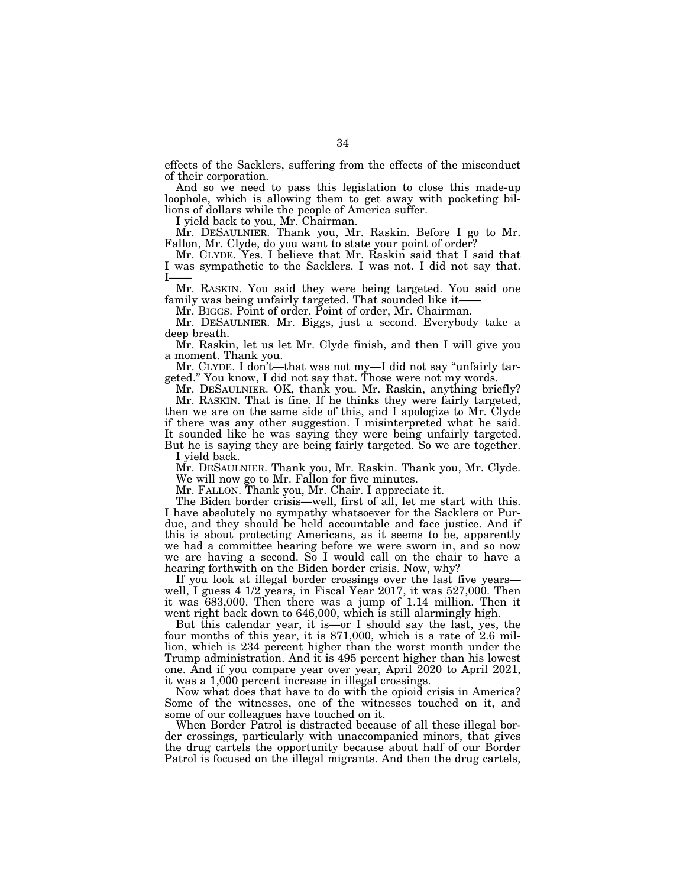effects of the Sacklers, suffering from the effects of the misconduct of their corporation.

And so we need to pass this legislation to close this made-up loophole, which is allowing them to get away with pocketing billions of dollars while the people of America suffer.

I yield back to you, Mr. Chairman.

Mr. DESAULNIER. Thank you, Mr. Raskin. Before I go to Mr. Fallon, Mr. Clyde, do you want to state your point of order?

Mr. CLYDE. Yes. I believe that Mr. Raskin said that I said that I was sympathetic to the Sacklers. I was not. I did not say that. I——

Mr. RASKIN. You said they were being targeted. You said one family was being unfairly targeted. That sounded like it——

Mr. BIGGS. Point of order. Point of order, Mr. Chairman.

Mr. DESAULNIER. Mr. Biggs, just a second. Everybody take a deep breath.

Mr. Raskin, let us let Mr. Clyde finish, and then I will give you a moment. Thank you.

Mr. CLYDE. I don't—that was not my—I did not say "unfairly targeted." You know, I did not say that. Those were not my words.

Mr. DESAULNIER. OK, thank you. Mr. Raskin, anything briefly?

Mr. RASKIN. That is fine. If he thinks they were fairly targeted, then we are on the same side of this, and I apologize to Mr. Clyde if there was any other suggestion. I misinterpreted what he said. It sounded like he was saying they were being unfairly targeted. But he is saying they are being fairly targeted. So we are together.

I yield back.

Mr. DESAULNIER. Thank you, Mr. Raskin. Thank you, Mr. Clyde. We will now go to Mr. Fallon for five minutes.

Mr. FALLON. Thank you, Mr. Chair. I appreciate it.

The Biden border crisis—well, first of all, let me start with this. I have absolutely no sympathy whatsoever for the Sacklers or Purdue, and they should be held accountable and face justice. And if this is about protecting Americans, as it seems to be, apparently we had a committee hearing before we were sworn in, and so now we are having a second. So I would call on the chair to have a hearing forthwith on the Biden border crisis. Now, why?

If you look at illegal border crossings over the last five years—well, I guess 4 1/2 years, in Fiscal Year 2017, it was 527,000. Then it was 683,000. Then there was a jump of 1.14 million. Then it went right back down to 646,000, which is still alarmingly high.

But this calendar year, it is—or I should say the last, yes, the four months of this year, it is 871,000, which is a rate of 2.6 million, which is 234 percent higher than the worst month under the Trump administration. And it is 495 percent higher than his lowest one. And if you compare year over year, April 2020 to April 2021, it was a 1,000 percent increase in illegal crossings.

Now what does that have to do with the opioid crisis in America? Some of the witnesses, one of the witnesses touched on it, and some of our colleagues have touched on it.

When Border Patrol is distracted because of all these illegal border crossings, particularly with unaccompanied minors, that gives the drug cartels the opportunity because about half of our Border Patrol is focused on the illegal migrants. And then the drug cartels,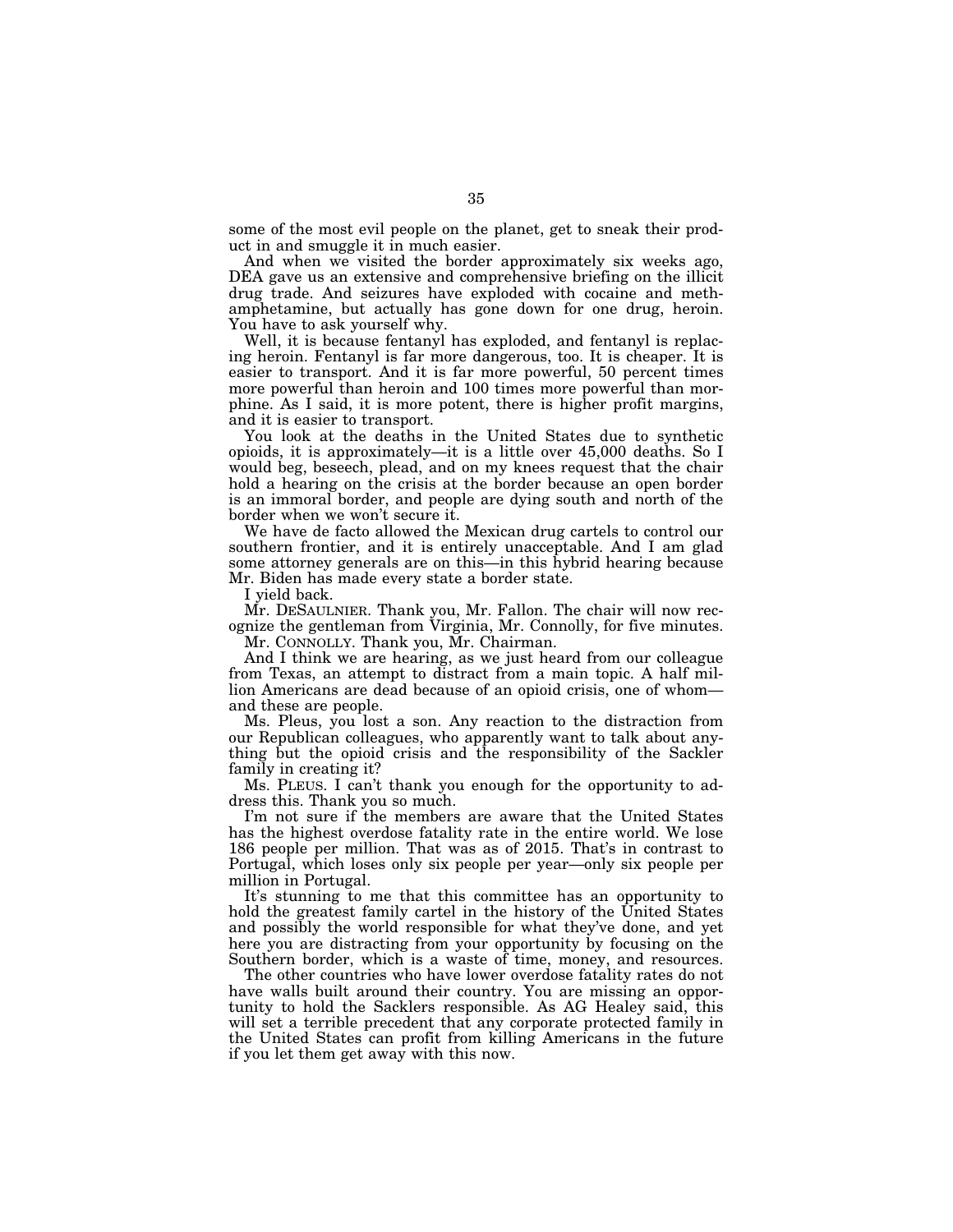some of the most evil people on the planet, get to sneak their product in and smuggle it in much easier.

And when we visited the border approximately six weeks ago, DEA gave us an extensive and comprehensive briefing on the illicit drug trade. And seizures have exploded with cocaine and methamphetamine, but actually has gone down for one drug, heroin. You have to ask yourself why.

Well, it is because fentanyl has exploded, and fentanyl is replacing heroin. Fentanyl is far more dangerous, too. It is cheaper. It is easier to transport. And it is far more powerful, 50 percent times more powerful than heroin and 100 times more powerful than morphine. As I said, it is more potent, there is higher profit margins, and it is easier to transport.

You look at the deaths in the United States due to synthetic opioids, it is approximately—it is a little over 45,000 deaths. So I would beg, beseech, plead, and on my knees request that the chair hold a hearing on the crisis at the border because an open border is an immoral border, and people are dying south and north of the border when we won't secure it.

We have de facto allowed the Mexican drug cartels to control our southern frontier, and it is entirely unacceptable. And I am glad some attorney generals are on this—in this hybrid hearing because Mr. Biden has made every state a border state.

I yield back.

Mr. DESAULNIER. Thank you, Mr. Fallon. The chair will now recognize the gentleman from Virginia, Mr. Connolly, for five minutes.

Mr. CONNOLLY. Thank you, Mr. Chairman.

And I think we are hearing, as we just heard from our colleague from Texas, an attempt to distract from a main topic. A half million Americans are dead because of an opioid crisis, one of whom—and these are people.

Ms. Pleus, you lost a son. Any reaction to the distraction from our Republican colleagues, who apparently want to talk about anything but the opioid crisis and the responsibility of the Sackler family in creating it?

Ms. PLEUS. I can't thank you enough for the opportunity to address this. Thank you so much.

I'm not sure if the members are aware that the United States has the highest overdose fatality rate in the entire world. We lose 186 people per million. That was as of 2015. That's in contrast to Portugal, which loses only six people per year—only six people per million in Portugal.

It's stunning to me that this committee has an opportunity to hold the greatest family cartel in the history of the United States and possibly the world responsible for what they've done, and yet here you are distracting from your opportunity by focusing on the Southern border, which is a waste of time, money, and resources.

The other countries who have lower overdose fatality rates do not have walls built around their country. You are missing an opportunity to hold the Sacklers responsible. As AG Healey said, this will set a terrible precedent that any corporate protected family in the United States can profit from killing Americans in the future if you let them get away with this now.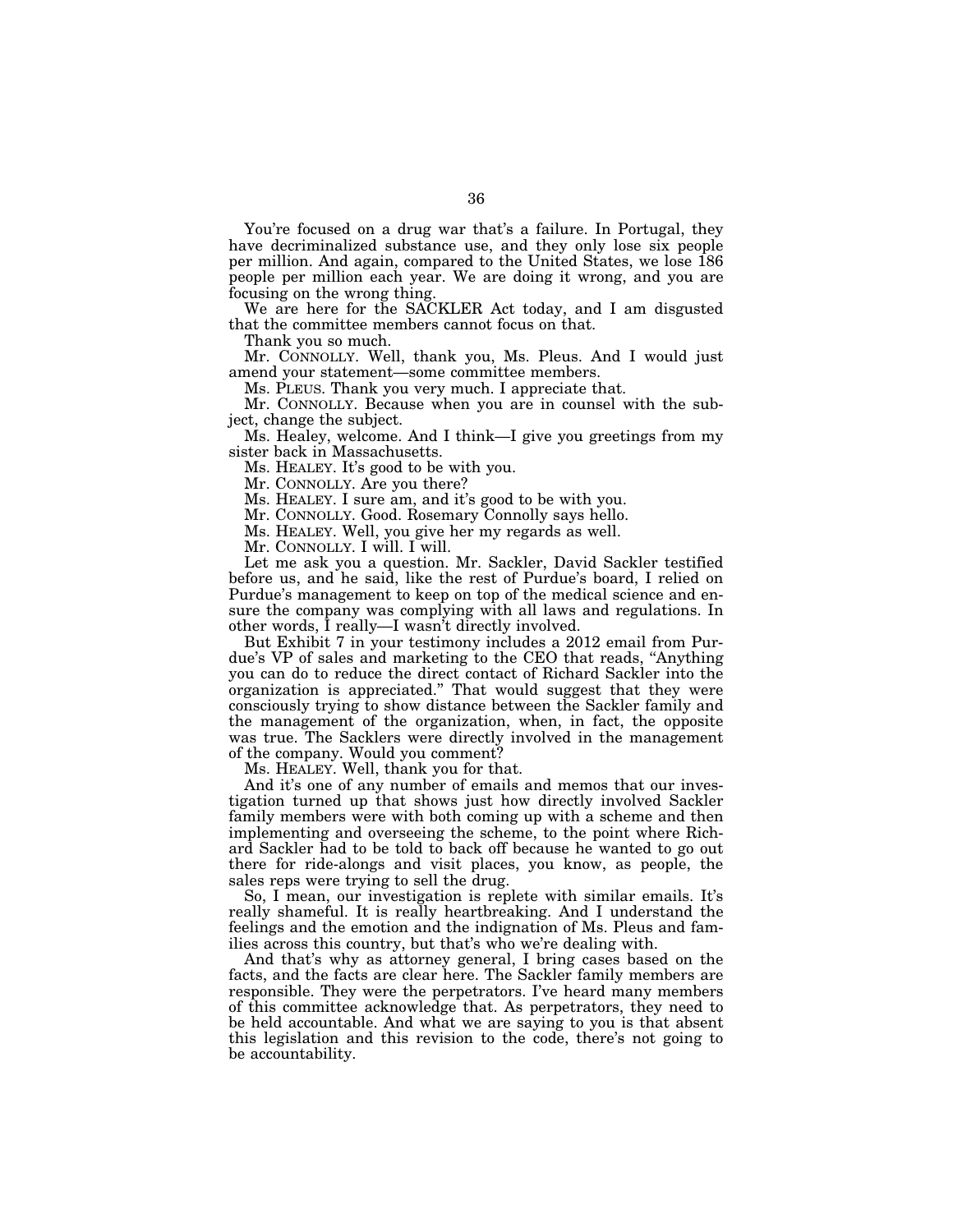You're focused on a drug war that's a failure. In Portugal, they have decriminalized substance use, and they only lose six people per million. And again, compared to the United States, we lose 186 people per million each year. We are doing it wrong, and you are focusing on the wrong thing.

We are here for the SACKLER Act today, and I am disgusted that the committee members cannot focus on that.

Thank you so much.

Mr. CONNOLLY. Well, thank you, Ms. Pleus. And I would just amend your statement—some committee members.

Ms. PLEUS. Thank you very much. I appreciate that.

Mr. CONNOLLY. Because when you are in counsel with the subject, change the subject.

Ms. Healey, welcome. And I think—I give you greetings from my sister back in Massachusetts.

Ms. HEALEY. It's good to be with you.

Mr. CONNOLLY. Are you there?

Ms. HEALEY. I sure am, and it's good to be with you.

Mr. CONNOLLY. Good. Rosemary Connolly says hello.

Ms. HEALEY. Well, you give her my regards as well.

Mr. CONNOLLY. I will. I will.

Let me ask you a question. Mr. Sackler, David Sackler testified before us, and he said, like the rest of Purdue's board, I relied on Purdue's management to keep on top of the medical science and ensure the company was complying with all laws and regulations. In other words, I really—I wasn't directly involved.

But Exhibit 7 in your testimony includes a 2012 email from Purdue's VP of sales and marketing to the CEO that reads, "Anything you can do to reduce the direct contact of Richard Sackler into the organization is appreciated." That would suggest that they were consciously trying to show distance between the Sackler family and the management of the organization, when, in fact, the opposite was true. The Sacklers were directly involved in the management of the company. Would you comment?

Ms. HEALEY. Well, thank you for that.

And it's one of any number of emails and memos that our investigation turned up that shows just how directly involved Sackler family members were with both coming up with a scheme and then implementing and overseeing the scheme, to the point where Richard Sackler had to be told to back off because he wanted to go out there for ride-alongs and visit places, you know, as people, the sales reps were trying to sell the drug.

So, I mean, our investigation is replete with similar emails. It's really shameful. It is really heartbreaking. And I understand the feelings and the emotion and the indignation of Ms. Pleus and families across this country, but that's who we're dealing with.

And that's why as attorney general, I bring cases based on the facts, and the facts are clear here. The Sackler family members are responsible. They were the perpetrators. I've heard many members of this committee acknowledge that. As perpetrators, they need to be held accountable. And what we are saying to you is that absent this legislation and this revision to the code, there's not going to be accountability.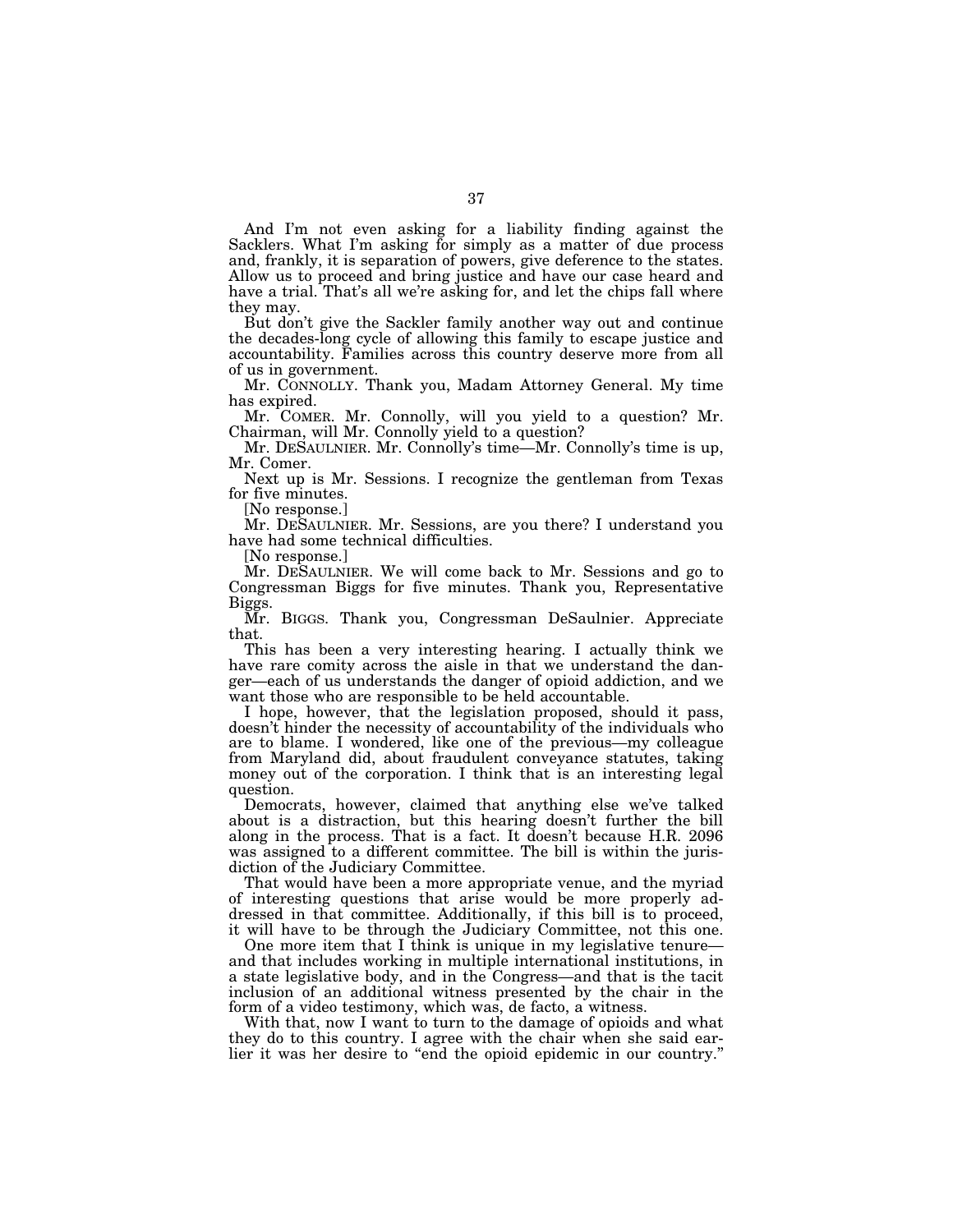And I'm not even asking for a liability finding against the Sacklers. What I'm asking for simply as a matter of due process and, frankly, it is separation of powers, give deference to the states. Allow us to proceed and bring justice and have our case heard and have a trial. That's all we're asking for, and let the chips fall where they may.

But don't give the Sackler family another way out and continue the decades-long cycle of allowing this family to escape justice and accountability. Families across this country deserve more from all of us in government.

Mr. CONNOLLY. Thank you, Madam Attorney General. My time has expired.

Mr. COMER. Mr. Connolly, will you yield to a question? Mr. Chairman, will Mr. Connolly yield to a question?

Mr. DESAULNIER. Mr. Connolly's time—Mr. Connolly's time is up, Mr. Comer.

Next up is Mr. Sessions. I recognize the gentleman from Texas for five minutes.

[No response.]

Mr. DESAULNIER. Mr. Sessions, are you there? I understand you have had some technical difficulties.

[No response.]

Mr. DESAULNIER. We will come back to Mr. Sessions and go to Congressman Biggs for five minutes. Thank you, Representative Biggs.

Mr. BIGGS. Thank you, Congressman DeSaulnier. Appreciate that.

This has been a very interesting hearing. I actually think we have rare comity across the aisle in that we understand the danger—each of us understands the danger of opioid addiction, and we want those who are responsible to be held accountable.

I hope, however, that the legislation proposed, should it pass, doesn't hinder the necessity of accountability of the individuals who are to blame. I wondered, like one of the previous—my colleague from Maryland did, about fraudulent conveyance statutes, taking money out of the corporation. I think that is an interesting legal question.

Democrats, however, claimed that anything else we've talked about is a distraction, but this hearing doesn't further the bill along in the process. That is a fact. It doesn't because H.R. 2096 was assigned to a different committee. The bill is within the jurisdiction of the Judiciary Committee.

That would have been a more appropriate venue, and the myriad of interesting questions that arise would be more properly addressed in that committee. Additionally, if this bill is to proceed, it will have to be through the Judiciary Committee, not this one.

One more item that I think is unique in my legislative tenure—and that includes working in multiple international institutions, in a state legislative body, and in the Congress—and that is the tacit inclusion of an additional witness presented by the chair in the form of a video testimony, which was, de facto, a witness.

With that, now I want to turn to the damage of opioids and what they do to this country. I agree with the chair when she said earlier it was her desire to "end the opioid epidemic in our country."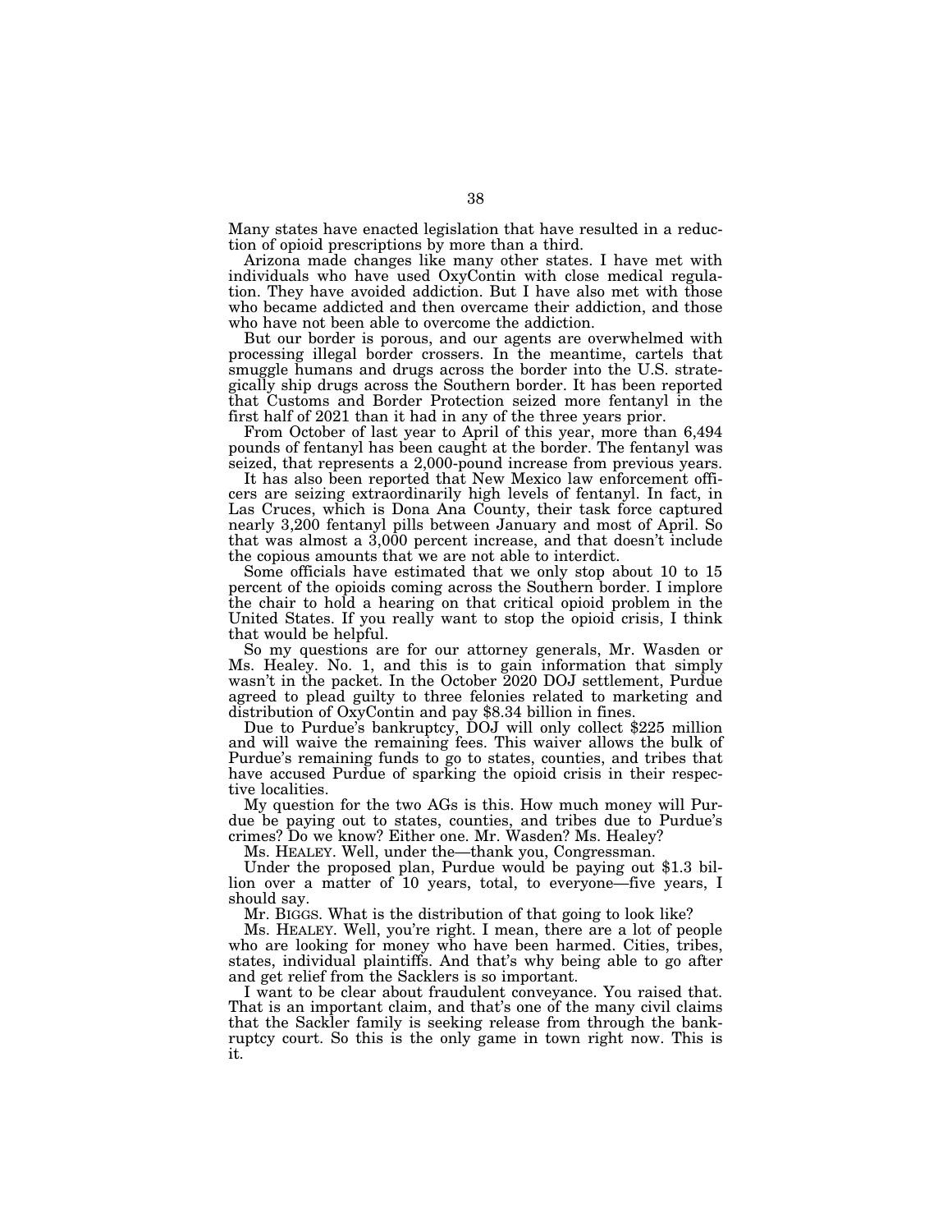Many states have enacted legislation that have resulted in a reduction of opioid prescriptions by more than a third.

Arizona made changes like many other states. I have met with individuals who have used OxyContin with close medical regulation. They have avoided addiction. But I have also met with those who became addicted and then overcame their addiction, and those who have not been able to overcome the addiction.

But our border is porous, and our agents are overwhelmed with processing illegal border crossers. In the meantime, cartels that smuggle humans and drugs across the border into the U.S. strategically ship drugs across the Southern border. It has been reported that Customs and Border Protection seized more fentanyl in the first half of 2021 than it had in any of the three years prior.

From October of last year to April of this year, more than 6,494 pounds of fentanyl has been caught at the border. The fentanyl was seized, that represents a 2,000-pound increase from previous years.

It has also been reported that New Mexico law enforcement officers are seizing extraordinarily high levels of fentanyl. In fact, in Las Cruces, which is Dona Ana County, their task force captured nearly 3,200 fentanyl pills between January and most of April. So that was almost a 3,000 percent increase, and that doesn't include the copious amounts that we are not able to interdict.

Some officials have estimated that we only stop about 10 to 15 percent of the opioids coming across the Southern border. I implore the chair to hold a hearing on that critical opioid problem in the United States. If you really want to stop the opioid crisis, I think that would be helpful.

So my questions are for our attorney generals, Mr. Wasden or Ms. Healey. No. 1, and this is to gain information that simply wasn't in the packet. In the October 2020 DOJ settlement, Purdue agreed to plead guilty to three felonies related to marketing and distribution of OxyContin and pay $8.34 billion in fines.

Due to Purdue's bankruptcy, DOJ will only collect $225 million and will waive the remaining fees. This waiver allows the bulk of Purdue's remaining funds to go to states, counties, and tribes that have accused Purdue of sparking the opioid crisis in their respective localities.

My question for the two AGs is this. How much money will Purdue be paying out to states, counties, and tribes due to Purdue's crimes? Do we know? Either one. Mr. Wasden? Ms. Healey?

Ms. HEALEY. Well, under the—thank you, Congressman.

Under the proposed plan, Purdue would be paying out $1.3 billion over a matter of 10 years, total, to everyone—five years, I should say.

Mr. BIGGS. What is the distribution of that going to look like?

Ms. HEALEY. Well, you're right. I mean, there are a lot of people who are looking for money who have been harmed. Cities, tribes, states, individual plaintiffs. And that's why being able to go after and get relief from the Sacklers is so important.

I want to be clear about fraudulent conveyance. You raised that. That is an important claim, and that's one of the many civil claims that the Sackler family is seeking release from through the bankruptcy court. So this is the only game in town right now. This is it.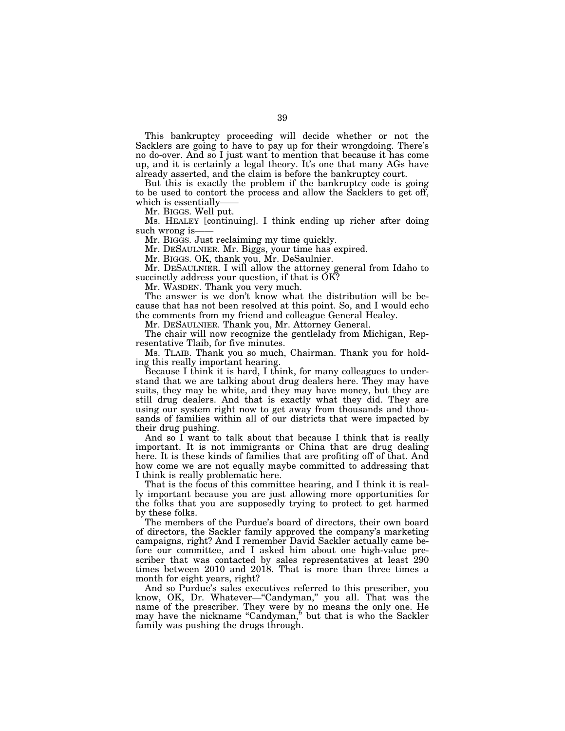This bankruptcy proceeding will decide whether or not the Sacklers are going to have to pay up for their wrongdoing. There's no do-over. And so I just want to mention that because it has come up, and it is certainly a legal theory. It's one that many AGs have already asserted, and the claim is before the bankruptcy court.

But this is exactly the problem if the bankruptcy code is going to be used to contort the process and allow the Sacklers to get off, which is essentially——

Mr. BIGGS. Well put.

Ms. HEALEY [continuing]. I think ending up richer after doing such wrong is——

Mr. BIGGS. Just reclaiming my time quickly.

Mr. DESAULNIER. Mr. Biggs, your time has expired.

Mr. BIGGS. OK, thank you, Mr. DeSaulnier.

Mr. DESAULNIER. I will allow the attorney general from Idaho to succinctly address your question, if that is OK?

Mr. WASDEN. Thank you very much.

The answer is we don't know what the distribution will be because that has not been resolved at this point. So, and I would echo the comments from my friend and colleague General Healey.

Mr. DESAULNIER. Thank you, Mr. Attorney General.

The chair will now recognize the gentlelady from Michigan, Representative Tlaib, for five minutes.

Ms. TLAIB. Thank you so much, Chairman. Thank you for holding this really important hearing.

Because I think it is hard, I think, for many colleagues to understand that we are talking about drug dealers here. They may have suits, they may be white, and they may have money, but they are still drug dealers. And that is exactly what they did. They are using our system right now to get away from thousands and thousands of families within all of our districts that were impacted by their drug pushing.

And so I want to talk about that because I think that is really important. It is not immigrants or China that are drug dealing here. It is these kinds of families that are profiting off of that. And how come we are not equally maybe committed to addressing that I think is really problematic here.

That is the focus of this committee hearing, and I think it is really important because you are just allowing more opportunities for the folks that you are supposedly trying to protect to get harmed by these folks.

The members of the Purdue's board of directors, their own board of directors, the Sackler family approved the company's marketing campaigns, right? And I remember David Sackler actually came before our committee, and I asked him about one high-value prescriber that was contacted by sales representatives at least 290 times between 2010 and 2018. That is more than three times a month for eight years, right?

And so Purdue's sales executives referred to this prescriber, you know, OK, Dr. Whatever—"Candyman," you all. That was the name of the prescriber. They were by no means the only one. He may have the nickname "Candyman," but that is who the Sackler family was pushing the drugs through.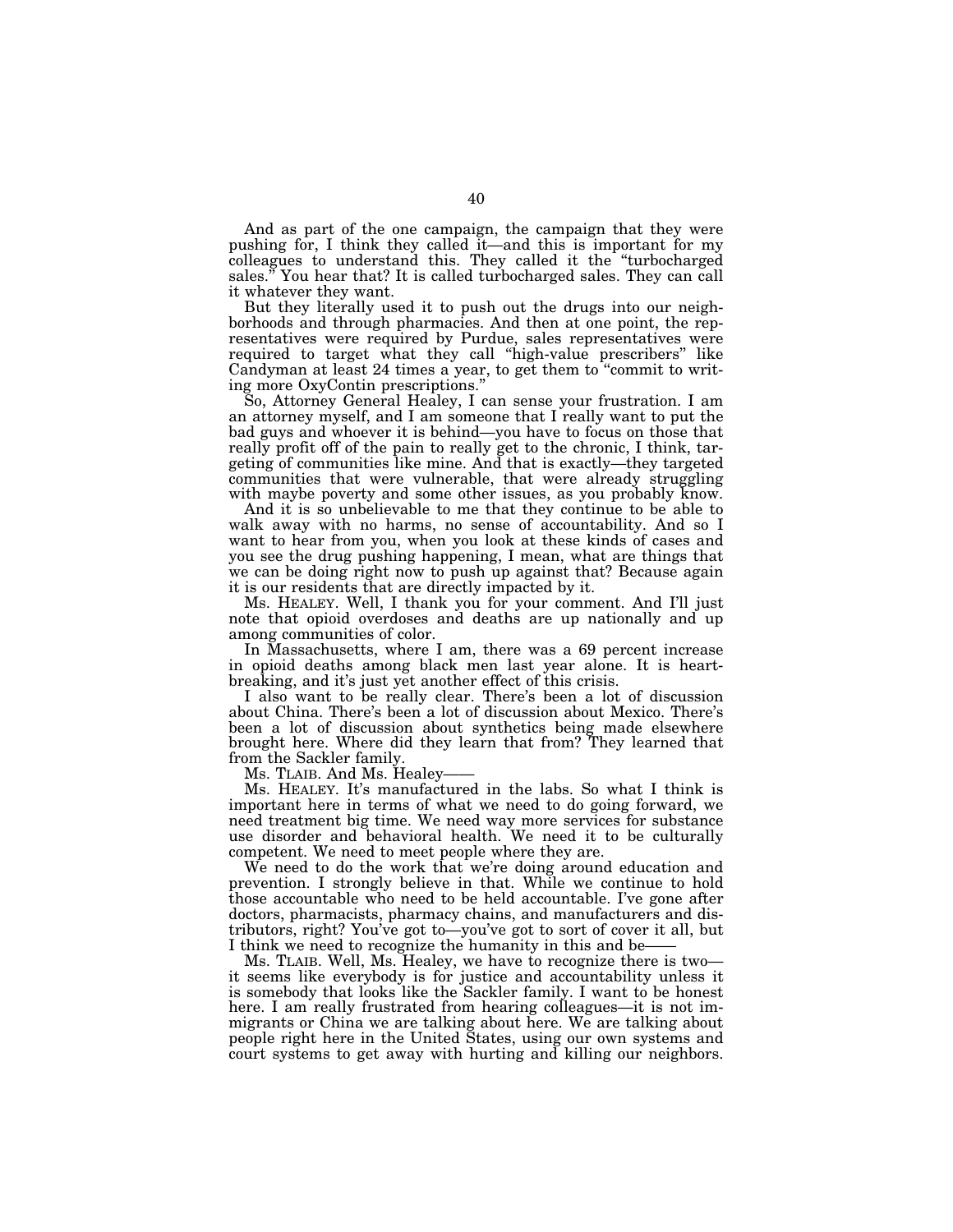And as part of the one campaign, the campaign that they were pushing for, I think they called it—and this is important for my colleagues to understand this. They called it the "turbocharged sales." You hear that? It is called turbocharged sales. They can call it whatever they want.

But they literally used it to push out the drugs into our neighborhoods and through pharmacies. And then at one point, the representatives were required by Purdue, sales representatives were required to target what they call "high-value prescribers" like Candyman at least 24 times a year, to get them to "commit to writing more OxyContin prescriptions."

So, Attorney General Healey, I can sense your frustration. I am an attorney myself, and I am someone that I really want to put the bad guys and whoever it is behind—you have to focus on those that really profit off of the pain to really get to the chronic, I think, targeting of communities like mine. And that is exactly—they targeted communities that were vulnerable, that were already struggling with maybe poverty and some other issues, as you probably know.

And it is so unbelievable to me that they continue to be able to walk away with no harms, no sense of accountability. And so I want to hear from you, when you look at these kinds of cases and you see the drug pushing happening, I mean, what are things that we can be doing right now to push up against that? Because again it is our residents that are directly impacted by it.

Ms. HEALEY. Well, I thank you for your comment. And I'll just note that opioid overdoses and deaths are up nationally and up among communities of color.

In Massachusetts, where I am, there was a 69 percent increase in opioid deaths among black men last year alone. It is heartbreaking, and it's just yet another effect of this crisis.

I also want to be really clear. There's been a lot of discussion about China. There's been a lot of discussion about Mexico. There's been a lot of discussion about synthetics being made elsewhere brought here. Where did they learn that from? They learned that from the Sackler family.

Ms. TLAIB. And Ms. Healey——

Ms. HEALEY. It's manufactured in the labs. So what I think is important here in terms of what we need to do going forward, we need treatment big time. We need way more services for substance use disorder and behavioral health. We need it to be culturally competent. We need to meet people where they are.

We need to do the work that we're doing around education and prevention. I strongly believe in that. While we continue to hold those accountable who need to be held accountable. I've gone after doctors, pharmacists, pharmacy chains, and manufacturers and distributors, right? You've got to—you've got to sort of cover it all, but I think we need to recognize the humanity in this and be——

Ms. TLAIB. Well, Ms. Healey, we have to recognize there is two—it seems like everybody is for justice and accountability unless it is somebody that looks like the Sackler family. I want to be honest here. I am really frustrated from hearing colleagues—it is not immigrants or China we are talking about here. We are talking about people right here in the United States, using our own systems and court systems to get away with hurting and killing our neighbors.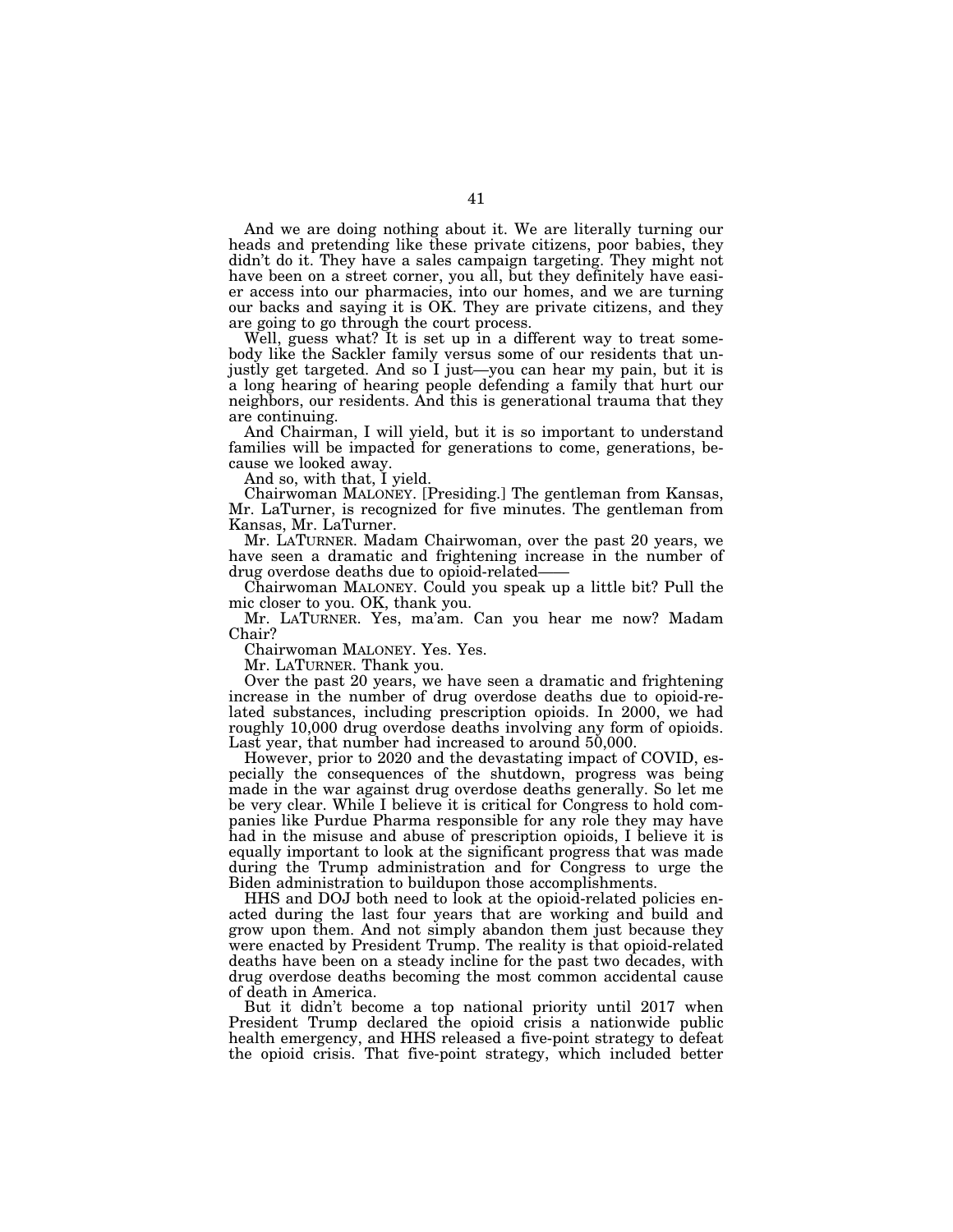And we are doing nothing about it. We are literally turning our heads and pretending like these private citizens, poor babies, they didn't do it. They have a sales campaign targeting. They might not have been on a street corner, you all, but they definitely have easier access into our pharmacies, into our homes, and we are turning our backs and saying it is OK. They are private citizens, and they are going to go through the court process.

Well, guess what? It is set up in a different way to treat somebody like the Sackler family versus some of our residents that unjustly get targeted. And so I just—you can hear my pain, but it is a long hearing of hearing people defending a family that hurt our neighbors, our residents. And this is generational trauma that they are continuing.

And Chairman, I will yield, but it is so important to understand families will be impacted for generations to come, generations, because we looked away.

And so, with that, I yield.

Chairwoman MALONEY. [Presiding.] The gentleman from Kansas, Mr. LaTurner, is recognized for five minutes. The gentleman from Kansas, Mr. LaTurner.

Mr. LATURNER. Madam Chairwoman, over the past 20 years, we have seen a dramatic and frightening increase in the number of drug overdose deaths due to opioid-related——

Chairwoman MALONEY. Could you speak up a little bit? Pull the mic closer to you. OK, thank you.

Mr. LATURNER. Yes, ma'am. Can you hear me now? Madam Chair?

Chairwoman MALONEY. Yes. Yes.

Mr. LATURNER. Thank you.

Over the past 20 years, we have seen a dramatic and frightening increase in the number of drug overdose deaths due to opioid-related substances, including prescription opioids. In 2000, we had roughly 10,000 drug overdose deaths involving any form of opioids. Last year, that number had increased to around 50,000.

However, prior to 2020 and the devastating impact of COVID, especially the consequences of the shutdown, progress was being made in the war against drug overdose deaths generally. So let me be very clear. While I believe it is critical for Congress to hold companies like Purdue Pharma responsible for any role they may have had in the misuse and abuse of prescription opioids, I believe it is equally important to look at the significant progress that was made during the Trump administration and for Congress to urge the Biden administration to buildupon those accomplishments.

HHS and DOJ both need to look at the opioid-related policies enacted during the last four years that are working and build and grow upon them. And not simply abandon them just because they were enacted by President Trump. The reality is that opioid-related deaths have been on a steady incline for the past two decades, with drug overdose deaths becoming the most common accidental cause of death in America.

But it didn't become a top national priority until 2017 when President Trump declared the opioid crisis a nationwide public health emergency, and HHS released a five-point strategy to defeat the opioid crisis. That five-point strategy, which included better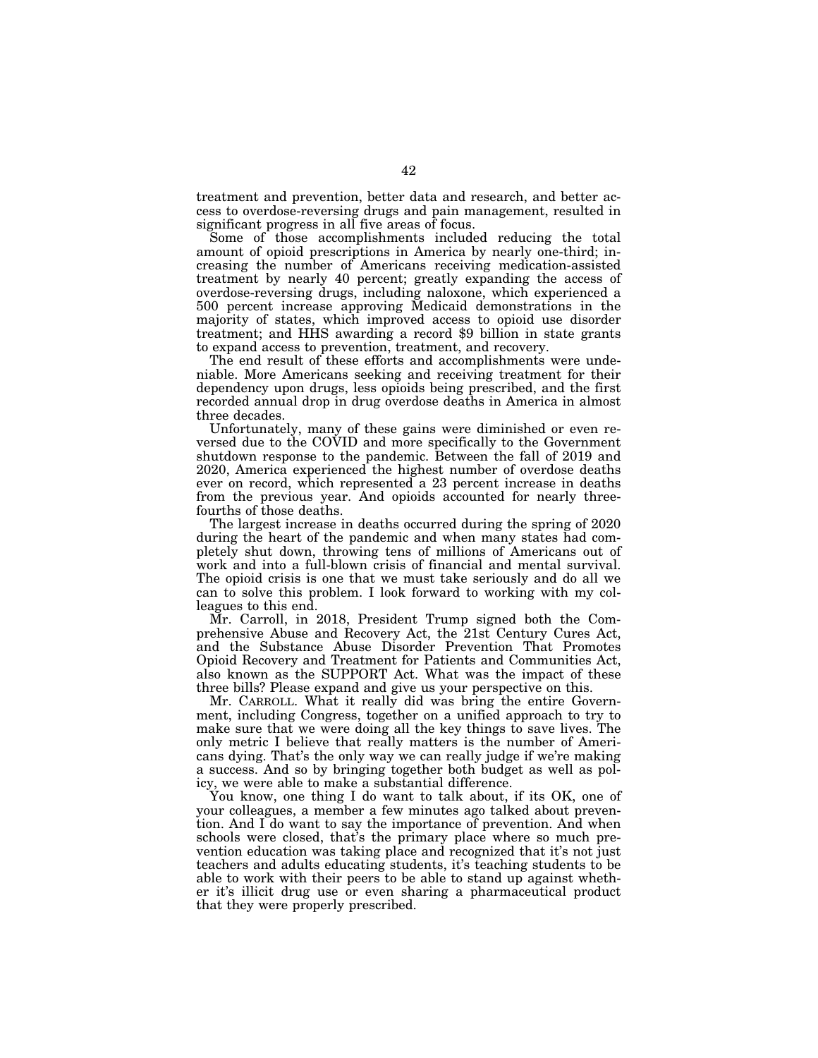treatment and prevention, better data and research, and better access to overdose-reversing drugs and pain management, resulted in significant progress in all five areas of focus.

Some of those accomplishments included reducing the total amount of opioid prescriptions in America by nearly one-third; increasing the number of Americans receiving medication-assisted treatment by nearly 40 percent; greatly expanding the access of overdose-reversing drugs, including naloxone, which experienced a 500 percent increase approving Medicaid demonstrations in the majority of states, which improved access to opioid use disorder treatment; and HHS awarding a record $9 billion in state grants to expand access to prevention, treatment, and recovery.

The end result of these efforts and accomplishments were undeniable. More Americans seeking and receiving treatment for their dependency upon drugs, less opioids being prescribed, and the first recorded annual drop in drug overdose deaths in America in almost three decades.

Unfortunately, many of these gains were diminished or even reversed due to the COVID and more specifically to the Government shutdown response to the pandemic. Between the fall of 2019 and 2020, America experienced the highest number of overdose deaths ever on record, which represented a 23 percent increase in deaths from the previous year. And opioids accounted for nearly three-fourths of those deaths.

The largest increase in deaths occurred during the spring of 2020 during the heart of the pandemic and when many states had completely shut down, throwing tens of millions of Americans out of work and into a full-blown crisis of financial and mental survival. The opioid crisis is one that we must take seriously and do all we can to solve this problem. I look forward to working with my colleagues to this end.

Mr. Carroll, in 2018, President Trump signed both the Comprehensive Abuse and Recovery Act, the 21st Century Cures Act, and the Substance Abuse Disorder Prevention That Promotes Opioid Recovery and Treatment for Patients and Communities Act, also known as the SUPPORT Act. What was the impact of these three bills? Please expand and give us your perspective on this.

Mr. CARROLL. What it really did was bring the entire Government, including Congress, together on a unified approach to try to make sure that we were doing all the key things to save lives. The only metric I believe that really matters is the number of Americans dying. That's the only way we can really judge if we're making a success. And so by bringing together both budget as well as policy, we were able to make a substantial difference.

You know, one thing I do want to talk about, if its OK, one of your colleagues, a member a few minutes ago talked about prevention. And I do want to say the importance of prevention. And when schools were closed, that's the primary place where so much prevention education was taking place and recognized that it's not just teachers and adults educating students, it's teaching students to be able to work with their peers to be able to stand up against whether it's illicit drug use or even sharing a pharmaceutical product that they were properly prescribed.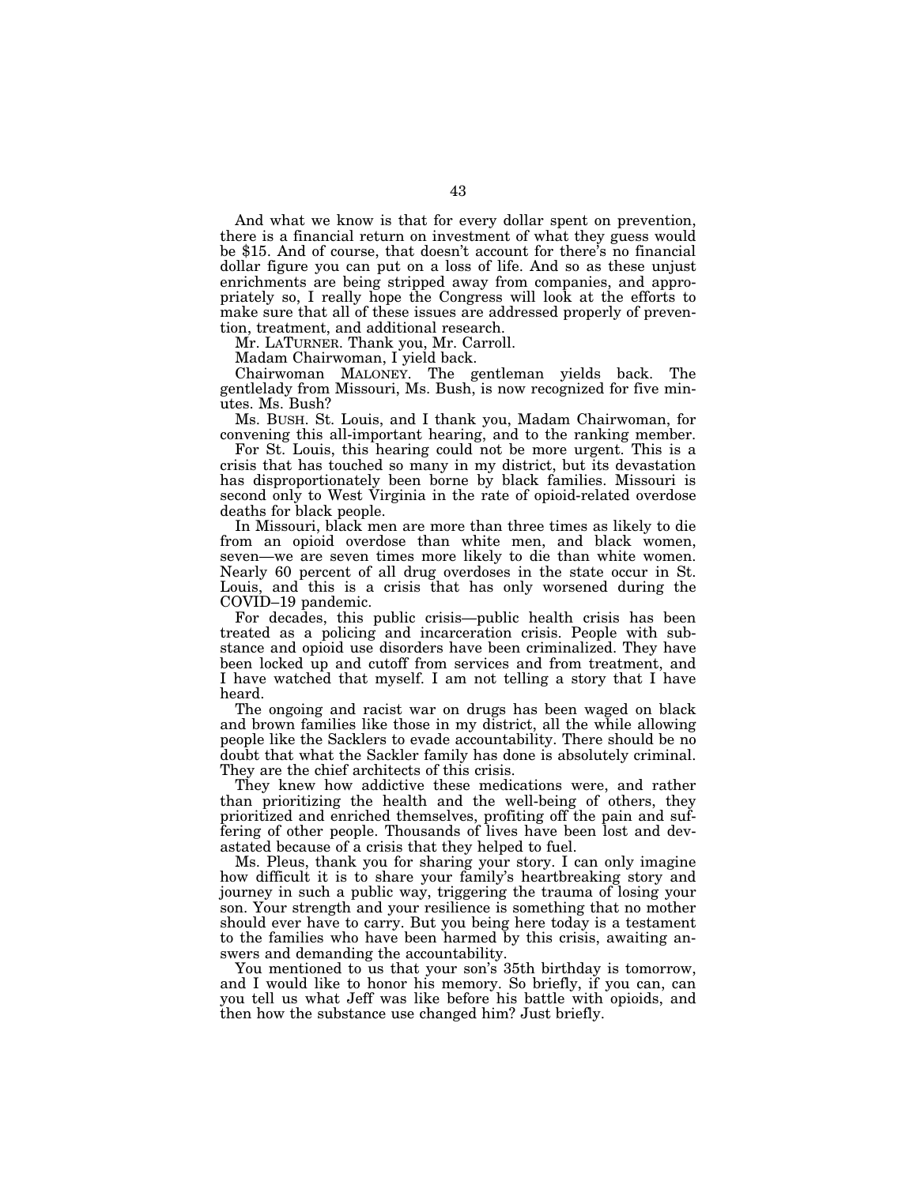And what we know is that for every dollar spent on prevention, there is a financial return on investment of what they guess would be $15. And of course, that doesn't account for there's no financial dollar figure you can put on a loss of life. And so as these unjust enrichments are being stripped away from companies, and appropriately so, I really hope the Congress will look at the efforts to make sure that all of these issues are addressed properly of prevention, treatment, and additional research.

Mr. LATURNER. Thank you, Mr. Carroll.

Madam Chairwoman, I yield back.

Chairwoman MALONEY. The gentleman yields back. The gentlelady from Missouri, Ms. Bush, is now recognized for five minutes. Ms. Bush?

Ms. BUSH. St. Louis, and I thank you, Madam Chairwoman, for convening this all-important hearing, and to the ranking member.

For St. Louis, this hearing could not be more urgent. This is a crisis that has touched so many in my district, but its devastation has disproportionately been borne by black families. Missouri is second only to West Virginia in the rate of opioid-related overdose deaths for black people.

In Missouri, black men are more than three times as likely to die from an opioid overdose than white men, and black women, seven—we are seven times more likely to die than white women. Nearly 60 percent of all drug overdoses in the state occur in St. Louis, and this is a crisis that has only worsened during the COVID–19 pandemic.

For decades, this public crisis—public health crisis has been treated as a policing and incarceration crisis. People with substance and opioid use disorders have been criminalized. They have been locked up and cutoff from services and from treatment, and I have watched that myself. I am not telling a story that I have heard.

The ongoing and racist war on drugs has been waged on black and brown families like those in my district, all the while allowing people like the Sacklers to evade accountability. There should be no doubt that what the Sackler family has done is absolutely criminal. They are the chief architects of this crisis.

They knew how addictive these medications were, and rather than prioritizing the health and the well-being of others, they prioritized and enriched themselves, profiting off the pain and suffering of other people. Thousands of lives have been lost and devastated because of a crisis that they helped to fuel.

Ms. Pleus, thank you for sharing your story. I can only imagine how difficult it is to share your family's heartbreaking story and journey in such a public way, triggering the trauma of losing your son. Your strength and your resilience is something that no mother should ever have to carry. But you being here today is a testament to the families who have been harmed by this crisis, awaiting answers and demanding the accountability.

You mentioned to us that your son's 35th birthday is tomorrow, and I would like to honor his memory. So briefly, if you can, can you tell us what Jeff was like before his battle with opioids, and then how the substance use changed him? Just briefly.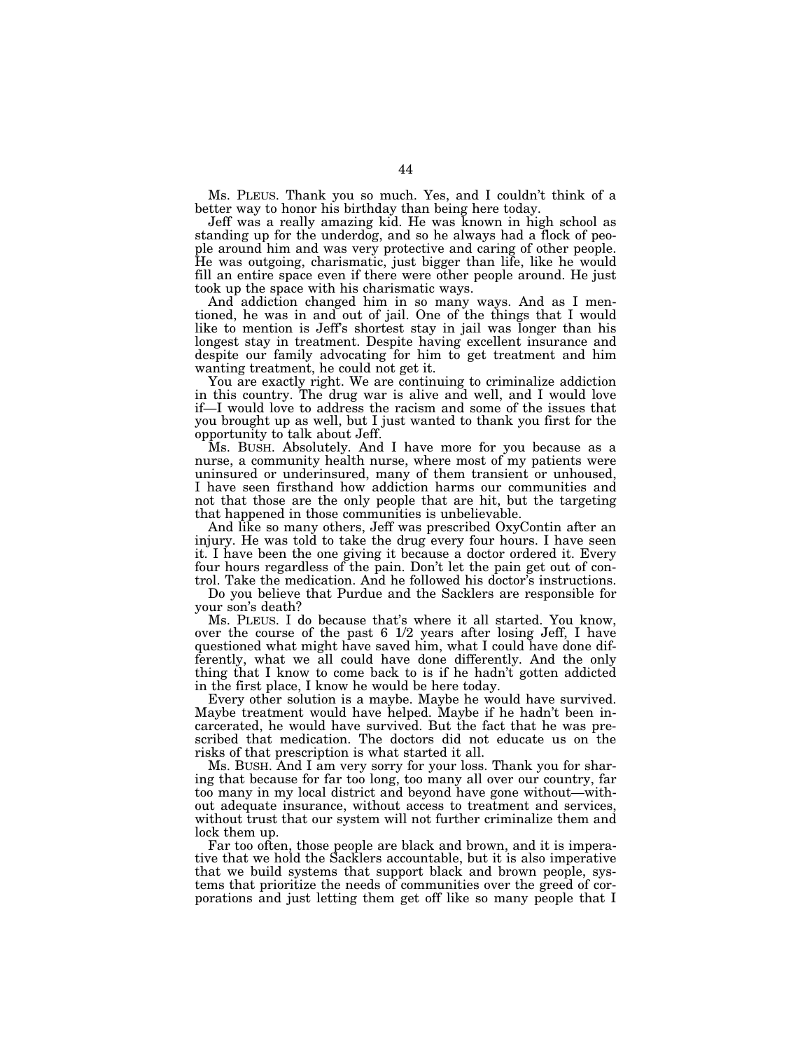Ms. PLEUS. Thank you so much. Yes, and I couldn't think of a better way to honor his birthday than being here today.

Jeff was a really amazing kid. He was known in high school as standing up for the underdog, and so he always had a flock of people around him and was very protective and caring of other people. He was outgoing, charismatic, just bigger than life, like he would fill an entire space even if there were other people around. He just took up the space with his charismatic ways.

And addiction changed him in so many ways. And as I mentioned, he was in and out of jail. One of the things that I would like to mention is Jeff's shortest stay in jail was longer than his longest stay in treatment. Despite having excellent insurance and despite our family advocating for him to get treatment and him wanting treatment, he could not get it.

You are exactly right. We are continuing to criminalize addiction in this country. The drug war is alive and well, and I would love if—I would love to address the racism and some of the issues that you brought up as well, but I just wanted to thank you first for the opportunity to talk about Jeff.

Ms. BUSH. Absolutely. And I have more for you because as a nurse, a community health nurse, where most of my patients were uninsured or underinsured, many of them transient or unhoused, I have seen firsthand how addiction harms our communities and not that those are the only people that are hit, but the targeting that happened in those communities is unbelievable.

And like so many others, Jeff was prescribed OxyContin after an injury. He was told to take the drug every four hours. I have seen it. I have been the one giving it because a doctor ordered it. Every four hours regardless of the pain. Don't let the pain get out of control. Take the medication. And he followed his doctor's instructions.

Do you believe that Purdue and the Sacklers are responsible for your son's death?

Ms. PLEUS. I do because that's where it all started. You know, over the course of the past 6 1/2 years after losing Jeff, I have questioned what might have saved him, what I could have done differently, what we all could have done differently. And the only thing that I know to come back to is if he hadn't gotten addicted in the first place, I know he would be here today.

Every other solution is a maybe. Maybe he would have survived. Maybe treatment would have helped. Maybe if he hadn't been incarcerated, he would have survived. But the fact that he was prescribed that medication. The doctors did not educate us on the risks of that prescription is what started it all.

Ms. BUSH. And I am very sorry for your loss. Thank you for sharing that because for far too long, too many all over our country, far too many in my local district and beyond have gone without—without adequate insurance, without access to treatment and services, without trust that our system will not further criminalize them and lock them up.

Far too often, those people are black and brown, and it is imperative that we hold the Sacklers accountable, but it is also imperative that we build systems that support black and brown people, systems that prioritize the needs of communities over the greed of corporations and just letting them get off like so many people that I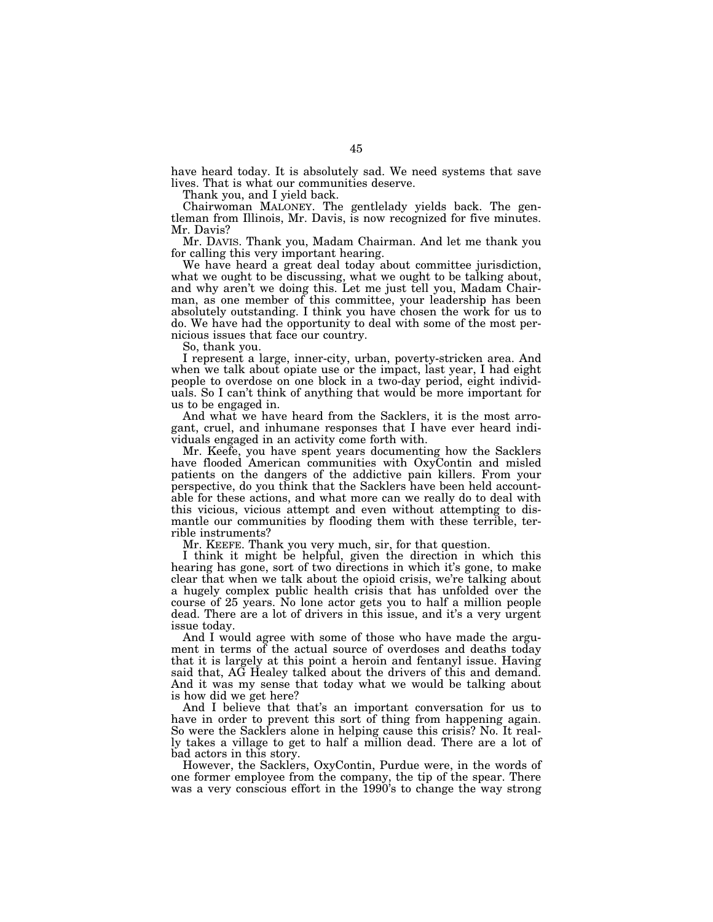have heard today. It is absolutely sad. We need systems that save lives. That is what our communities deserve.

Thank you, and I yield back.

Chairwoman MALONEY. The gentlelady yields back. The gentleman from Illinois, Mr. Davis, is now recognized for five minutes. Mr. Davis?

Mr. DAVIS. Thank you, Madam Chairman. And let me thank you for calling this very important hearing.

We have heard a great deal today about committee jurisdiction, what we ought to be discussing, what we ought to be talking about, and why aren't we doing this. Let me just tell you, Madam Chairman, as one member of this committee, your leadership has been absolutely outstanding. I think you have chosen the work for us to do. We have had the opportunity to deal with some of the most pernicious issues that face our country.

So, thank you.

I represent a large, inner-city, urban, poverty-stricken area. And when we talk about opiate use or the impact, last year, I had eight people to overdose on one block in a two-day period, eight individuals. So I can't think of anything that would be more important for us to be engaged in.

And what we have heard from the Sacklers, it is the most arrogant, cruel, and inhumane responses that I have ever heard individuals engaged in an activity come forth with.

Mr. Keefe, you have spent years documenting how the Sacklers have flooded American communities with OxyContin and misled patients on the dangers of the addictive pain killers. From your perspective, do you think that the Sacklers have been held accountable for these actions, and what more can we really do to deal with this vicious, vicious attempt and even without attempting to dismantle our communities by flooding them with these terrible, terrible instruments?

Mr. KEEFE. Thank you very much, sir, for that question.

I think it might be helpful, given the direction in which this hearing has gone, sort of two directions in which it's gone, to make clear that when we talk about the opioid crisis, we're talking about a hugely complex public health crisis that has unfolded over the course of 25 years. No lone actor gets you to half a million people dead. There are a lot of drivers in this issue, and it's a very urgent issue today.

And I would agree with some of those who have made the argument in terms of the actual source of overdoses and deaths today that it is largely at this point a heroin and fentanyl issue. Having said that, AG Healey talked about the drivers of this and demand. And it was my sense that today what we would be talking about is how did we get here?

And I believe that that's an important conversation for us to have in order to prevent this sort of thing from happening again. So were the Sacklers alone in helping cause this crisis? No. It really takes a village to get to half a million dead. There are a lot of bad actors in this story.

However, the Sacklers, OxyContin, Purdue were, in the words of one former employee from the company, the tip of the spear. There was a very conscious effort in the 1990's to change the way strong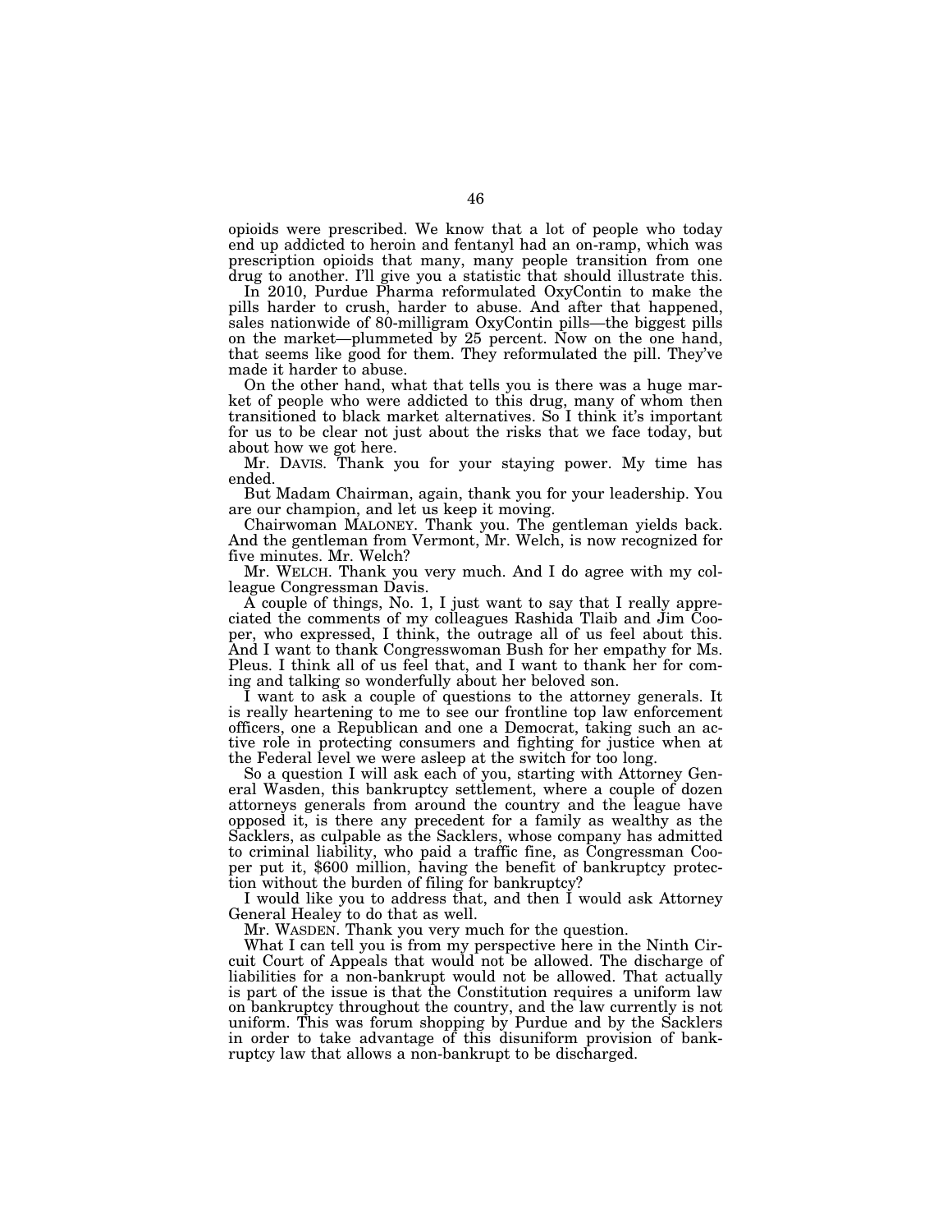opioids were prescribed. We know that a lot of people who today end up addicted to heroin and fentanyl had an on-ramp, which was prescription opioids that many, many people transition from one drug to another. I'll give you a statistic that should illustrate this.

In 2010, Purdue Pharma reformulated OxyContin to make the pills harder to crush, harder to abuse. And after that happened, sales nationwide of 80-milligram OxyContin pills—the biggest pills on the market—plummeted by 25 percent. Now on the one hand, that seems like good for them. They reformulated the pill. They've made it harder to abuse.

On the other hand, what that tells you is there was a huge market of people who were addicted to this drug, many of whom then transitioned to black market alternatives. So I think it's important for us to be clear not just about the risks that we face today, but about how we got here.

Mr. DAVIS. Thank you for your staying power. My time has ended.

But Madam Chairman, again, thank you for your leadership. You are our champion, and let us keep it moving.

Chairwoman MALONEY. Thank you. The gentleman yields back. And the gentleman from Vermont, Mr. Welch, is now recognized for five minutes. Mr. Welch?

Mr. WELCH. Thank you very much. And I do agree with my colleague Congressman Davis.

A couple of things, No. 1, I just want to say that I really appreciated the comments of my colleagues Rashida Tlaib and Jim Cooper, who expressed, I think, the outrage all of us feel about this. And I want to thank Congresswoman Bush for her empathy for Ms. Pleus. I think all of us feel that, and I want to thank her for coming and talking so wonderfully about her beloved son.

I want to ask a couple of questions to the attorney generals. It is really heartening to me to see our frontline top law enforcement officers, one a Republican and one a Democrat, taking such an active role in protecting consumers and fighting for justice when at the Federal level we were asleep at the switch for too long.

So a question I will ask each of you, starting with Attorney General Wasden, this bankruptcy settlement, where a couple of dozen attorneys generals from around the country and the league have opposed it, is there any precedent for a family as wealthy as the Sacklers, as culpable as the Sacklers, whose company has admitted to criminal liability, who paid a traffic fine, as Congressman Cooper put it, $600 million, having the benefit of bankruptcy protection without the burden of filing for bankruptcy?

I would like you to address that, and then I would ask Attorney General Healey to do that as well.

Mr. WASDEN. Thank you very much for the question.

What I can tell you is from my perspective here in the Ninth Circuit Court of Appeals that would not be allowed. The discharge of liabilities for a non-bankrupt would not be allowed. That actually is part of the issue is that the Constitution requires a uniform law on bankruptcy throughout the country, and the law currently is not uniform. This was forum shopping by Purdue and by the Sacklers in order to take advantage of this disuniform provision of bankruptcy law that allows a non-bankrupt to be discharged.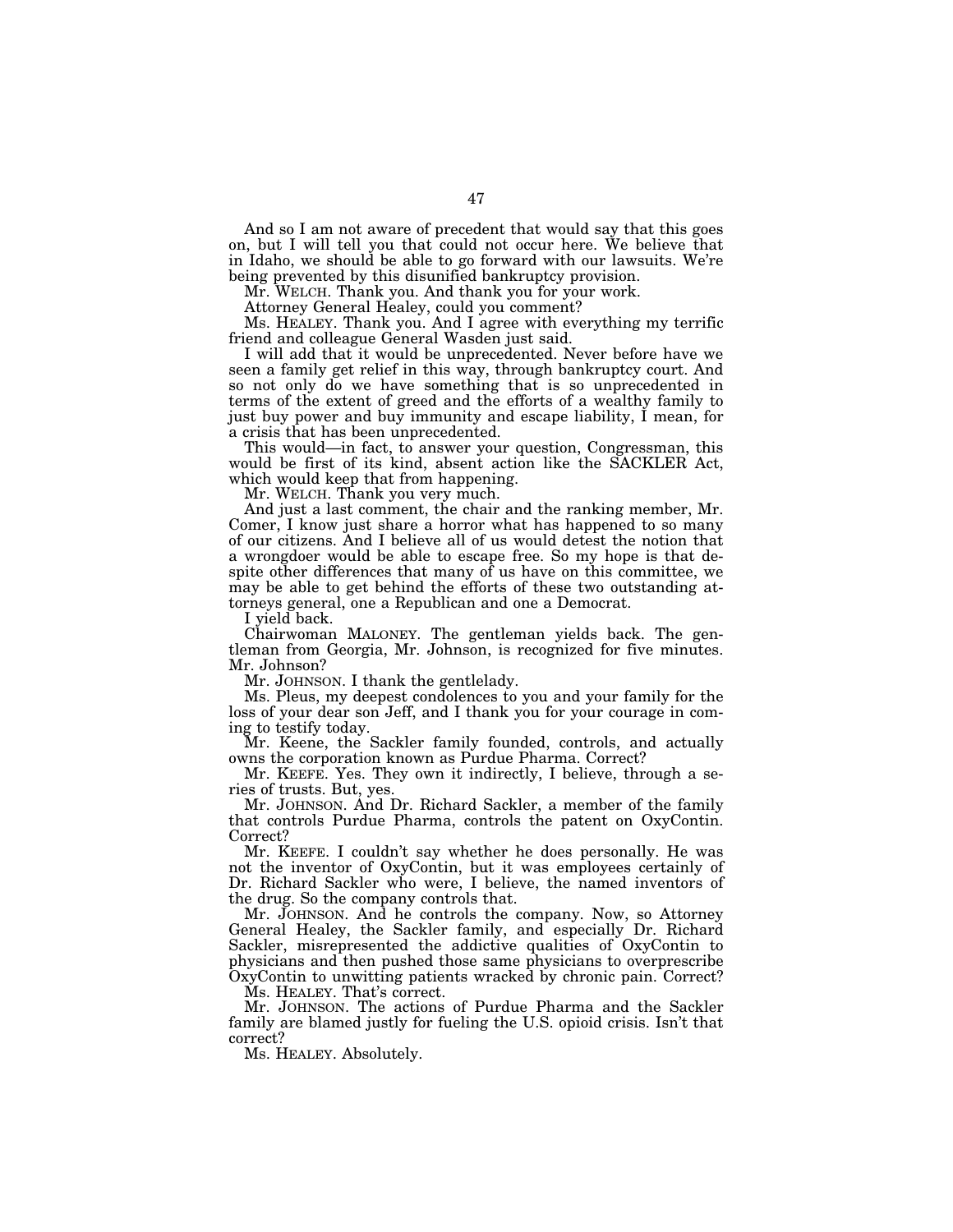And so I am not aware of precedent that would say that this goes on, but I will tell you that could not occur here. We believe that in Idaho, we should be able to go forward with our lawsuits. We're being prevented by this disunified bankruptcy provision.

Mr. WELCH. Thank you. And thank you for your work.

Attorney General Healey, could you comment?

Ms. HEALEY. Thank you. And I agree with everything my terrific friend and colleague General Wasden just said.

I will add that it would be unprecedented. Never before have we seen a family get relief in this way, through bankruptcy court. And so not only do we have something that is so unprecedented in terms of the extent of greed and the efforts of a wealthy family to just buy power and buy immunity and escape liability, I mean, for a crisis that has been unprecedented.

This would—in fact, to answer your question, Congressman, this would be first of its kind, absent action like the SACKLER Act, which would keep that from happening.

Mr. WELCH. Thank you very much.

And just a last comment, the chair and the ranking member, Mr. Comer, I know just share a horror what has happened to so many of our citizens. And I believe all of us would detest the notion that a wrongdoer would be able to escape free. So my hope is that despite other differences that many of us have on this committee, we may be able to get behind the efforts of these two outstanding attorneys general, one a Republican and one a Democrat.

I yield back.

Chairwoman MALONEY. The gentleman yields back. The gentleman from Georgia, Mr. Johnson, is recognized for five minutes. Mr. Johnson?

Mr. JOHNSON. I thank the gentlelady.

Ms. Pleus, my deepest condolences to you and your family for the loss of your dear son Jeff, and I thank you for your courage in coming to testify today.

Mr. Keene, the Sackler family founded, controls, and actually owns the corporation known as Purdue Pharma. Correct?

Mr. KEEFE. Yes. They own it indirectly, I believe, through a series of trusts. But, yes.

Mr. JOHNSON. And Dr. Richard Sackler, a member of the family that controls Purdue Pharma, controls the patent on OxyContin. Correct?

Mr. KEEFE. I couldn't say whether he does personally. He was not the inventor of OxyContin, but it was employees certainly of Dr. Richard Sackler who were, I believe, the named inventors of the drug. So the company controls that.

Mr. JOHNSON. And he controls the company. Now, so Attorney General Healey, the Sackler family, and especially Dr. Richard Sackler, misrepresented the addictive qualities of OxyContin to physicians and then pushed those same physicians to overprescribe OxyContin to unwitting patients wracked by chronic pain. Correct?

Ms. HEALEY. That's correct.

Mr. JOHNSON. The actions of Purdue Pharma and the Sackler family are blamed justly for fueling the U.S. opioid crisis. Isn't that correct?

Ms. HEALEY. Absolutely.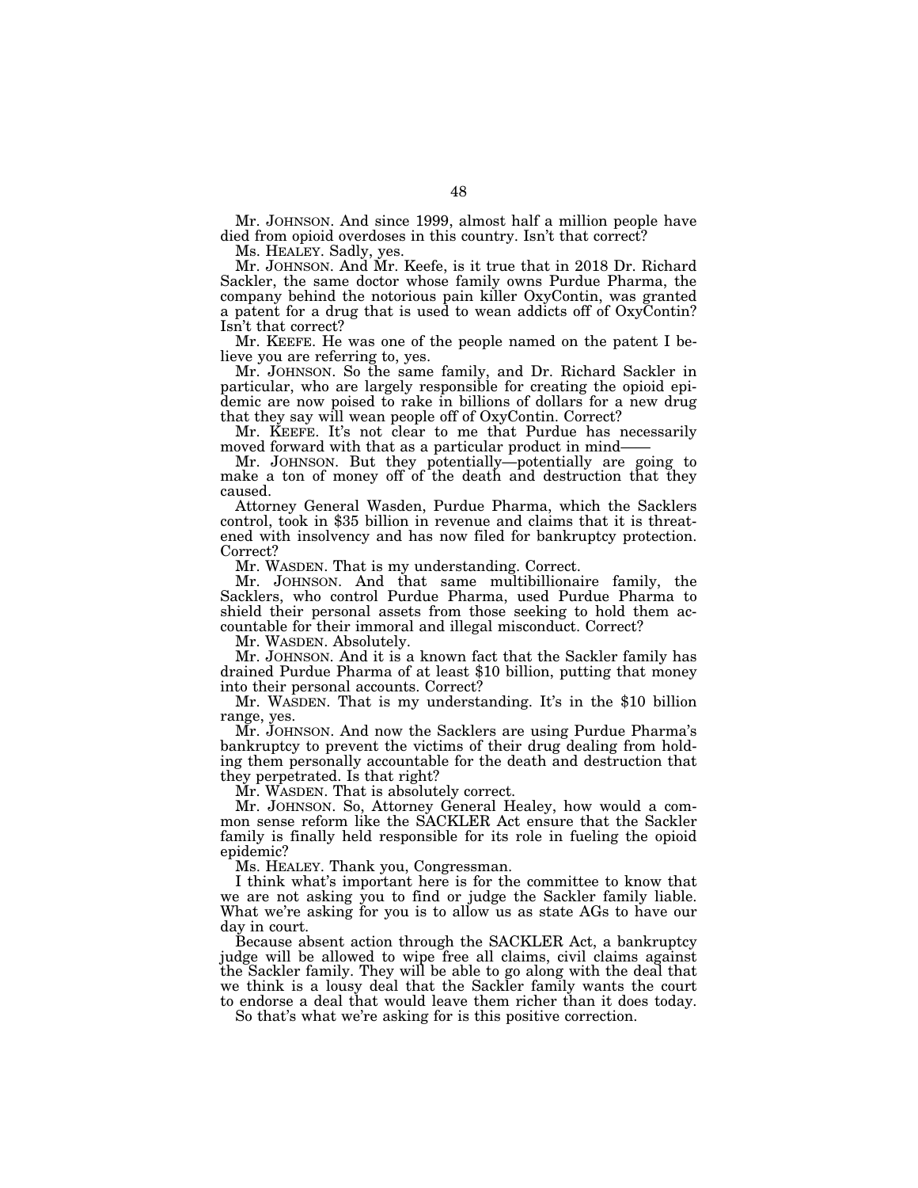Mr. JOHNSON. And since 1999, almost half a million people have died from opioid overdoses in this country. Isn't that correct?

Ms. HEALEY. Sadly, yes.

Mr. JOHNSON. And Mr. Keefe, is it true that in 2018 Dr. Richard Sackler, the same doctor whose family owns Purdue Pharma, the company behind the notorious pain killer OxyContin, was granted a patent for a drug that is used to wean addicts off of OxyContin? Isn't that correct?

Mr. KEEFE. He was one of the people named on the patent I believe you are referring to, yes.

Mr. JOHNSON. So the same family, and Dr. Richard Sackler in particular, who are largely responsible for creating the opioid epidemic are now poised to rake in billions of dollars for a new drug that they say will wean people off of OxyContin. Correct?

Mr. KEEFE. It's not clear to me that Purdue has necessarily moved forward with that as a particular product in mind——

Mr. JOHNSON. But they potentially—potentially are going to make a ton of money off of the death and destruction that they caused.

Attorney General Wasden, Purdue Pharma, which the Sacklers control, took in $35 billion in revenue and claims that it is threatened with insolvency and has now filed for bankruptcy protection. Correct?

Mr. WASDEN. That is my understanding. Correct.

Mr. JOHNSON. And that same multibillionaire family, the Sacklers, who control Purdue Pharma, used Purdue Pharma to shield their personal assets from those seeking to hold them accountable for their immoral and illegal misconduct. Correct?

Mr. WASDEN. Absolutely.

Mr. JOHNSON. And it is a known fact that the Sackler family has drained Purdue Pharma of at least $10 billion, putting that money into their personal accounts. Correct?

Mr. WASDEN. That is my understanding. It's in the $10 billion range, yes.

Mr. JOHNSON. And now the Sacklers are using Purdue Pharma's bankruptcy to prevent the victims of their drug dealing from holding them personally accountable for the death and destruction that they perpetrated. Is that right?

Mr. WASDEN. That is absolutely correct.

Mr. JOHNSON. So, Attorney General Healey, how would a common sense reform like the SACKLER Act ensure that the Sackler family is finally held responsible for its role in fueling the opioid epidemic?

Ms. HEALEY. Thank you, Congressman.

I think what's important here is for the committee to know that we are not asking you to find or judge the Sackler family liable. What we're asking for you is to allow us as state AGs to have our day in court.

Because absent action through the SACKLER Act, a bankruptcy judge will be allowed to wipe free all claims, civil claims against the Sackler family. They will be able to go along with the deal that we think is a lousy deal that the Sackler family wants the court to endorse a deal that would leave them richer than it does today.

So that's what we're asking for is this positive correction.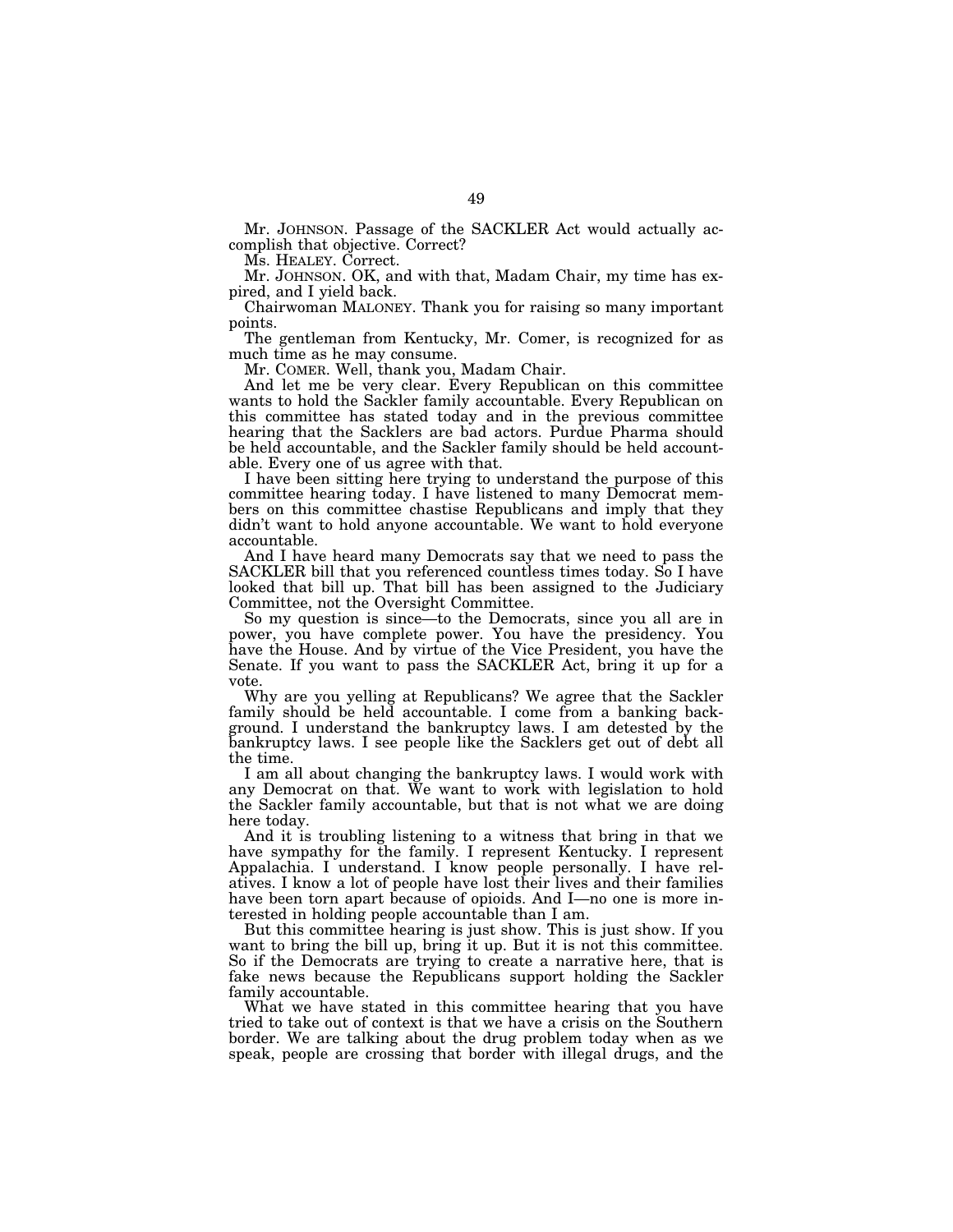Mr. JOHNSON. Passage of the SACKLER Act would actually accomplish that objective. Correct?

Ms. HEALEY. Correct.

Mr. JOHNSON. OK, and with that, Madam Chair, my time has expired, and I yield back.

Chairwoman MALONEY. Thank you for raising so many important points.

The gentleman from Kentucky, Mr. Comer, is recognized for as much time as he may consume.

Mr. COMER. Well, thank you, Madam Chair.

And let me be very clear. Every Republican on this committee wants to hold the Sackler family accountable. Every Republican on this committee has stated today and in the previous committee hearing that the Sacklers are bad actors. Purdue Pharma should be held accountable, and the Sackler family should be held accountable. Every one of us agree with that.

I have been sitting here trying to understand the purpose of this committee hearing today. I have listened to many Democrat members on this committee chastise Republicans and imply that they didn't want to hold anyone accountable. We want to hold everyone accountable.

And I have heard many Democrats say that we need to pass the SACKLER bill that you referenced countless times today. So I have looked that bill up. That bill has been assigned to the Judiciary Committee, not the Oversight Committee.

So my question is since—to the Democrats, since you all are in power, you have complete power. You have the presidency. You have the House. And by virtue of the Vice President, you have the Senate. If you want to pass the SACKLER Act, bring it up for a vote.

Why are you yelling at Republicans? We agree that the Sackler family should be held accountable. I come from a banking background. I understand the bankruptcy laws. I am detested by the bankruptcy laws. I see people like the Sacklers get out of debt all the time.

I am all about changing the bankruptcy laws. I would work with any Democrat on that. We want to work with legislation to hold the Sackler family accountable, but that is not what we are doing here today.

And it is troubling listening to a witness that bring in that we have sympathy for the family. I represent Kentucky. I represent Appalachia. I understand. I know people personally. I have relatives. I know a lot of people have lost their lives and their families have been torn apart because of opioids. And I—no one is more interested in holding people accountable than I am.

But this committee hearing is just show. This is just show. If you want to bring the bill up, bring it up. But it is not this committee. So if the Democrats are trying to create a narrative here, that is fake news because the Republicans support holding the Sackler family accountable.

What we have stated in this committee hearing that you have tried to take out of context is that we have a crisis on the Southern border. We are talking about the drug problem today when as we speak, people are crossing that border with illegal drugs, and the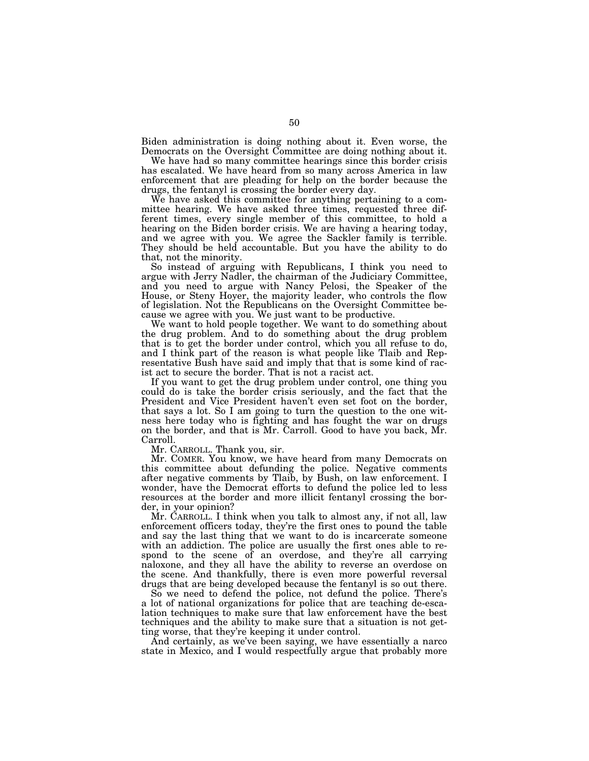Biden administration is doing nothing about it. Even worse, the Democrats on the Oversight Committee are doing nothing about it.

We have had so many committee hearings since this border crisis has escalated. We have heard from so many across America in law enforcement that are pleading for help on the border because the drugs, the fentanyl is crossing the border every day.

We have asked this committee for anything pertaining to a committee hearing. We have asked three times, requested three different times, every single member of this committee, to hold a hearing on the Biden border crisis. We are having a hearing today, and we agree with you. We agree the Sackler family is terrible. They should be held accountable. But you have the ability to do that, not the minority.

So instead of arguing with Republicans, I think you need to argue with Jerry Nadler, the chairman of the Judiciary Committee, and you need to argue with Nancy Pelosi, the Speaker of the House, or Steny Hoyer, the majority leader, who controls the flow of legislation. Not the Republicans on the Oversight Committee because we agree with you. We just want to be productive.

We want to hold people together. We want to do something about the drug problem. And to do something about the drug problem that is to get the border under control, which you all refuse to do, and I think part of the reason is what people like Tlaib and Representative Bush have said and imply that that is some kind of racist act to secure the border. That is not a racist act.

If you want to get the drug problem under control, one thing you could do is take the border crisis seriously, and the fact that the President and Vice President haven't even set foot on the border, that says a lot. So I am going to turn the question to the one witness here today who is fighting and has fought the war on drugs on the border, and that is Mr. Carroll. Good to have you back, Mr. Carroll.

Mr. CARROLL. Thank you, sir.

Mr. COMER. You know, we have heard from many Democrats on this committee about defunding the police. Negative comments after negative comments by Tlaib, by Bush, on law enforcement. I wonder, have the Democrat efforts to defund the police led to less resources at the border and more illicit fentanyl crossing the border, in your opinion?

Mr. CARROLL. I think when you talk to almost any, if not all, law enforcement officers today, they're the first ones to pound the table and say the last thing that we want to do is incarcerate someone with an addiction. The police are usually the first ones able to respond to the scene of an overdose, and they're all carrying naloxone, and they all have the ability to reverse an overdose on the scene. And thankfully, there is even more powerful reversal drugs that are being developed because the fentanyl is so out there.

So we need to defend the police, not defund the police. There's a lot of national organizations for police that are teaching de-escalation techniques to make sure that law enforcement have the best techniques and the ability to make sure that a situation is not getting worse, that they're keeping it under control.

And certainly, as we've been saying, we have essentially a narco state in Mexico, and I would respectfully argue that probably more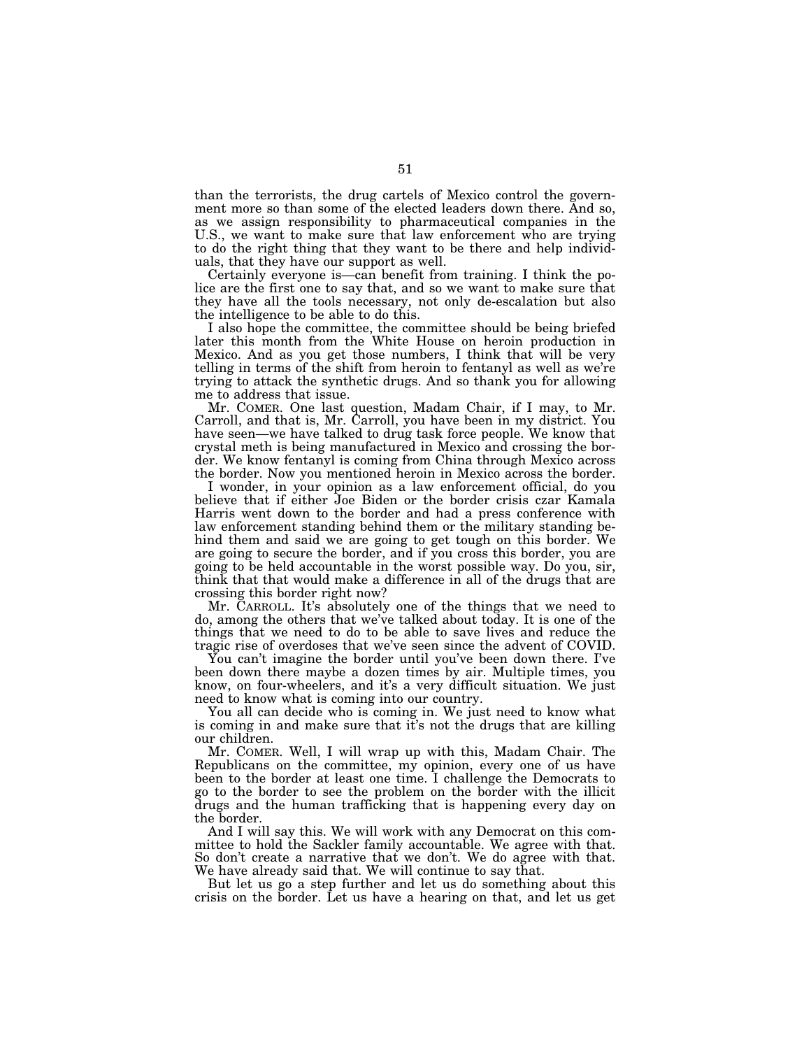than the terrorists, the drug cartels of Mexico control the government more so than some of the elected leaders down there. And so, as we assign responsibility to pharmaceutical companies in the U.S., we want to make sure that law enforcement who are trying to do the right thing that they want to be there and help individuals, that they have our support as well.

Certainly everyone is—can benefit from training. I think the police are the first one to say that, and so we want to make sure that they have all the tools necessary, not only de-escalation but also the intelligence to be able to do this.

I also hope the committee, the committee should be being briefed later this month from the White House on heroin production in Mexico. And as you get those numbers, I think that will be very telling in terms of the shift from heroin to fentanyl as well as we're trying to attack the synthetic drugs. And so thank you for allowing me to address that issue.

Mr. COMER. One last question, Madam Chair, if I may, to Mr. Carroll, and that is, Mr. Carroll, you have been in my district. You have seen—we have talked to drug task force people. We know that crystal meth is being manufactured in Mexico and crossing the border. We know fentanyl is coming from China through Mexico across the border. Now you mentioned heroin in Mexico across the border.

I wonder, in your opinion as a law enforcement official, do you believe that if either Joe Biden or the border crisis czar Kamala Harris went down to the border and had a press conference with law enforcement standing behind them or the military standing behind them and said we are going to get tough on this border. We are going to secure the border, and if you cross this border, you are going to be held accountable in the worst possible way. Do you, sir, think that that would make a difference in all of the drugs that are crossing this border right now?

Mr. CARROLL. It's absolutely one of the things that we need to do, among the others that we've talked about today. It is one of the things that we need to do to be able to save lives and reduce the tragic rise of overdoses that we've seen since the advent of COVID.

You can't imagine the border until you've been down there. I've been down there maybe a dozen times by air. Multiple times, you know, on four-wheelers, and it's a very difficult situation. We just need to know what is coming into our country.

You all can decide who is coming in. We just need to know what is coming in and make sure that it's not the drugs that are killing our children.

Mr. COMER. Well, I will wrap up with this, Madam Chair. The Republicans on the committee, my opinion, every one of us have been to the border at least one time. I challenge the Democrats to go to the border to see the problem on the border with the illicit drugs and the human trafficking that is happening every day on the border.

And I will say this. We will work with any Democrat on this committee to hold the Sackler family accountable. We agree with that. So don't create a narrative that we don't. We do agree with that. We have already said that. We will continue to say that.

But let us go a step further and let us do something about this crisis on the border. Let us have a hearing on that, and let us get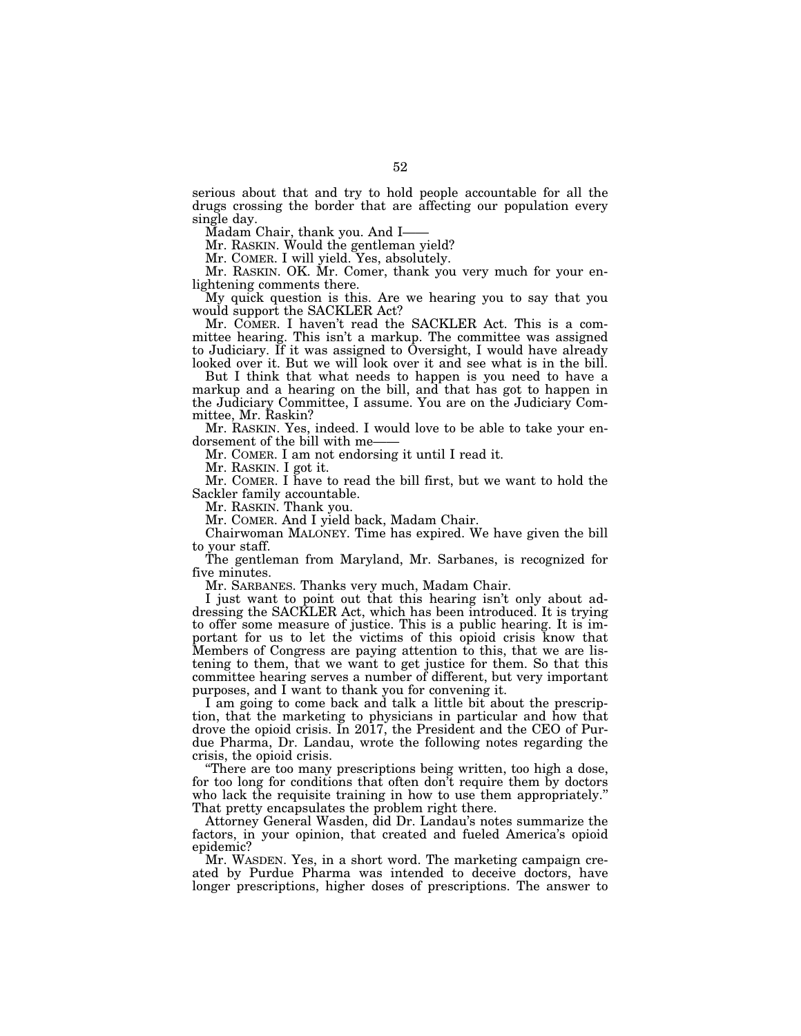serious about that and try to hold people accountable for all the drugs crossing the border that are affecting our population every single day.

Madam Chair, thank you. And I——

Mr. RASKIN. Would the gentleman yield?

Mr. COMER. I will yield. Yes, absolutely.

Mr. RASKIN. OK. Mr. Comer, thank you very much for your enlightening comments there.

My quick question is this. Are we hearing you to say that you would support the SACKLER Act?

Mr. COMER. I haven't read the SACKLER Act. This is a committee hearing. This isn't a markup. The committee was assigned to Judiciary. If it was assigned to Oversight, I would have already looked over it. But we will look over it and see what is in the bill.

But I think that what needs to happen is you need to have a markup and a hearing on the bill, and that has got to happen in the Judiciary Committee, I assume. You are on the Judiciary Committee, Mr. Raskin?

Mr. RASKIN. Yes, indeed. I would love to be able to take your endorsement of the bill with me——

Mr. COMER. I am not endorsing it until I read it.

Mr. RASKIN. I got it.

Mr. COMER. I have to read the bill first, but we want to hold the Sackler family accountable.

Mr. RASKIN. Thank you.

Mr. COMER. And I yield back, Madam Chair.

Chairwoman MALONEY. Time has expired. We have given the bill to your staff.

The gentleman from Maryland, Mr. Sarbanes, is recognized for five minutes.

Mr. SARBANES. Thanks very much, Madam Chair.

I just want to point out that this hearing isn't only about addressing the SACKLER Act, which has been introduced. It is trying to offer some measure of justice. This is a public hearing. It is important for us to let the victims of this opioid crisis know that Members of Congress are paying attention to this, that we are listening to them, that we want to get justice for them. So that this committee hearing serves a number of different, but very important purposes, and I want to thank you for convening it.

I am going to come back and talk a little bit about the prescription, that the marketing to physicians in particular and how that drove the opioid crisis. In 2017, the President and the CEO of Purdue Pharma, Dr. Landau, wrote the following notes regarding the crisis, the opioid crisis.

"There are too many prescriptions being written, too high a dose, for too long for conditions that often don't require them by doctors who lack the requisite training in how to use them appropriately." That pretty encapsulates the problem right there.

Attorney General Wasden, did Dr. Landau's notes summarize the factors, in your opinion, that created and fueled America's opioid epidemic?

Mr. WASDEN. Yes, in a short word. The marketing campaign created by Purdue Pharma was intended to deceive doctors, have longer prescriptions, higher doses of prescriptions. The answer to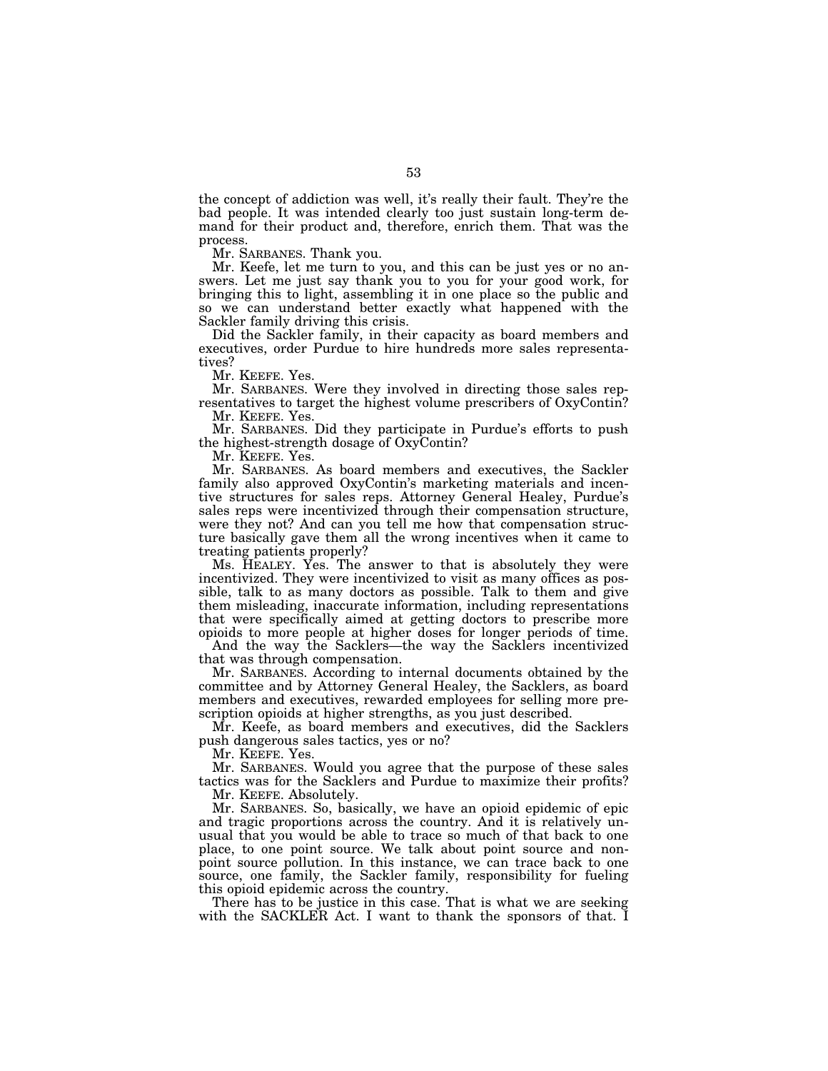the concept of addiction was well, it's really their fault. They're the bad people. It was intended clearly too just sustain long-term demand for their product and, therefore, enrich them. That was the process.

Mr. SARBANES. Thank you.

Mr. Keefe, let me turn to you, and this can be just yes or no answers. Let me just say thank you to you for your good work, for bringing this to light, assembling it in one place so the public and so we can understand better exactly what happened with the Sackler family driving this crisis.

Did the Sackler family, in their capacity as board members and executives, order Purdue to hire hundreds more sales representatives?

Mr. KEEFE. Yes.

Mr. SARBANES. Were they involved in directing those sales representatives to target the highest volume prescribers of OxyContin?

Mr. KEEFE. Yes.

Mr. SARBANES. Did they participate in Purdue's efforts to push the highest-strength dosage of OxyContin?

Mr. KEEFE. Yes.

Mr. SARBANES. As board members and executives, the Sackler family also approved OxyContin's marketing materials and incentive structures for sales reps. Attorney General Healey, Purdue's sales reps were incentivized through their compensation structure, were they not? And can you tell me how that compensation structure basically gave them all the wrong incentives when it came to treating patients properly?

Ms. HEALEY. Yes. The answer to that is absolutely they were incentivized. They were incentivized to visit as many offices as possible, talk to as many doctors as possible. Talk to them and give them misleading, inaccurate information, including representations that were specifically aimed at getting doctors to prescribe more opioids to more people at higher doses for longer periods of time.

And the way the Sacklers—the way the Sacklers incentivized that was through compensation.

Mr. SARBANES. According to internal documents obtained by the committee and by Attorney General Healey, the Sacklers, as board members and executives, rewarded employees for selling more prescription opioids at higher strengths, as you just described.

Mr. Keefe, as board members and executives, did the Sacklers push dangerous sales tactics, yes or no?

Mr. KEEFE. Yes.

Mr. SARBANES. Would you agree that the purpose of these sales tactics was for the Sacklers and Purdue to maximize their profits?

Mr. KEEFE. Absolutely.

Mr. SARBANES. So, basically, we have an opioid epidemic of epic and tragic proportions across the country. And it is relatively unusual that you would be able to trace so much of that back to one place, to one point source. We talk about point source and nonpoint source pollution. In this instance, we can trace back to one source, one family, the Sackler family, responsibility for fueling this opioid epidemic across the country.

There has to be justice in this case. That is what we are seeking with the SACKLER Act. I want to thank the sponsors of that. I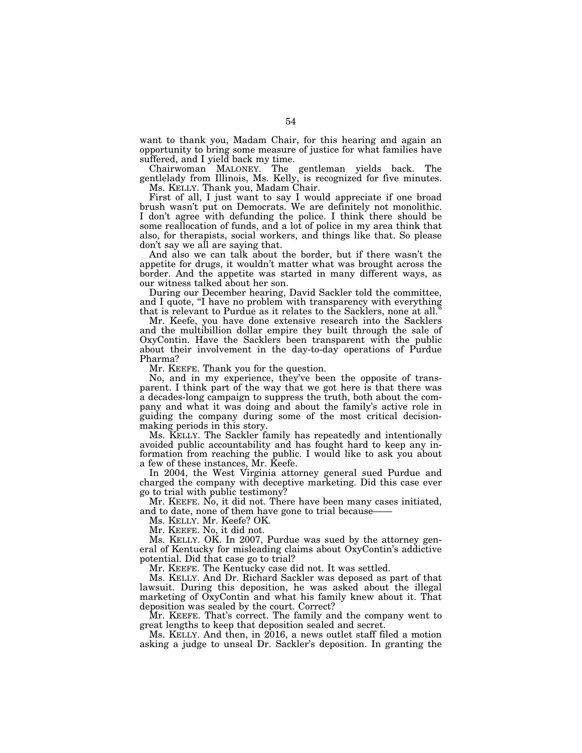want to thank you, Madam Chair, for this hearing and again an opportunity to bring some measure of justice for what families have suffered, and I yield back my time.

Chairwoman MALONEY. The gentleman yields back. The gentlelady from Illinois, Ms. Kelly, is recognized for five minutes.

Ms. KELLY. Thank you, Madam Chair.

First of all, I just want to say I would appreciate if one broad brush wasn't put on Democrats. We are definitely not monolithic. I don't agree with defunding the police. I think there should be some reallocation of funds, and a lot of police in my area think that also, for therapists, social workers, and things like that. So please don't say we all are saying that.

And also we can talk about the border, but if there wasn't the appetite for drugs, it wouldn't matter what was brought across the border. And the appetite was started in many different ways, as our witness talked about her son.

During our December hearing, David Sackler told the committee, and I quote, "I have no problem with transparency with everything that is relevant to Purdue as it relates to the Sacklers, none at all."

Mr. Keefe, you have done extensive research into the Sacklers and the multibillion dollar empire they built through the sale of OxyContin. Have the Sacklers been transparent with the public about their involvement in the day-to-day operations of Purdue Pharma?

Mr. KEEFE. Thank you for the question.

No, and in my experience, they've been the opposite of transparent. I think part of the way that we got here is that there was a decades-long campaign to suppress the truth, both about the company and what it was doing and about the family's active role in guiding the company during some of the most critical decision-making periods in this story.

Ms. KELLY. The Sackler family has repeatedly and intentionally avoided public accountability and has fought hard to keep any information from reaching the public. I would like to ask you about a few of these instances, Mr. Keefe.

In 2004, the West Virginia attorney general sued Purdue and charged the company with deceptive marketing. Did this case ever go to trial with public testimony?

Mr. KEEFE. No, it did not. There have been many cases initiated, and to date, none of them have gone to trial because——

Ms. KELLY. Mr. Keefe? OK.

Mr. KEEFE. No, it did not.

Ms. KELLY. OK. In 2007, Purdue was sued by the attorney general of Kentucky for misleading claims about OxyContin's addictive potential. Did that case go to trial?

Mr. KEEFE. The Kentucky case did not. It was settled.

Ms. KELLY. And Dr. Richard Sackler was deposed as part of that lawsuit. During this deposition, he was asked about the illegal marketing of OxyContin and what his family knew about it. That deposition was sealed by the court. Correct?

Mr. KEEFE. That's correct. The family and the company went to great lengths to keep that deposition sealed and secret.

Ms. KELLY. And then, in 2016, a news outlet staff filed a motion asking a judge to unseal Dr. Sackler's deposition. In granting the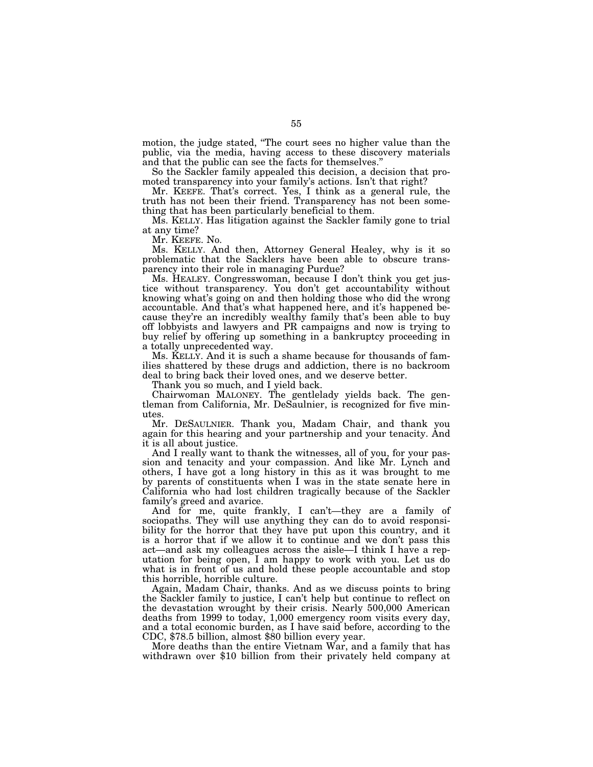motion, the judge stated, "The court sees no higher value than the public, via the media, having access to these discovery materials and that the public can see the facts for themselves."

So the Sackler family appealed this decision, a decision that promoted transparency into your family's actions. Isn't that right?

Mr. KEEFE. That's correct. Yes, I think as a general rule, the truth has not been their friend. Transparency has not been something that has been particularly beneficial to them.

Ms. KELLY. Has litigation against the Sackler family gone to trial at any time?

Mr. KEEFE. No.

Ms. KELLY. And then, Attorney General Healey, why is it so problematic that the Sacklers have been able to obscure transparency into their role in managing Purdue?

Ms. HEALEY. Congresswoman, because I don't think you get justice without transparency. You don't get accountability without knowing what's going on and then holding those who did the wrong accountable. And that's what happened here, and it's happened because they're an incredibly wealthy family that's been able to buy off lobbyists and lawyers and PR campaigns and now is trying to buy relief by offering up something in a bankruptcy proceeding in a totally unprecedented way.

Ms. KELLY. And it is such a shame because for thousands of families shattered by these drugs and addiction, there is no backroom deal to bring back their loved ones, and we deserve better.

Thank you so much, and I yield back.

Chairwoman MALONEY. The gentlelady yields back. The gentleman from California, Mr. DeSaulnier, is recognized for five minutes.

Mr. DESAULNIER. Thank you, Madam Chair, and thank you again for this hearing and your partnership and your tenacity. And it is all about justice.

And I really want to thank the witnesses, all of you, for your passion and tenacity and your compassion. And like Mr. Lynch and others, I have got a long history in this as it was brought to me by parents of constituents when I was in the state senate here in California who had lost children tragically because of the Sackler family's greed and avarice.

And for me, quite frankly, I can't—they are a family of sociopaths. They will use anything they can do to avoid responsibility for the horror that they have put upon this country, and it is a horror that if we allow it to continue and we don't pass this act—and ask my colleagues across the aisle—I think I have a reputation for being open, I am happy to work with you. Let us do what is in front of us and hold these people accountable and stop this horrible, horrible culture.

Again, Madam Chair, thanks. And as we discuss points to bring the Sackler family to justice, I can't help but continue to reflect on the devastation wrought by their crisis. Nearly 500,000 American deaths from 1999 to today, 1,000 emergency room visits every day, and a total economic burden, as I have said before, according to the CDC, $78.5 billion, almost $80 billion every year.

More deaths than the entire Vietnam War, and a family that has withdrawn over $10 billion from their privately held company at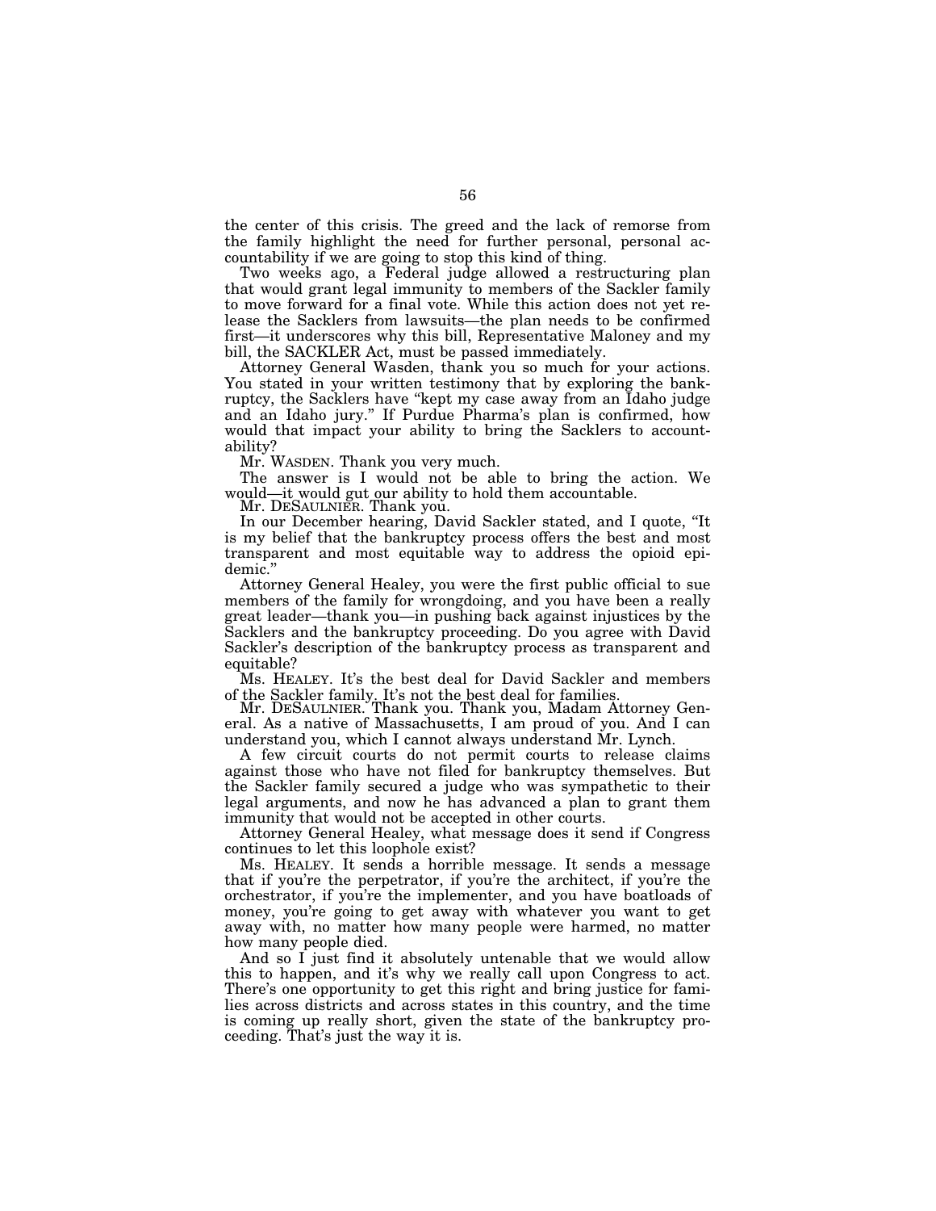the center of this crisis. The greed and the lack of remorse from the family highlight the need for further personal, personal accountability if we are going to stop this kind of thing.

Two weeks ago, a Federal judge allowed a restructuring plan that would grant legal immunity to members of the Sackler family to move forward for a final vote. While this action does not yet release the Sacklers from lawsuits—the plan needs to be confirmed first—it underscores why this bill, Representative Maloney and my bill, the SACKLER Act, must be passed immediately.

Attorney General Wasden, thank you so much for your actions. You stated in your written testimony that by exploring the bankruptcy, the Sacklers have "kept my case away from an Idaho judge and an Idaho jury." If Purdue Pharma's plan is confirmed, how would that impact your ability to bring the Sacklers to accountability?

Mr. WASDEN. Thank you very much.

The answer is I would not be able to bring the action. We would—it would gut our ability to hold them accountable.

Mr. DESAULNIER. Thank you.

In our December hearing, David Sackler stated, and I quote, "It is my belief that the bankruptcy process offers the best and most transparent and most equitable way to address the opioid epidemic."

Attorney General Healey, you were the first public official to sue members of the family for wrongdoing, and you have been a really great leader—thank you—in pushing back against injustices by the Sacklers and the bankruptcy proceeding. Do you agree with David Sackler's description of the bankruptcy process as transparent and equitable?

Ms. HEALEY. It's the best deal for David Sackler and members of the Sackler family. It's not the best deal for families.

Mr. DESAULNIER. Thank you. Thank you, Madam Attorney General. As a native of Massachusetts, I am proud of you. And I can understand you, which I cannot always understand Mr. Lynch.

A few circuit courts do not permit courts to release claims against those who have not filed for bankruptcy themselves. But the Sackler family secured a judge who was sympathetic to their legal arguments, and now he has advanced a plan to grant them immunity that would not be accepted in other courts.

Attorney General Healey, what message does it send if Congress continues to let this loophole exist?

Ms. HEALEY. It sends a horrible message. It sends a message that if you're the perpetrator, if you're the architect, if you're the orchestrator, if you're the implementer, and you have boatloads of money, you're going to get away with whatever you want to get away with, no matter how many people were harmed, no matter how many people died.

And so I just find it absolutely untenable that we would allow this to happen, and it's why we really call upon Congress to act. There's one opportunity to get this right and bring justice for families across districts and across states in this country, and the time is coming up really short, given the state of the bankruptcy proceeding. That's just the way it is.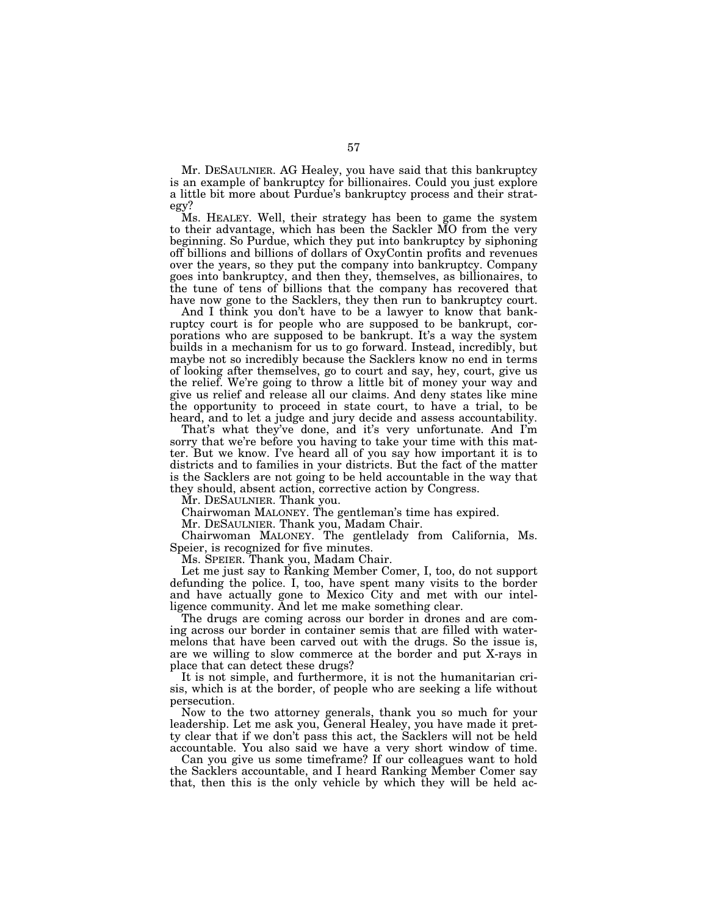Mr. DESAULNIER. AG Healey, you have said that this bankruptcy is an example of bankruptcy for billionaires. Could you just explore a little bit more about Purdue's bankruptcy process and their strategy?

Ms. HEALEY. Well, their strategy has been to game the system to their advantage, which has been the Sackler MO from the very beginning. So Purdue, which they put into bankruptcy by siphoning off billions and billions of dollars of OxyContin profits and revenues over the years, so they put the company into bankruptcy. Company goes into bankruptcy, and then they, themselves, as billionaires, to the tune of tens of billions that the company has recovered that have now gone to the Sacklers, they then run to bankruptcy court.

And I think you don't have to be a lawyer to know that bankruptcy court is for people who are supposed to be bankrupt, corporations who are supposed to be bankrupt. It's a way the system builds in a mechanism for us to go forward. Instead, incredibly, but maybe not so incredibly because the Sacklers know no end in terms of looking after themselves, go to court and say, hey, court, give us the relief. We're going to throw a little bit of money your way and give us relief and release all our claims. And deny states like mine the opportunity to proceed in state court, to have a trial, to be heard, and to let a judge and jury decide and assess accountability.

That's what they've done, and it's very unfortunate. And I'm sorry that we're before you having to take your time with this matter. But we know. I've heard all of you say how important it is to districts and to families in your districts. But the fact of the matter is the Sacklers are not going to be held accountable in the way that they should, absent action, corrective action by Congress.

Mr. DESAULNIER. Thank you.

Chairwoman MALONEY. The gentleman's time has expired.

Mr. DESAULNIER. Thank you, Madam Chair.

Chairwoman MALONEY. The gentlelady from California, Ms. Speier, is recognized for five minutes.

Ms. SPEIER. Thank you, Madam Chair.

Let me just say to Ranking Member Comer, I, too, do not support defunding the police. I, too, have spent many visits to the border and have actually gone to Mexico City and met with our intelligence community. And let me make something clear.

The drugs are coming across our border in drones and are coming across our border in container semis that are filled with watermelons that have been carved out with the drugs. So the issue is, are we willing to slow commerce at the border and put X-rays in place that can detect these drugs?

It is not simple, and furthermore, it is not the humanitarian crisis, which is at the border, of people who are seeking a life without persecution.

Now to the two attorney generals, thank you so much for your leadership. Let me ask you, General Healey, you have made it pretty clear that if we don't pass this act, the Sacklers will not be held accountable. You also said we have a very short window of time.

Can you give us some timeframe? If our colleagues want to hold the Sacklers accountable, and I heard Ranking Member Comer say that, then this is the only vehicle by which they will be held ac-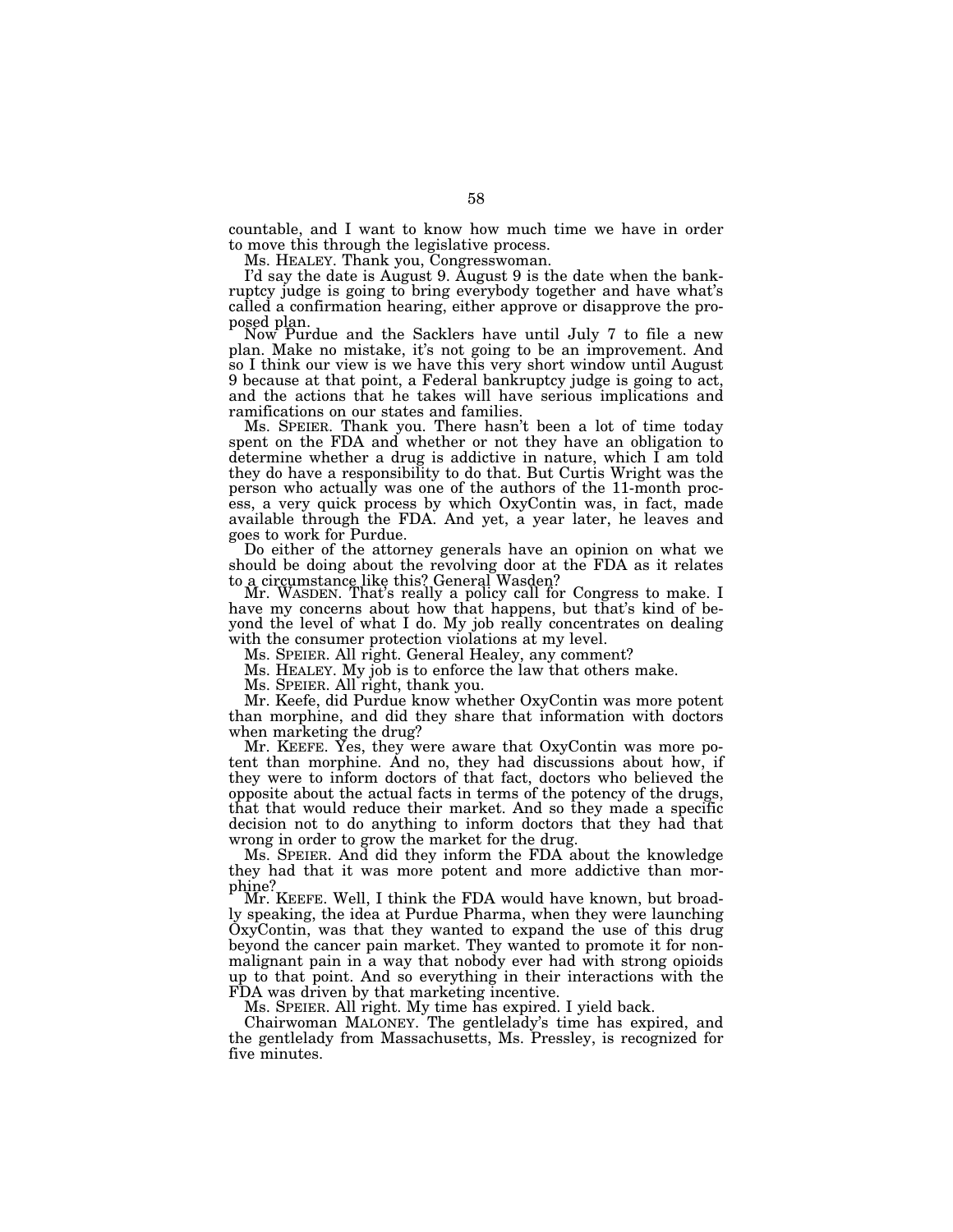countable, and I want to know how much time we have in order to move this through the legislative process.

Ms. HEALEY. Thank you, Congresswoman.

I'd say the date is August 9. August 9 is the date when the bankruptcy judge is going to bring everybody together and have what's called a confirmation hearing, either approve or disapprove the proposed plan.

Now Purdue and the Sacklers have until July 7 to file a new plan. Make no mistake, it's not going to be an improvement. And so I think our view is we have this very short window until August 9 because at that point, a Federal bankruptcy judge is going to act, and the actions that he takes will have serious implications and ramifications on our states and families.

Ms. SPEIER. Thank you. There hasn't been a lot of time today spent on the FDA and whether or not they have an obligation to determine whether a drug is addictive in nature, which I am told they do have a responsibility to do that. But Curtis Wright was the person who actually was one of the authors of the 11-month process, a very quick process by which OxyContin was, in fact, made available through the FDA. And yet, a year later, he leaves and goes to work for Purdue.

Do either of the attorney generals have an opinion on what we should be doing about the revolving door at the FDA as it relates to a circumstance like this? General Wasden?

Mr. WASDEN. That's really a policy call for Congress to make. I have my concerns about how that happens, but that's kind of beyond the level of what I do. My job really concentrates on dealing with the consumer protection violations at my level.

Ms. SPEIER. All right. General Healey, any comment?

Ms. HEALEY. My job is to enforce the law that others make.

Ms. SPEIER. All right, thank you.

Mr. Keefe, did Purdue know whether OxyContin was more potent than morphine, and did they share that information with doctors when marketing the drug?

Mr. KEEFE. Yes, they were aware that OxyContin was more potent than morphine. And no, they had discussions about how, if they were to inform doctors of that fact, doctors who believed the opposite about the actual facts in terms of the potency of the drugs, that that would reduce their market. And so they made a specific decision not to do anything to inform doctors that they had that wrong in order to grow the market for the drug.

Ms. SPEIER. And did they inform the FDA about the knowledge they had that it was more potent and more addictive than morphine?

Mr. KEEFE. Well, I think the FDA would have known, but broadly speaking, the idea at Purdue Pharma, when they were launching OxyContin, was that they wanted to expand the use of this drug beyond the cancer pain market. They wanted to promote it for nonmalignant pain in a way that nobody ever had with strong opioids up to that point. And so everything in their interactions with the FDA was driven by that marketing incentive.

Ms. SPEIER. All right. My time has expired. I yield back.

Chairwoman MALONEY. The gentlelady's time has expired, and the gentlelady from Massachusetts, Ms. Pressley, is recognized for five minutes.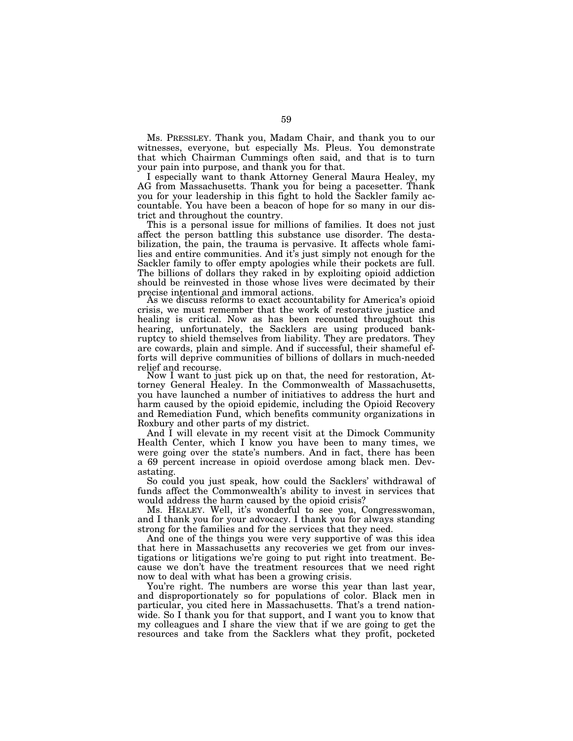Ms. PRESSLEY. Thank you, Madam Chair, and thank you to our witnesses, everyone, but especially Ms. Pleus. You demonstrate that which Chairman Cummings often said, and that is to turn your pain into purpose, and thank you for that.

I especially want to thank Attorney General Maura Healey, my AG from Massachusetts. Thank you for being a pacesetter. Thank you for your leadership in this fight to hold the Sackler family accountable. You have been a beacon of hope for so many in our district and throughout the country.

This is a personal issue for millions of families. It does not just affect the person battling this substance use disorder. The destabilization, the pain, the trauma is pervasive. It affects whole families and entire communities. And it's just simply not enough for the Sackler family to offer empty apologies while their pockets are full. The billions of dollars they raked in by exploiting opioid addiction should be reinvested in those whose lives were decimated by their precise intentional and immoral actions.

As we discuss reforms to exact accountability for America's opioid crisis, we must remember that the work of restorative justice and healing is critical. Now as has been recounted throughout this hearing, unfortunately, the Sacklers are using produced bankruptcy to shield themselves from liability. They are predators. They are cowards, plain and simple. And if successful, their shameful efforts will deprive communities of billions of dollars in much-needed relief and recourse.

Now I want to just pick up on that, the need for restoration, Attorney General Healey. In the Commonwealth of Massachusetts, you have launched a number of initiatives to address the hurt and harm caused by the opioid epidemic, including the Opioid Recovery and Remediation Fund, which benefits community organizations in Roxbury and other parts of my district.

And I will elevate in my recent visit at the Dimock Community Health Center, which I know you have been to many times, we were going over the state's numbers. And in fact, there has been a 69 percent increase in opioid overdose among black men. Devastating.

So could you just speak, how could the Sacklers' withdrawal of funds affect the Commonwealth's ability to invest in services that would address the harm caused by the opioid crisis?

Ms. HEALEY. Well, it's wonderful to see you, Congresswoman, and I thank you for your advocacy. I thank you for always standing strong for the families and for the services that they need.

And one of the things you were very supportive of was this idea that here in Massachusetts any recoveries we get from our investigations or litigations we're going to put right into treatment. Because we don't have the treatment resources that we need right now to deal with what has been a growing crisis.

You're right. The numbers are worse this year than last year, and disproportionately so for populations of color. Black men in particular, you cited here in Massachusetts. That's a trend nationwide. So I thank you for that support, and I want you to know that my colleagues and I share the view that if we are going to get the resources and take from the Sacklers what they profit, pocketed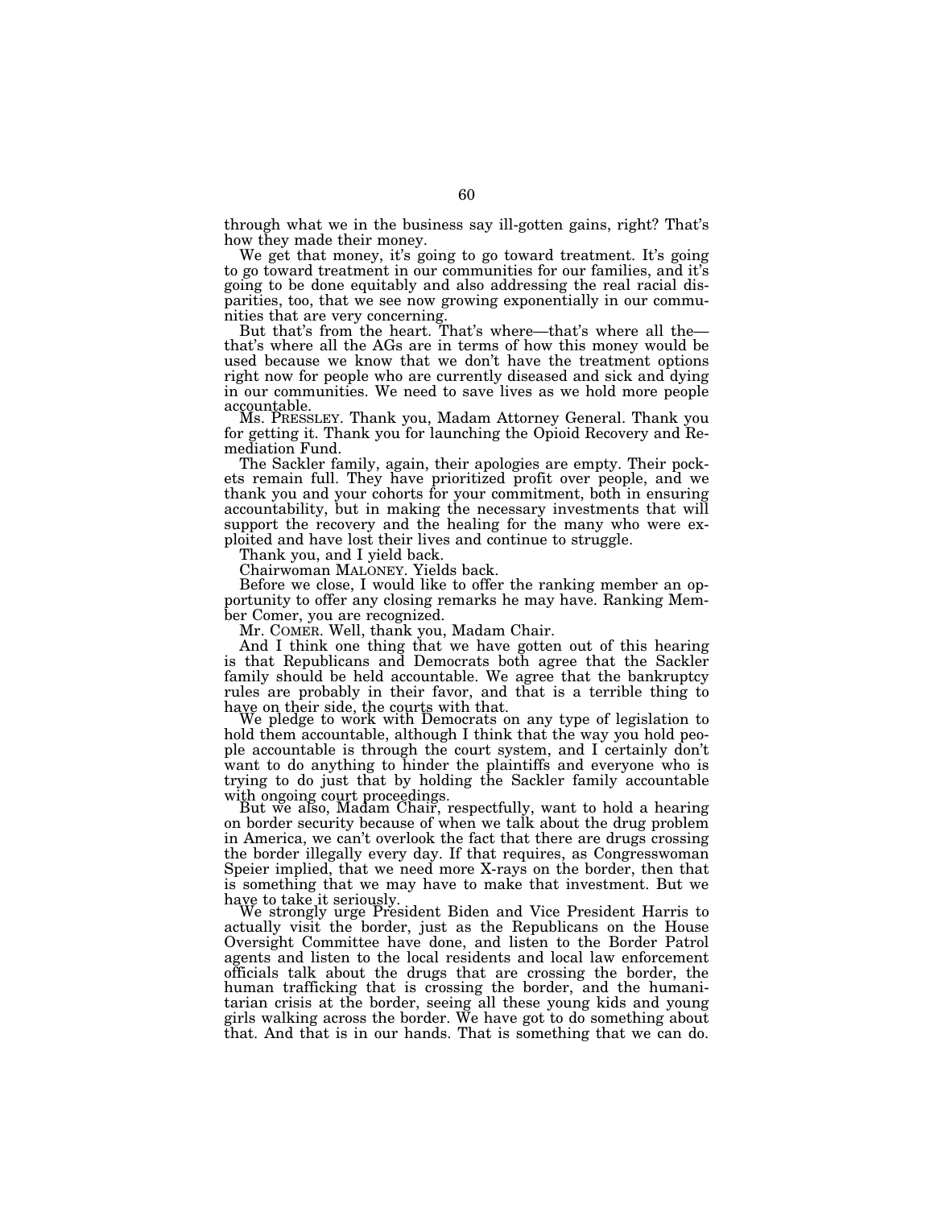through what we in the business say ill-gotten gains, right? That's how they made their money.

We get that money, it's going to go toward treatment. It's going to go toward treatment in our communities for our families, and it's going to be done equitably and also addressing the real racial disparities, too, that we see now growing exponentially in our communities that are very concerning.

But that's from the heart. That's where—that's where all the—that's where all the AGs are in terms of how this money would be used because we know that we don't have the treatment options right now for people who are currently diseased and sick and dying in our communities. We need to save lives as we hold more people accountable.

Ms. PRESSLEY. Thank you, Madam Attorney General. Thank you for getting it. Thank you for launching the Opioid Recovery and Remediation Fund.

The Sackler family, again, their apologies are empty. Their pockets remain full. They have prioritized profit over people, and we thank you and your cohorts for your commitment, both in ensuring accountability, but in making the necessary investments that will support the recovery and the healing for the many who were exploited and have lost their lives and continue to struggle.

Thank you, and I yield back.

Chairwoman MALONEY. Yields back.

Before we close, I would like to offer the ranking member an opportunity to offer any closing remarks he may have. Ranking Member Comer, you are recognized.

Mr. COMER. Well, thank you, Madam Chair.

And I think one thing that we have gotten out of this hearing is that Republicans and Democrats both agree that the Sackler family should be held accountable. We agree that the bankruptcy rules are probably in their favor, and that is a terrible thing to have on their side, the courts with that.

We pledge to work with Democrats on any type of legislation to hold them accountable, although I think that the way you hold people accountable is through the court system, and I certainly don't want to do anything to hinder the plaintiffs and everyone who is trying to do just that by holding the Sackler family accountable with ongoing court proceedings.

But we also, Madam Chair, respectfully, want to hold a hearing on border security because of when we talk about the drug problem in America, we can't overlook the fact that there are drugs crossing the border illegally every day. If that requires, as Congresswoman Speier implied, that we need more X-rays on the border, then that is something that we may have to make that investment. But we have to take it seriously.

We strongly urge President Biden and Vice President Harris to actually visit the border, just as the Republicans on the House Oversight Committee have done, and listen to the Border Patrol agents and listen to the local residents and local law enforcement officials talk about the drugs that are crossing the border, the human trafficking that is crossing the border, and the humanitarian crisis at the border, seeing all these young kids and young girls walking across the border. We have got to do something about that. And that is in our hands. That is something that we can do.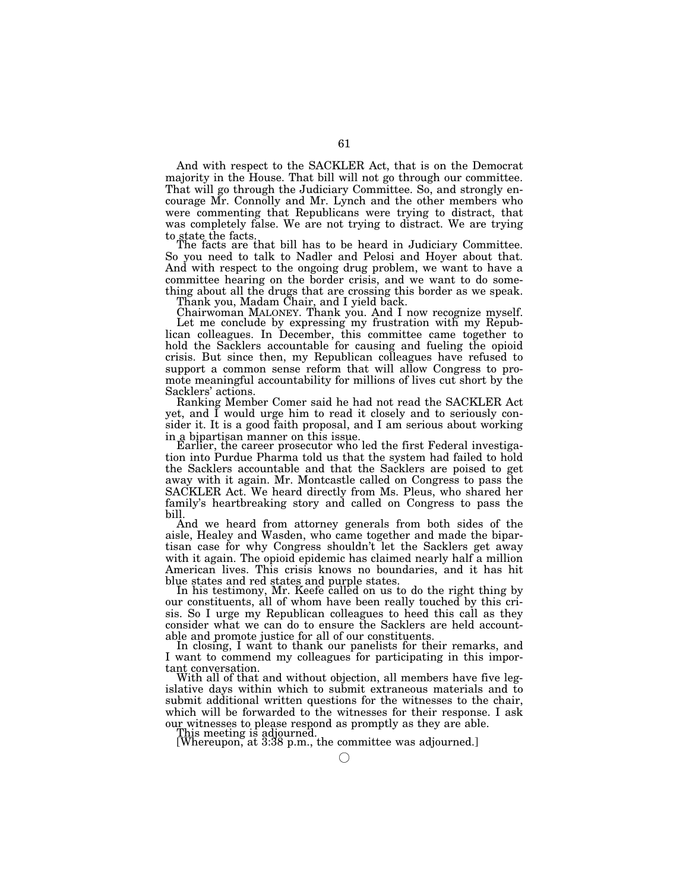And with respect to the SACKLER Act, that is on the Democrat majority in the House. That bill will not go through our committee. That will go through the Judiciary Committee. So, and strongly encourage Mr. Connolly and Mr. Lynch and the other members who were commenting that Republicans were trying to distract, that was completely false. We are not trying to distract. We are trying to state the facts.

The facts are that bill has to be heard in Judiciary Committee. So you need to talk to Nadler and Pelosi and Hoyer about that. And with respect to the ongoing drug problem, we want to have a committee hearing on the border crisis, and we want to do something about all the drugs that are crossing this border as we speak.

Thank you, Madam Chair, and I yield back.

Chairwoman MALONEY. Thank you. And I now recognize myself.

Let me conclude by expressing my frustration with my Republican colleagues. In December, this committee came together to hold the Sacklers accountable for causing and fueling the opioid crisis. But since then, my Republican colleagues have refused to support a common sense reform that will allow Congress to promote meaningful accountability for millions of lives cut short by the Sacklers' actions.

Ranking Member Comer said he had not read the SACKLER Act yet, and I would urge him to read it closely and to seriously consider it. It is a good faith proposal, and I am serious about working in a bipartisan manner on this issue.

Earlier, the career prosecutor who led the first Federal investigation into Purdue Pharma told us that the system had failed to hold the Sacklers accountable and that the Sacklers are poised to get away with it again. Mr. Montcastle called on Congress to pass the SACKLER Act. We heard directly from Ms. Pleus, who shared her family's heartbreaking story and called on Congress to pass the bill.

And we heard from attorney generals from both sides of the aisle, Healey and Wasden, who came together and made the bipartisan case for why Congress shouldn't let the Sacklers get away with it again. The opioid epidemic has claimed nearly half a million American lives. This crisis knows no boundaries, and it has hit blue states and red states and purple states.

In his testimony, Mr. Keefe called on us to do the right thing by our constituents, all of whom have been really touched by this crisis. So I urge my Republican colleagues to heed this call as they consider what we can do to ensure the Sacklers are held accountable and promote justice for all of our constituents.

In closing, I want to thank our panelists for their remarks, and I want to commend my colleagues for participating in this important conversation.

With all of that and without objection, all members have five legislative days within which to submit extraneous materials and to submit additional written questions for the witnesses to the chair, which will be forwarded to the witnesses for their response. I ask our witnesses to please respond as promptly as they are able.

This meeting is adjourned.

[Whereupon, at 3:38 p.m., the committee was adjourned.]

○